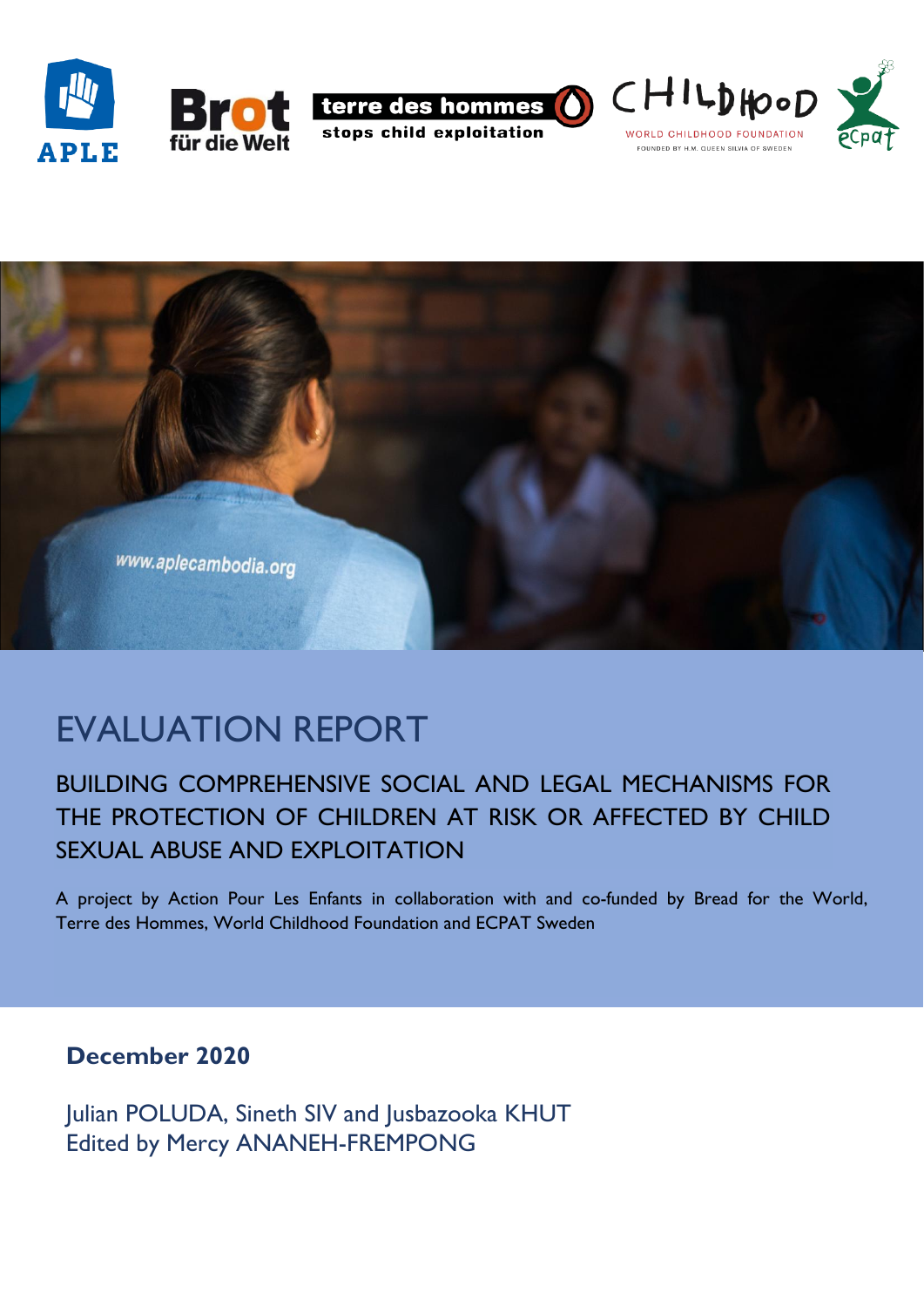# EVALUATION REPORT

## BUILDING COMPREHENSIVE SOCIAL AND LEGAL MECHANISMS FOR THE PROTECTION OF CHILDREN AT RISK OR AFFECTED BY CHILD SEXUAL ABUSE AND EXPLOITATION

A project by Action Pour Les Enfants in collaboration with and co-funded by Bread for the World, Terre des Hommes, World Childhood Foundation and ECPAT Sweden

**December 2020**

Julian POLUDA, Sineth SIV and Jusbazooka KHUT
Edited by Mercy ANANEH-FREMPONG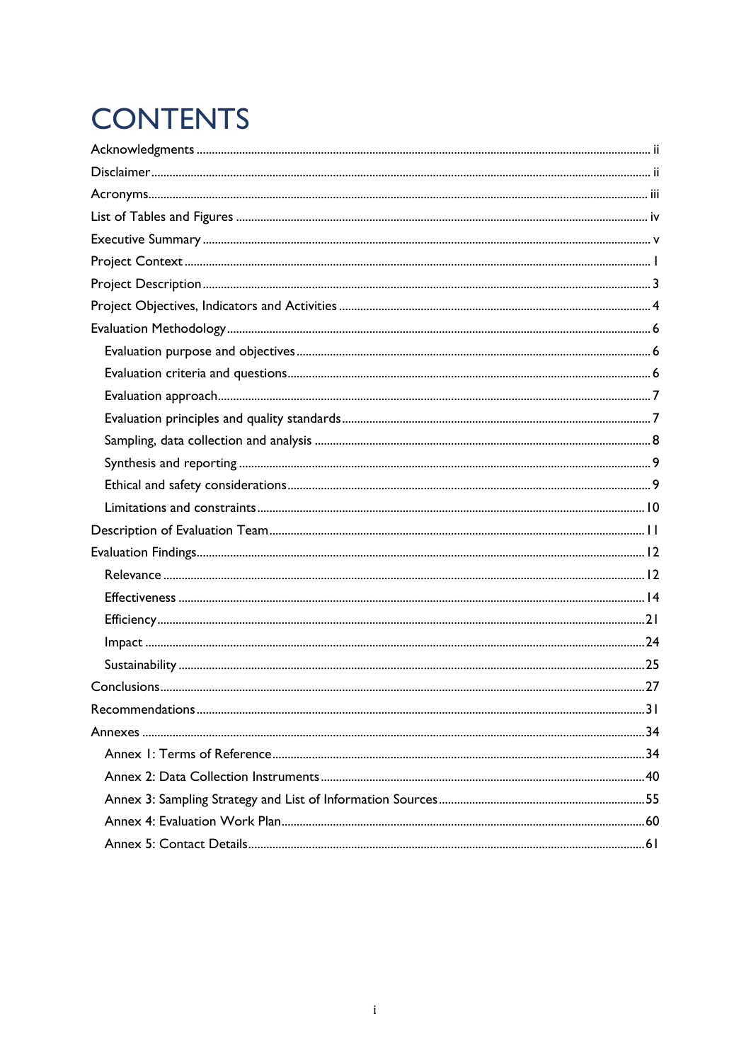# CONTENTS

Acknowledgments .......... ii
Disclaimer .......... ii
Acronyms .......... iii
List of Tables and Figures .......... iv
Executive Summary .......... v
Project Context .......... 1
Project Description .......... 3
Project Objectives, Indicators and Activities .......... 4
Evaluation Methodology .......... 6
- Evaluation purpose and objectives .......... 6
- Evaluation criteria and questions .......... 6
- Evaluation approach .......... 7
- Evaluation principles and quality standards .......... 7
- Sampling, data collection and analysis .......... 8
- Synthesis and reporting .......... 9
- Ethical and safety considerations .......... 9
- Limitations and constraints .......... 10

Description of Evaluation Team .......... 11
Evaluation Findings .......... 12
- Relevance .......... 12
- Effectiveness .......... 14
- Efficiency .......... 21
- Impact .......... 24
- Sustainability .......... 25

Conclusions .......... 27
Recommendations .......... 31
Annexes .......... 34
- Annex 1: Terms of Reference .......... 34
- Annex 2: Data Collection Instruments .......... 40
- Annex 3: Sampling Strategy and List of Information Sources .......... 55
- Annex 4: Evaluation Work Plan .......... 60
- Annex 5: Contact Details .......... 61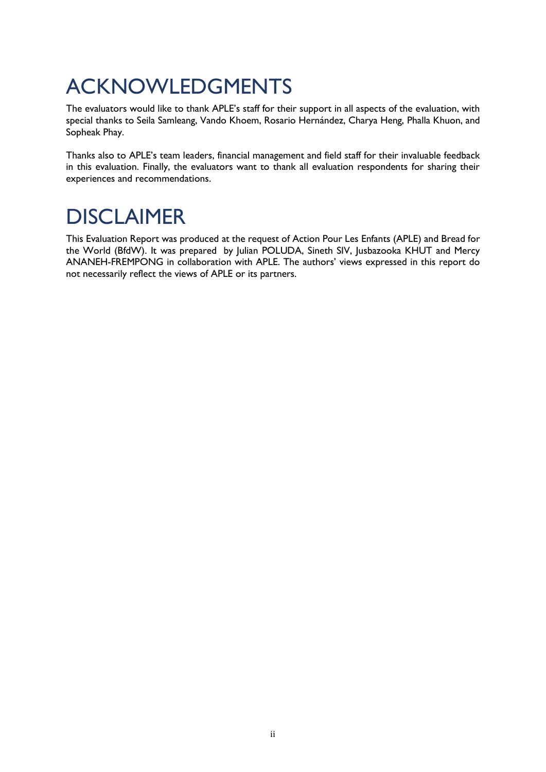# ACKNOWLEDGMENTS

The evaluators would like to thank APLE's staff for their support in all aspects of the evaluation, with special thanks to Seila Samleang, Vando Khoem, Rosario Hernández, Charya Heng, Phalla Khuon, and Sopheak Phay.

Thanks also to APLE's team leaders, financial management and field staff for their invaluable feedback in this evaluation. Finally, the evaluators want to thank all evaluation respondents for sharing their experiences and recommendations.

# DISCLAIMER

This Evaluation Report was produced at the request of Action Pour Les Enfants (APLE) and Bread for the World (BfdW). It was prepared by Julian POLUDA, Sineth SIV, Jusbazooka KHUT and Mercy ANANEH-FREMPONG in collaboration with APLE. The authors' views expressed in this report do not necessarily reflect the views of APLE or its partners.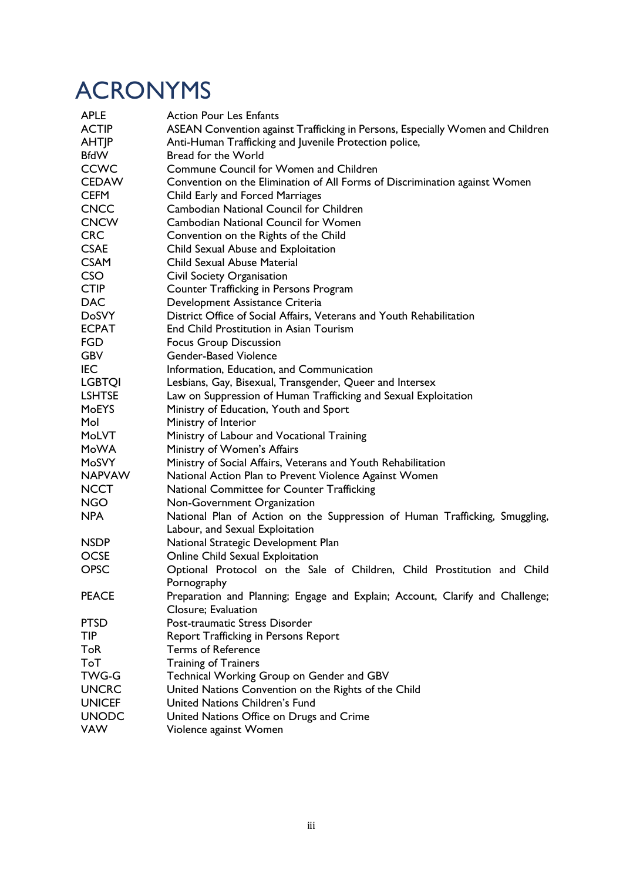# ACRONYMS

| | |
|---|---|
| APLE | Action Pour Les Enfants |
| ACTIP | ASEAN Convention against Trafficking in Persons, Especially Women and Children |
| AHTJP | Anti-Human Trafficking and Juvenile Protection police, |
| BfdW | Bread for the World |
| CCWC | Commune Council for Women and Children |
| CEDAW | Convention on the Elimination of All Forms of Discrimination against Women |
| CEFM | Child Early and Forced Marriages |
| CNCC | Cambodian National Council for Children |
| CNCW | Cambodian National Council for Women |
| CRC | Convention on the Rights of the Child |
| CSAE | Child Sexual Abuse and Exploitation |
| CSAM | Child Sexual Abuse Material |
| CSO | Civil Society Organisation |
| CTIP | Counter Trafficking in Persons Program |
| DAC | Development Assistance Criteria |
| DoSVY | District Office of Social Affairs, Veterans and Youth Rehabilitation |
| ECPAT | End Child Prostitution in Asian Tourism |
| FGD | Focus Group Discussion |
| GBV | Gender-Based Violence |
| IEC | Information, Education, and Communication |
| LGBTQI | Lesbians, Gay, Bisexual, Transgender, Queer and Intersex |
| LSHTSE | Law on Suppression of Human Trafficking and Sexual Exploitation |
| MoEYS | Ministry of Education, Youth and Sport |
| MoI | Ministry of Interior |
| MoLVT | Ministry of Labour and Vocational Training |
| MoWA | Ministry of Women's Affairs |
| MoSVY | Ministry of Social Affairs, Veterans and Youth Rehabilitation |
| NAPVAW | National Action Plan to Prevent Violence Against Women |
| NCCT | National Committee for Counter Trafficking |
| NGO | Non-Government Organization |
| NPA | National Plan of Action on the Suppression of Human Trafficking, Smuggling, Labour, and Sexual Exploitation |
| NSDP | National Strategic Development Plan |
| OCSE | Online Child Sexual Exploitation |
| OPSC | Optional Protocol on the Sale of Children, Child Prostitution and Child Pornography |
| PEACE | Preparation and Planning; Engage and Explain; Account, Clarify and Challenge; Closure; Evaluation |
| PTSD | Post-traumatic Stress Disorder |
| TIP | Report Trafficking in Persons Report |
| ToR | Terms of Reference |
| ToT | Training of Trainers |
| TWG-G | Technical Working Group on Gender and GBV |
| UNCRC | United Nations Convention on the Rights of the Child |
| UNICEF | United Nations Children's Fund |
| UNODC | United Nations Office on Drugs and Crime |
| VAW | Violence against Women |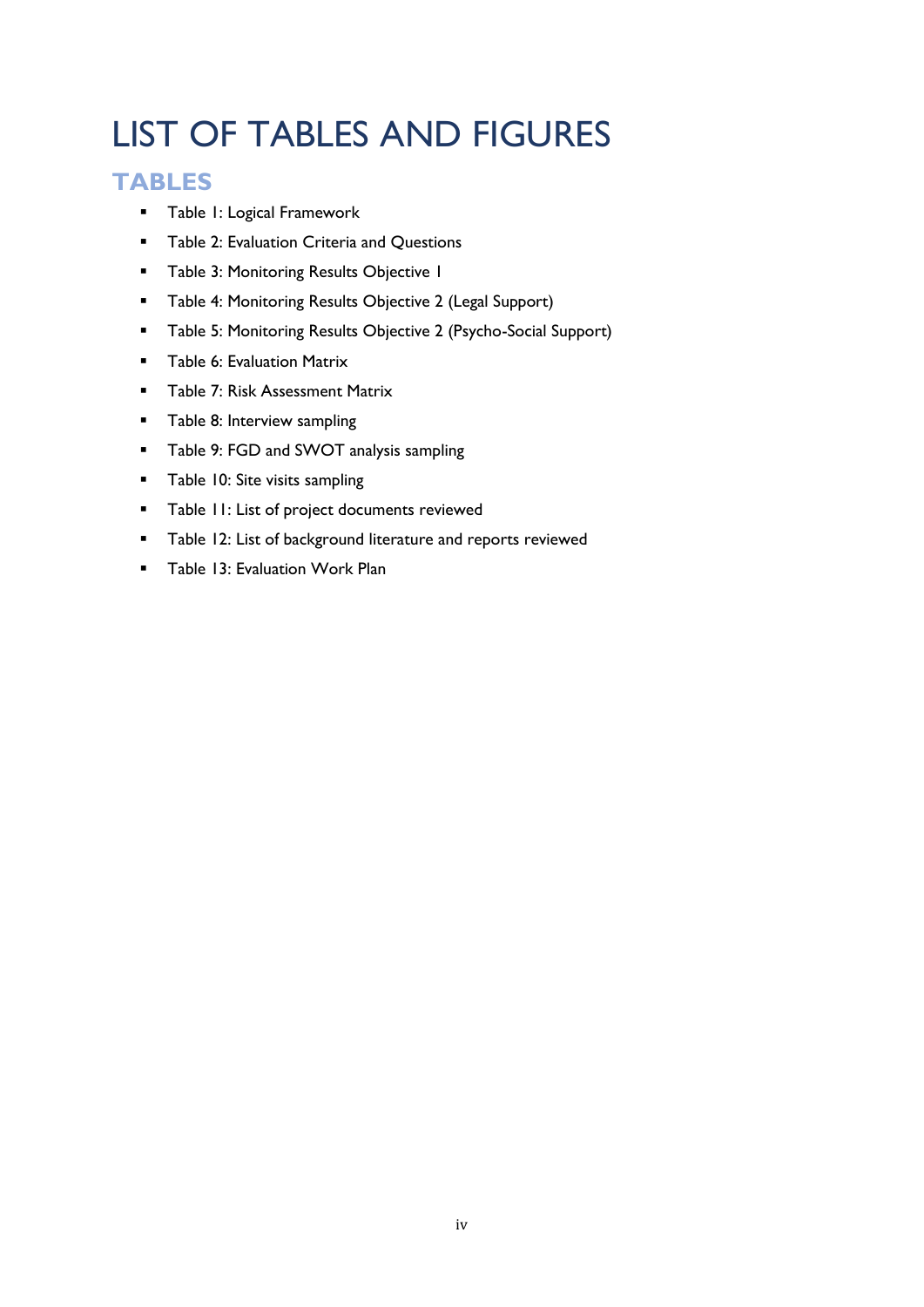# LIST OF TABLES AND FIGURES

## TABLES

- Table 1: Logical Framework
- Table 2: Evaluation Criteria and Questions
- Table 3: Monitoring Results Objective 1
- Table 4: Monitoring Results Objective 2 (Legal Support)
- Table 5: Monitoring Results Objective 2 (Psycho-Social Support)
- Table 6: Evaluation Matrix
- Table 7: Risk Assessment Matrix
- Table 8: Interview sampling
- Table 9: FGD and SWOT analysis sampling
- Table 10: Site visits sampling
- Table 11: List of project documents reviewed
- Table 12: List of background literature and reports reviewed
- Table 13: Evaluation Work Plan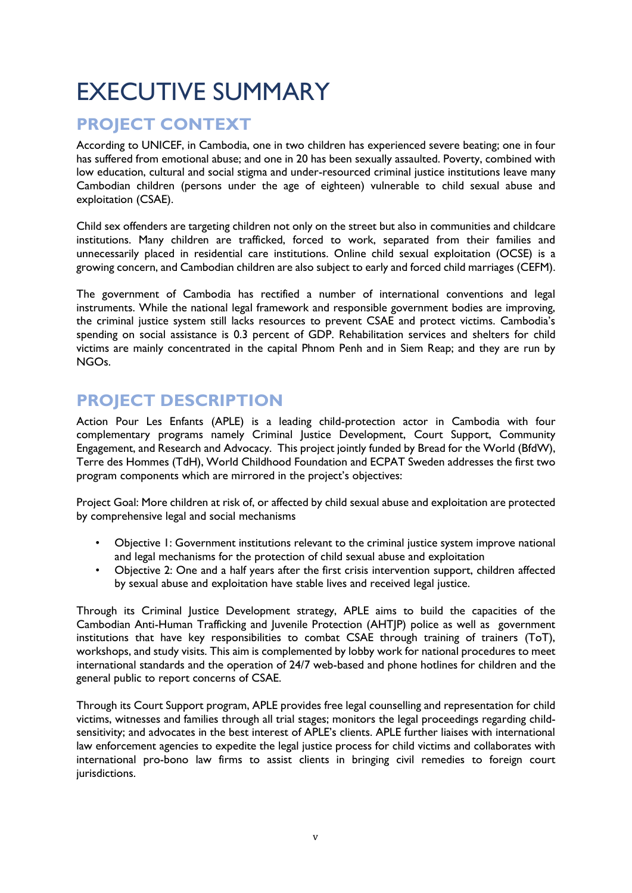# EXECUTIVE SUMMARY

## PROJECT CONTEXT

According to UNICEF, in Cambodia, one in two children has experienced severe beating; one in four has suffered from emotional abuse; and one in 20 has been sexually assaulted. Poverty, combined with low education, cultural and social stigma and under-resourced criminal justice institutions leave many Cambodian children (persons under the age of eighteen) vulnerable to child sexual abuse and exploitation (CSAE).

Child sex offenders are targeting children not only on the street but also in communities and childcare institutions. Many children are trafficked, forced to work, separated from their families and unnecessarily placed in residential care institutions. Online child sexual exploitation (OCSE) is a growing concern, and Cambodian children are also subject to early and forced child marriages (CEFM).

The government of Cambodia has rectified a number of international conventions and legal instruments. While the national legal framework and responsible government bodies are improving, the criminal justice system still lacks resources to prevent CSAE and protect victims. Cambodia's spending on social assistance is 0.3 percent of GDP. Rehabilitation services and shelters for child victims are mainly concentrated in the capital Phnom Penh and in Siem Reap; and they are run by NGOs.

## PROJECT DESCRIPTION

Action Pour Les Enfants (APLE) is a leading child-protection actor in Cambodia with four complementary programs namely Criminal Justice Development, Court Support, Community Engagement, and Research and Advocacy. This project jointly funded by Bread for the World (BfdW), Terre des Hommes (TdH), World Childhood Foundation and ECPAT Sweden addresses the first two program components which are mirrored in the project's objectives:

Project Goal: More children at risk of, or affected by child sexual abuse and exploitation are protected by comprehensive legal and social mechanisms

- Objective 1: Government institutions relevant to the criminal justice system improve national and legal mechanisms for the protection of child sexual abuse and exploitation
- Objective 2: One and a half years after the first crisis intervention support, children affected by sexual abuse and exploitation have stable lives and received legal justice.

Through its Criminal Justice Development strategy, APLE aims to build the capacities of the Cambodian Anti-Human Trafficking and Juvenile Protection (AHTJP) police as well as government institutions that have key responsibilities to combat CSAE through training of trainers (ToT), workshops, and study visits. This aim is complemented by lobby work for national procedures to meet international standards and the operation of 24/7 web-based and phone hotlines for children and the general public to report concerns of CSAE.

Through its Court Support program, APLE provides free legal counselling and representation for child victims, witnesses and families through all trial stages; monitors the legal proceedings regarding child-sensitivity; and advocates in the best interest of APLE's clients. APLE further liaises with international law enforcement agencies to expedite the legal justice process for child victims and collaborates with international pro-bono law firms to assist clients in bringing civil remedies to foreign court jurisdictions.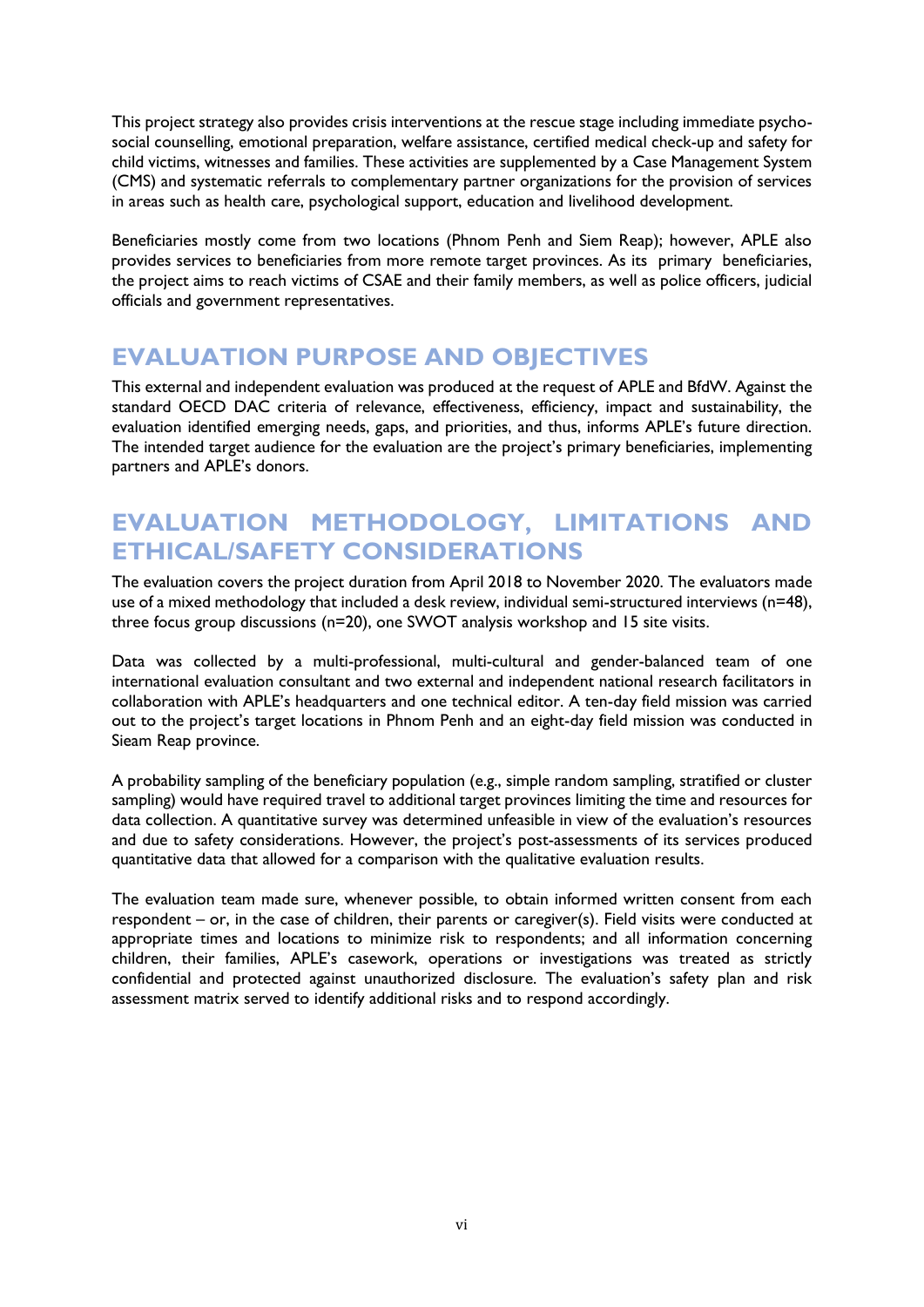This project strategy also provides crisis interventions at the rescue stage including immediate psycho-social counselling, emotional preparation, welfare assistance, certified medical check-up and safety for child victims, witnesses and families. These activities are supplemented by a Case Management System (CMS) and systematic referrals to complementary partner organizations for the provision of services in areas such as health care, psychological support, education and livelihood development.

Beneficiaries mostly come from two locations (Phnom Penh and Siem Reap); however, APLE also provides services to beneficiaries from more remote target provinces. As its primary beneficiaries, the project aims to reach victims of CSAE and their family members, as well as police officers, judicial officials and government representatives.

## EVALUATION PURPOSE AND OBJECTIVES

This external and independent evaluation was produced at the request of APLE and BfdW. Against the standard OECD DAC criteria of relevance, effectiveness, efficiency, impact and sustainability, the evaluation identified emerging needs, gaps, and priorities, and thus, informs APLE's future direction. The intended target audience for the evaluation are the project's primary beneficiaries, implementing partners and APLE's donors.

## EVALUATION METHODOLOGY, LIMITATIONS AND ETHICAL/SAFETY CONSIDERATIONS

The evaluation covers the project duration from April 2018 to November 2020. The evaluators made use of a mixed methodology that included a desk review, individual semi-structured interviews (n=48), three focus group discussions (n=20), one SWOT analysis workshop and 15 site visits.

Data was collected by a multi-professional, multi-cultural and gender-balanced team of one international evaluation consultant and two external and independent national research facilitators in collaboration with APLE's headquarters and one technical editor. A ten-day field mission was carried out to the project's target locations in Phnom Penh and an eight-day field mission was conducted in Sieam Reap province.

A probability sampling of the beneficiary population (e.g., simple random sampling, stratified or cluster sampling) would have required travel to additional target provinces limiting the time and resources for data collection. A quantitative survey was determined unfeasible in view of the evaluation's resources and due to safety considerations. However, the project's post-assessments of its services produced quantitative data that allowed for a comparison with the qualitative evaluation results.

The evaluation team made sure, whenever possible, to obtain informed written consent from each respondent – or, in the case of children, their parents or caregiver(s). Field visits were conducted at appropriate times and locations to minimize risk to respondents; and all information concerning children, their families, APLE's casework, operations or investigations was treated as strictly confidential and protected against unauthorized disclosure. The evaluation's safety plan and risk assessment matrix served to identify additional risks and to respond accordingly.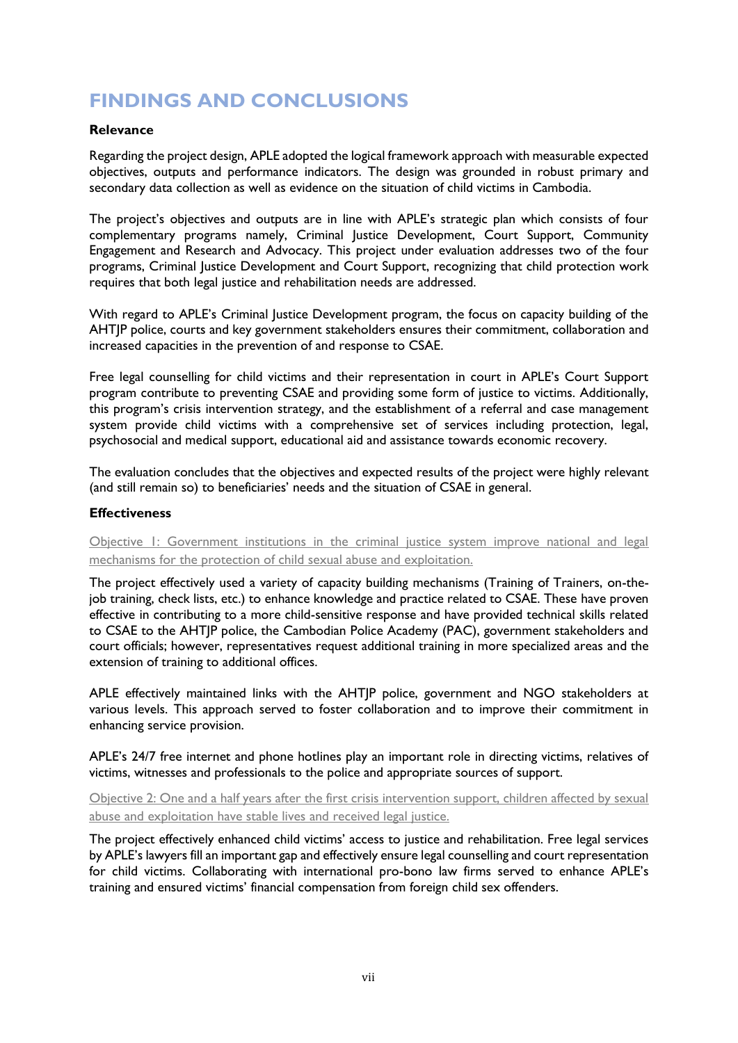# FINDINGS AND CONCLUSIONS

**Relevance**

Regarding the project design, APLE adopted the logical framework approach with measurable expected objectives, outputs and performance indicators. The design was grounded in robust primary and secondary data collection as well as evidence on the situation of child victims in Cambodia.

The project's objectives and outputs are in line with APLE's strategic plan which consists of four complementary programs namely, Criminal Justice Development, Court Support, Community Engagement and Research and Advocacy. This project under evaluation addresses two of the four programs, Criminal Justice Development and Court Support, recognizing that child protection work requires that both legal justice and rehabilitation needs are addressed.

With regard to APLE's Criminal Justice Development program, the focus on capacity building of the AHTJP police, courts and key government stakeholders ensures their commitment, collaboration and increased capacities in the prevention of and response to CSAE.

Free legal counselling for child victims and their representation in court in APLE's Court Support program contribute to preventing CSAE and providing some form of justice to victims. Additionally, this program's crisis intervention strategy, and the establishment of a referral and case management system provide child victims with a comprehensive set of services including protection, legal, psychosocial and medical support, educational aid and assistance towards economic recovery.

The evaluation concludes that the objectives and expected results of the project were highly relevant (and still remain so) to beneficiaries' needs and the situation of CSAE in general.

**Effectiveness**

Objective 1: Government institutions in the criminal justice system improve national and legal mechanisms for the protection of child sexual abuse and exploitation.

The project effectively used a variety of capacity building mechanisms (Training of Trainers, on-the-job training, check lists, etc.) to enhance knowledge and practice related to CSAE. These have proven effective in contributing to a more child-sensitive response and have provided technical skills related to CSAE to the AHTJP police, the Cambodian Police Academy (PAC), government stakeholders and court officials; however, representatives request additional training in more specialized areas and the extension of training to additional offices.

APLE effectively maintained links with the AHTJP police, government and NGO stakeholders at various levels. This approach served to foster collaboration and to improve their commitment in enhancing service provision.

APLE's 24/7 free internet and phone hotlines play an important role in directing victims, relatives of victims, witnesses and professionals to the police and appropriate sources of support.

Objective 2: One and a half years after the first crisis intervention support, children affected by sexual abuse and exploitation have stable lives and received legal justice.

The project effectively enhanced child victims' access to justice and rehabilitation. Free legal services by APLE's lawyers fill an important gap and effectively ensure legal counselling and court representation for child victims. Collaborating with international pro-bono law firms served to enhance APLE's training and ensured victims' financial compensation from foreign child sex offenders.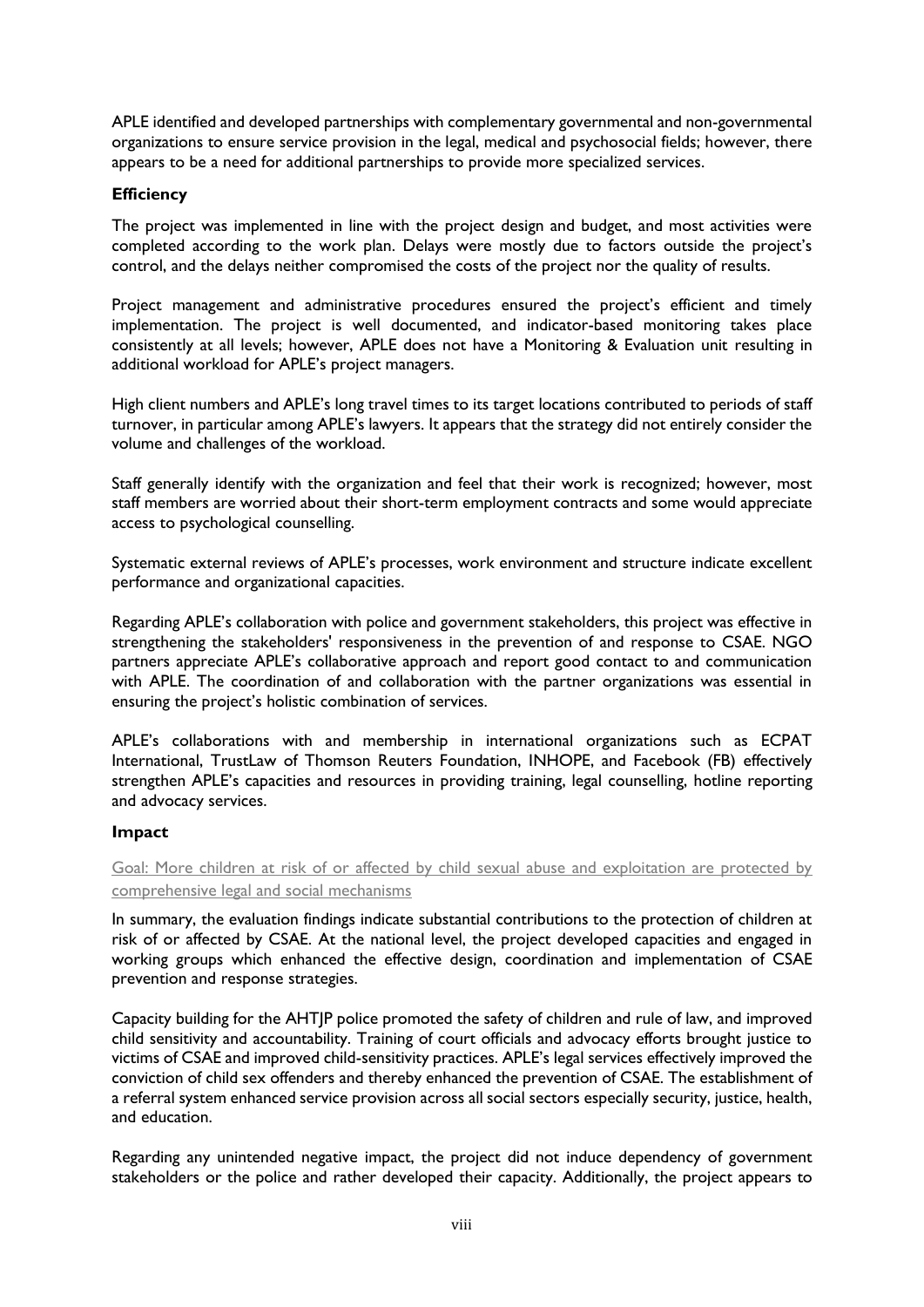APLE identified and developed partnerships with complementary governmental and non-governmental organizations to ensure service provision in the legal, medical and psychosocial fields; however, there appears to be a need for additional partnerships to provide more specialized services.

### Efficiency

The project was implemented in line with the project design and budget, and most activities were completed according to the work plan. Delays were mostly due to factors outside the project's control, and the delays neither compromised the costs of the project nor the quality of results.

Project management and administrative procedures ensured the project's efficient and timely implementation. The project is well documented, and indicator-based monitoring takes place consistently at all levels; however, APLE does not have a Monitoring & Evaluation unit resulting in additional workload for APLE's project managers.

High client numbers and APLE's long travel times to its target locations contributed to periods of staff turnover, in particular among APLE's lawyers. It appears that the strategy did not entirely consider the volume and challenges of the workload.

Staff generally identify with the organization and feel that their work is recognized; however, most staff members are worried about their short-term employment contracts and some would appreciate access to psychological counselling.

Systematic external reviews of APLE's processes, work environment and structure indicate excellent performance and organizational capacities.

Regarding APLE's collaboration with police and government stakeholders, this project was effective in strengthening the stakeholders' responsiveness in the prevention of and response to CSAE. NGO partners appreciate APLE's collaborative approach and report good contact to and communication with APLE. The coordination of and collaboration with the partner organizations was essential in ensuring the project's holistic combination of services.

APLE's collaborations with and membership in international organizations such as ECPAT International, TrustLaw of Thomson Reuters Foundation, INHOPE, and Facebook (FB) effectively strengthen APLE's capacities and resources in providing training, legal counselling, hotline reporting and advocacy services.

### Impact

Goal: More children at risk of or affected by child sexual abuse and exploitation are protected by comprehensive legal and social mechanisms

In summary, the evaluation findings indicate substantial contributions to the protection of children at risk of or affected by CSAE. At the national level, the project developed capacities and engaged in working groups which enhanced the effective design, coordination and implementation of CSAE prevention and response strategies.

Capacity building for the AHTJP police promoted the safety of children and rule of law, and improved child sensitivity and accountability. Training of court officials and advocacy efforts brought justice to victims of CSAE and improved child-sensitivity practices. APLE's legal services effectively improved the conviction of child sex offenders and thereby enhanced the prevention of CSAE. The establishment of a referral system enhanced service provision across all social sectors especially security, justice, health, and education.

Regarding any unintended negative impact, the project did not induce dependency of government stakeholders or the police and rather developed their capacity. Additionally, the project appears to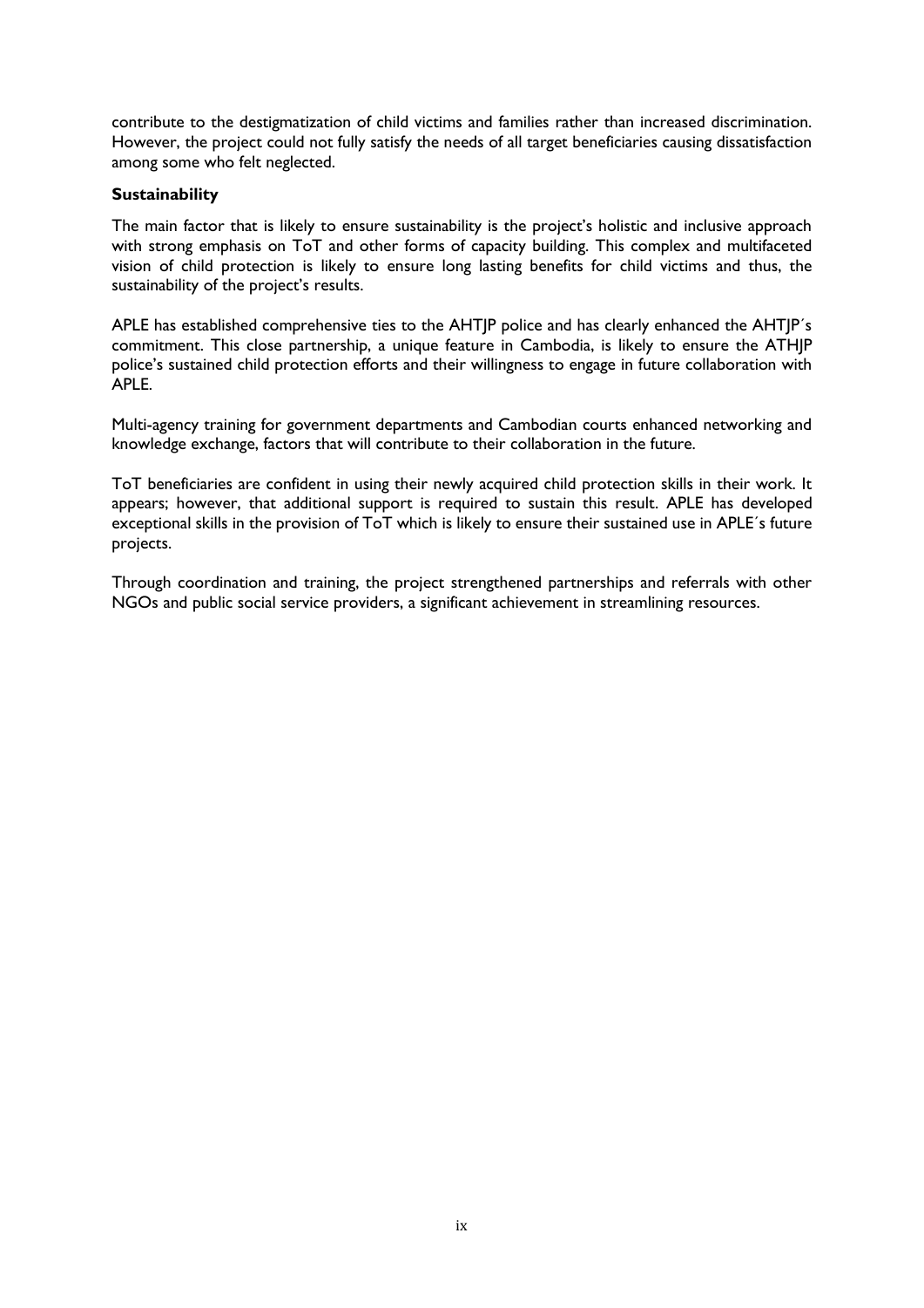contribute to the destigmatization of child victims and families rather than increased discrimination. However, the project could not fully satisfy the needs of all target beneficiaries causing dissatisfaction among some who felt neglected.

**Sustainability**

The main factor that is likely to ensure sustainability is the project's holistic and inclusive approach with strong emphasis on ToT and other forms of capacity building. This complex and multifaceted vision of child protection is likely to ensure long lasting benefits for child victims and thus, the sustainability of the project's results.

APLE has established comprehensive ties to the AHTJP police and has clearly enhanced the AHTJP´s commitment. This close partnership, a unique feature in Cambodia, is likely to ensure the ATHJP police's sustained child protection efforts and their willingness to engage in future collaboration with APLE.

Multi-agency training for government departments and Cambodian courts enhanced networking and knowledge exchange, factors that will contribute to their collaboration in the future.

ToT beneficiaries are confident in using their newly acquired child protection skills in their work. It appears; however, that additional support is required to sustain this result. APLE has developed exceptional skills in the provision of ToT which is likely to ensure their sustained use in APLE´s future projects.

Through coordination and training, the project strengthened partnerships and referrals with other NGOs and public social service providers, a significant achievement in streamlining resources.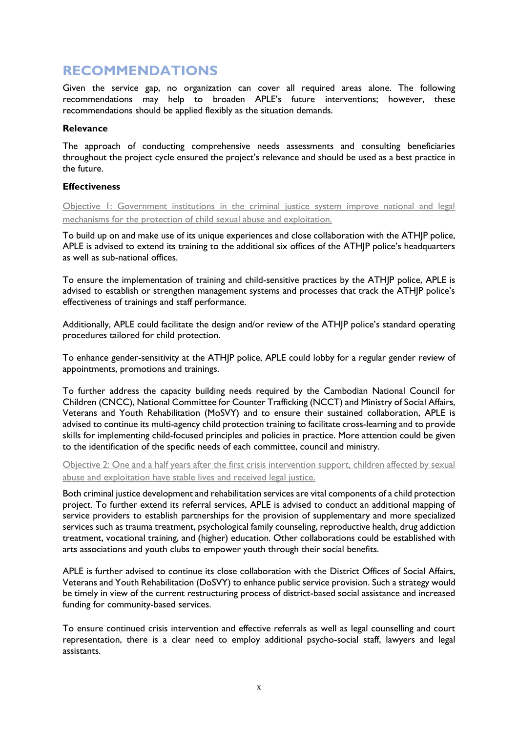## RECOMMENDATIONS

Given the service gap, no organization can cover all required areas alone. The following recommendations may help to broaden APLE's future interventions; however, these recommendations should be applied flexibly as the situation demands.

### Relevance

The approach of conducting comprehensive needs assessments and consulting beneficiaries throughout the project cycle ensured the project's relevance and should be used as a best practice in the future.

### Effectiveness

Objective 1: Government institutions in the criminal justice system improve national and legal mechanisms for the protection of child sexual abuse and exploitation.

To build up on and make use of its unique experiences and close collaboration with the ATHJP police, APLE is advised to extend its training to the additional six offices of the ATHJP police's headquarters as well as sub-national offices.

To ensure the implementation of training and child-sensitive practices by the ATHJP police, APLE is advised to establish or strengthen management systems and processes that track the ATHJP police's effectiveness of trainings and staff performance.

Additionally, APLE could facilitate the design and/or review of the ATHJP police's standard operating procedures tailored for child protection.

To enhance gender-sensitivity at the ATHJP police, APLE could lobby for a regular gender review of appointments, promotions and trainings.

To further address the capacity building needs required by the Cambodian National Council for Children (CNCC), National Committee for Counter Trafficking (NCCT) and Ministry of Social Affairs, Veterans and Youth Rehabilitation (MoSVY) and to ensure their sustained collaboration, APLE is advised to continue its multi-agency child protection training to facilitate cross-learning and to provide skills for implementing child-focused principles and policies in practice. More attention could be given to the identification of the specific needs of each committee, council and ministry.

Objective 2: One and a half years after the first crisis intervention support, children affected by sexual abuse and exploitation have stable lives and received legal justice.

Both criminal justice development and rehabilitation services are vital components of a child protection project. To further extend its referral services, APLE is advised to conduct an additional mapping of service providers to establish partnerships for the provision of supplementary and more specialized services such as trauma treatment, psychological family counseling, reproductive health, drug addiction treatment, vocational training, and (higher) education. Other collaborations could be established with arts associations and youth clubs to empower youth through their social benefits.

APLE is further advised to continue its close collaboration with the District Offices of Social Affairs, Veterans and Youth Rehabilitation (DoSVY) to enhance public service provision. Such a strategy would be timely in view of the current restructuring process of district-based social assistance and increased funding for community-based services.

To ensure continued crisis intervention and effective referrals as well as legal counselling and court representation, there is a clear need to employ additional psycho-social staff, lawyers and legal assistants.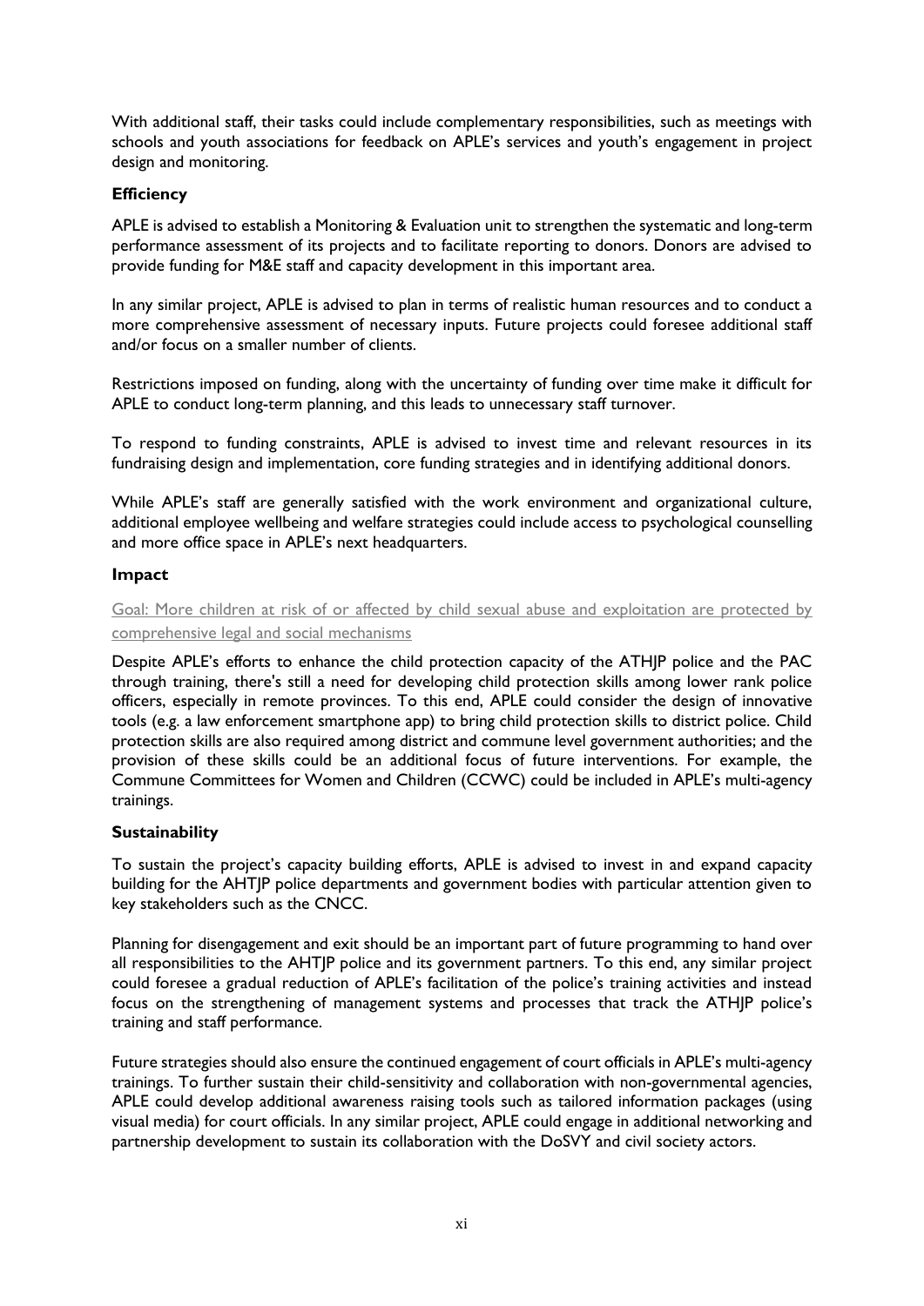With additional staff, their tasks could include complementary responsibilities, such as meetings with schools and youth associations for feedback on APLE's services and youth's engagement in project design and monitoring.

**Efficiency**

APLE is advised to establish a Monitoring & Evaluation unit to strengthen the systematic and long-term performance assessment of its projects and to facilitate reporting to donors. Donors are advised to provide funding for M&E staff and capacity development in this important area.

In any similar project, APLE is advised to plan in terms of realistic human resources and to conduct a more comprehensive assessment of necessary inputs. Future projects could foresee additional staff and/or focus on a smaller number of clients.

Restrictions imposed on funding, along with the uncertainty of funding over time make it difficult for APLE to conduct long-term planning, and this leads to unnecessary staff turnover.

To respond to funding constraints, APLE is advised to invest time and relevant resources in its fundraising design and implementation, core funding strategies and in identifying additional donors.

While APLE's staff are generally satisfied with the work environment and organizational culture, additional employee wellbeing and welfare strategies could include access to psychological counselling and more office space in APLE's next headquarters.

**Impact**

Goal: More children at risk of or affected by child sexual abuse and exploitation are protected by comprehensive legal and social mechanisms

Despite APLE's efforts to enhance the child protection capacity of the ATHJP police and the PAC through training, there's still a need for developing child protection skills among lower rank police officers, especially in remote provinces. To this end, APLE could consider the design of innovative tools (e.g. a law enforcement smartphone app) to bring child protection skills to district police. Child protection skills are also required among district and commune level government authorities; and the provision of these skills could be an additional focus of future interventions. For example, the Commune Committees for Women and Children (CCWC) could be included in APLE's multi-agency trainings.

**Sustainability**

To sustain the project's capacity building efforts, APLE is advised to invest in and expand capacity building for the AHTJP police departments and government bodies with particular attention given to key stakeholders such as the CNCC.

Planning for disengagement and exit should be an important part of future programming to hand over all responsibilities to the AHTJP police and its government partners. To this end, any similar project could foresee a gradual reduction of APLE's facilitation of the police's training activities and instead focus on the strengthening of management systems and processes that track the ATHJP police's training and staff performance.

Future strategies should also ensure the continued engagement of court officials in APLE's multi-agency trainings. To further sustain their child-sensitivity and collaboration with non-governmental agencies, APLE could develop additional awareness raising tools such as tailored information packages (using visual media) for court officials. In any similar project, APLE could engage in additional networking and partnership development to sustain its collaboration with the DoSVY and civil society actors.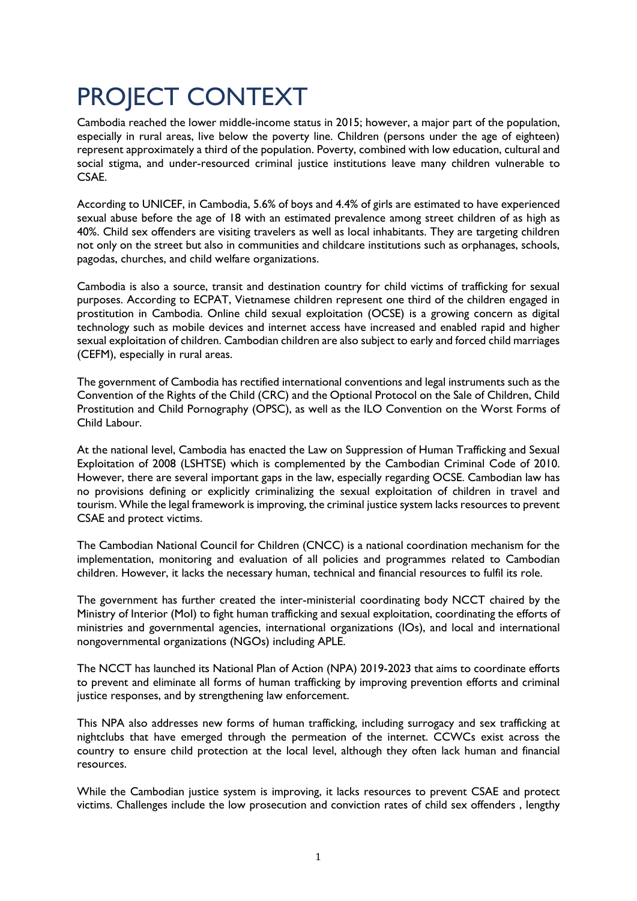# PROJECT CONTEXT

Cambodia reached the lower middle-income status in 2015; however, a major part of the population, especially in rural areas, live below the poverty line. Children (persons under the age of eighteen) represent approximately a third of the population. Poverty, combined with low education, cultural and social stigma, and under-resourced criminal justice institutions leave many children vulnerable to CSAE.

According to UNICEF, in Cambodia, 5.6% of boys and 4.4% of girls are estimated to have experienced sexual abuse before the age of 18 with an estimated prevalence among street children of as high as 40%. Child sex offenders are visiting travelers as well as local inhabitants. They are targeting children not only on the street but also in communities and childcare institutions such as orphanages, schools, pagodas, churches, and child welfare organizations.

Cambodia is also a source, transit and destination country for child victims of trafficking for sexual purposes. According to ECPAT, Vietnamese children represent one third of the children engaged in prostitution in Cambodia. Online child sexual exploitation (OCSE) is a growing concern as digital technology such as mobile devices and internet access have increased and enabled rapid and higher sexual exploitation of children. Cambodian children are also subject to early and forced child marriages (CEFM), especially in rural areas.

The government of Cambodia has rectified international conventions and legal instruments such as the Convention of the Rights of the Child (CRC) and the Optional Protocol on the Sale of Children, Child Prostitution and Child Pornography (OPSC), as well as the ILO Convention on the Worst Forms of Child Labour.

At the national level, Cambodia has enacted the Law on Suppression of Human Trafficking and Sexual Exploitation of 2008 (LSHTSE) which is complemented by the Cambodian Criminal Code of 2010. However, there are several important gaps in the law, especially regarding OCSE. Cambodian law has no provisions defining or explicitly criminalizing the sexual exploitation of children in travel and tourism. While the legal framework is improving, the criminal justice system lacks resources to prevent CSAE and protect victims.

The Cambodian National Council for Children (CNCC) is a national coordination mechanism for the implementation, monitoring and evaluation of all policies and programmes related to Cambodian children. However, it lacks the necessary human, technical and financial resources to fulfil its role.

The government has further created the inter-ministerial coordinating body NCCT chaired by the Ministry of Interior (MoI) to fight human trafficking and sexual exploitation, coordinating the efforts of ministries and governmental agencies, international organizations (IOs), and local and international nongovernmental organizations (NGOs) including APLE.

The NCCT has launched its National Plan of Action (NPA) 2019-2023 that aims to coordinate efforts to prevent and eliminate all forms of human trafficking by improving prevention efforts and criminal justice responses, and by strengthening law enforcement.

This NPA also addresses new forms of human trafficking, including surrogacy and sex trafficking at nightclubs that have emerged through the permeation of the internet. CCWCs exist across the country to ensure child protection at the local level, although they often lack human and financial resources.

While the Cambodian justice system is improving, it lacks resources to prevent CSAE and protect victims. Challenges include the low prosecution and conviction rates of child sex offenders , lengthy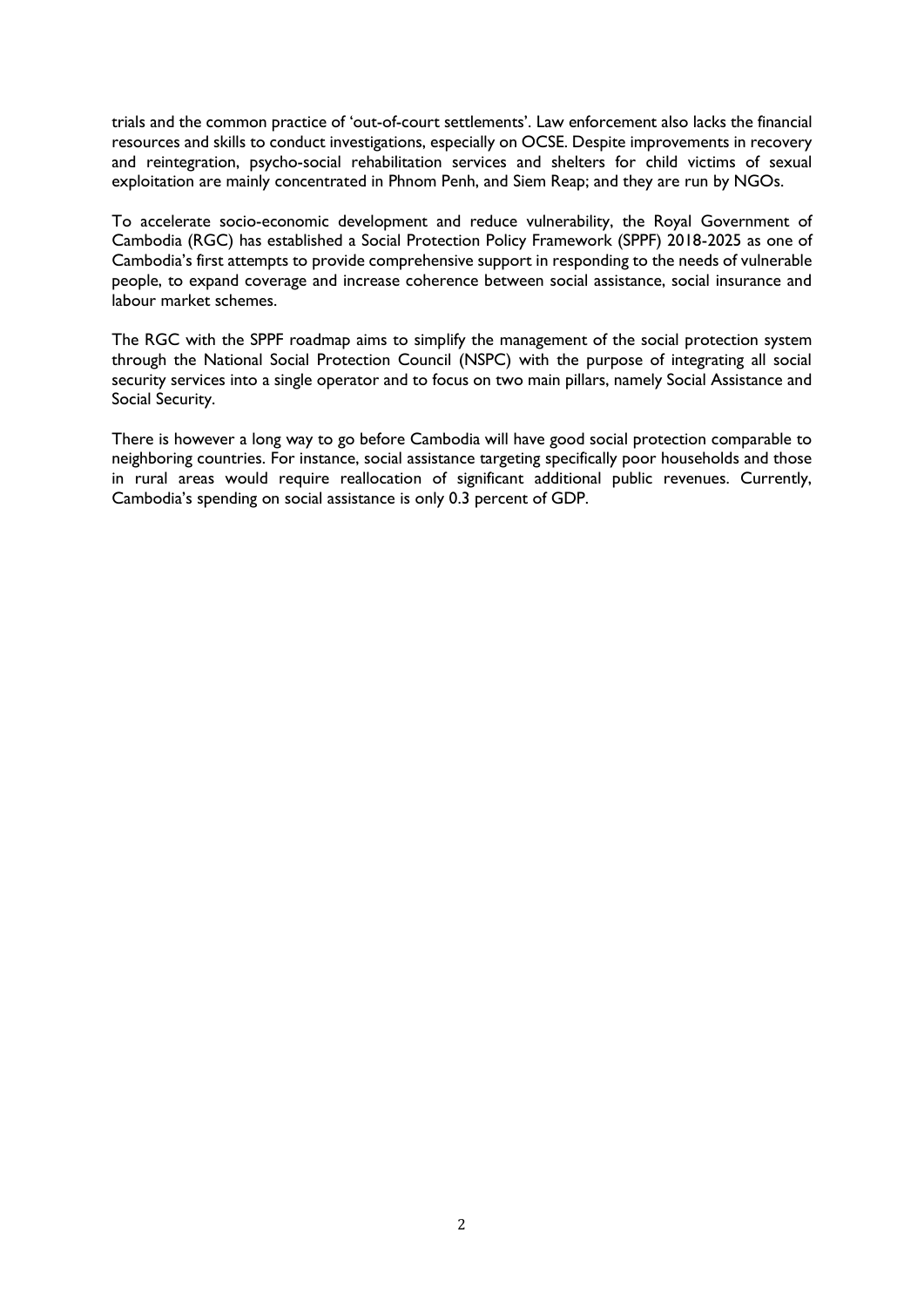trials and the common practice of 'out-of-court settlements'. Law enforcement also lacks the financial resources and skills to conduct investigations, especially on OCSE. Despite improvements in recovery and reintegration, psycho-social rehabilitation services and shelters for child victims of sexual exploitation are mainly concentrated in Phnom Penh, and Siem Reap; and they are run by NGOs.

To accelerate socio-economic development and reduce vulnerability, the Royal Government of Cambodia (RGC) has established a Social Protection Policy Framework (SPPF) 2018-2025 as one of Cambodia's first attempts to provide comprehensive support in responding to the needs of vulnerable people, to expand coverage and increase coherence between social assistance, social insurance and labour market schemes.

The RGC with the SPPF roadmap aims to simplify the management of the social protection system through the National Social Protection Council (NSPC) with the purpose of integrating all social security services into a single operator and to focus on two main pillars, namely Social Assistance and Social Security.

There is however a long way to go before Cambodia will have good social protection comparable to neighboring countries. For instance, social assistance targeting specifically poor households and those in rural areas would require reallocation of significant additional public revenues. Currently, Cambodia's spending on social assistance is only 0.3 percent of GDP.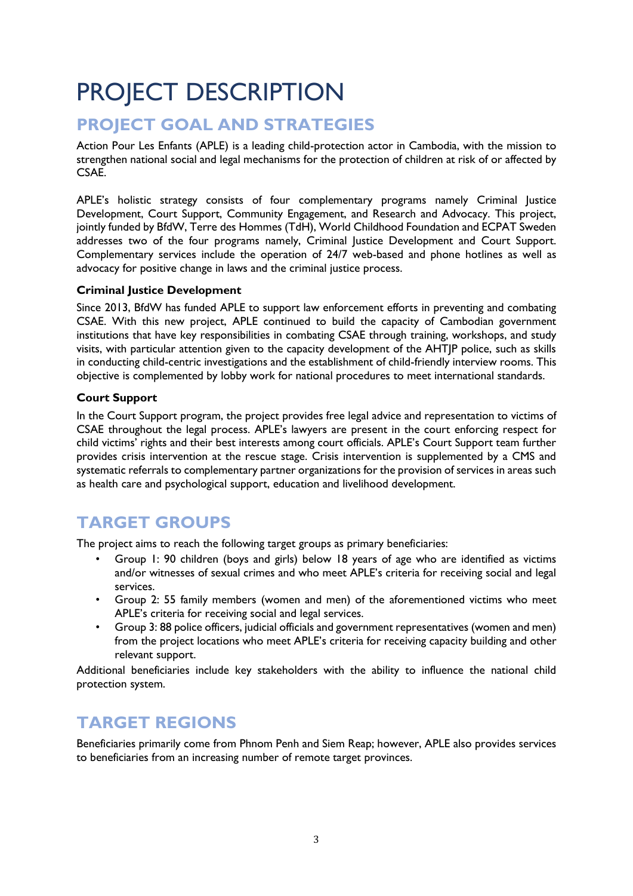# PROJECT DESCRIPTION

## PROJECT GOAL AND STRATEGIES

Action Pour Les Enfants (APLE) is a leading child-protection actor in Cambodia, with the mission to strengthen national social and legal mechanisms for the protection of children at risk of or affected by CSAE.

APLE's holistic strategy consists of four complementary programs namely Criminal Justice Development, Court Support, Community Engagement, and Research and Advocacy. This project, jointly funded by BfdW, Terre des Hommes (TdH), World Childhood Foundation and ECPAT Sweden addresses two of the four programs namely, Criminal Justice Development and Court Support. Complementary services include the operation of 24/7 web-based and phone hotlines as well as advocacy for positive change in laws and the criminal justice process.

**Criminal Justice Development**

Since 2013, BfdW has funded APLE to support law enforcement efforts in preventing and combating CSAE. With this new project, APLE continued to build the capacity of Cambodian government institutions that have key responsibilities in combating CSAE through training, workshops, and study visits, with particular attention given to the capacity development of the AHTJP police, such as skills in conducting child-centric investigations and the establishment of child-friendly interview rooms. This objective is complemented by lobby work for national procedures to meet international standards.

**Court Support**

In the Court Support program, the project provides free legal advice and representation to victims of CSAE throughout the legal process. APLE's lawyers are present in the court enforcing respect for child victims' rights and their best interests among court officials. APLE's Court Support team further provides crisis intervention at the rescue stage. Crisis intervention is supplemented by a CMS and systematic referrals to complementary partner organizations for the provision of services in areas such as health care and psychological support, education and livelihood development.

## TARGET GROUPS

The project aims to reach the following target groups as primary beneficiaries:

- Group 1: 90 children (boys and girls) below 18 years of age who are identified as victims and/or witnesses of sexual crimes and who meet APLE's criteria for receiving social and legal services.
- Group 2: 55 family members (women and men) of the aforementioned victims who meet APLE's criteria for receiving social and legal services.
- Group 3: 88 police officers, judicial officials and government representatives (women and men) from the project locations who meet APLE's criteria for receiving capacity building and other relevant support.

Additional beneficiaries include key stakeholders with the ability to influence the national child protection system.

## TARGET REGIONS

Beneficiaries primarily come from Phnom Penh and Siem Reap; however, APLE also provides services to beneficiaries from an increasing number of remote target provinces.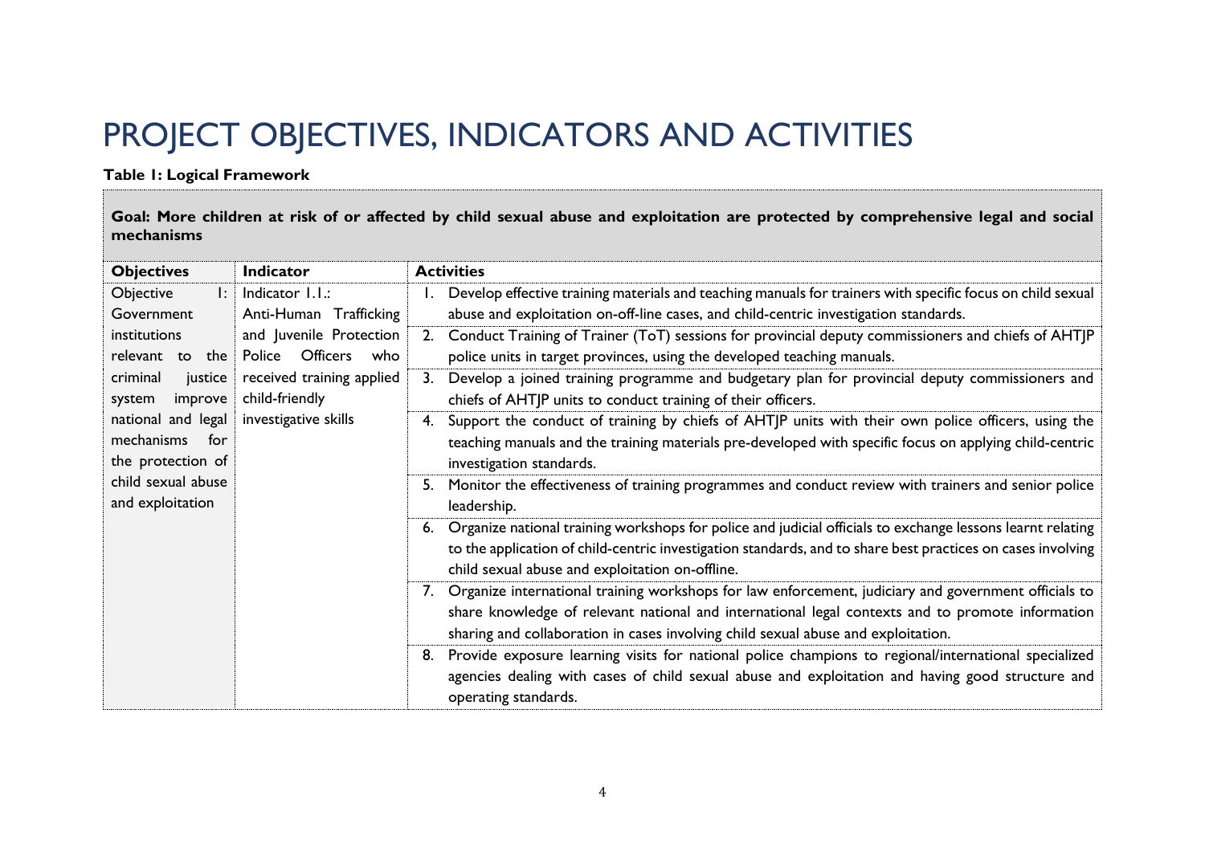# PROJECT OBJECTIVES, INDICATORS AND ACTIVITIES

**Table 1: Logical Framework**

| **Goal: More children at risk of or affected by child sexual abuse and exploitation are protected by comprehensive legal and social mechanisms** | | |
|---|---|---|
| **Objectives** | **Indicator** | **Activities** |
| Objective 1: Government institutions relevant to the criminal justice system improve national and legal mechanisms for the protection of child sexual abuse and exploitation | Indicator 1.1.: Anti-Human Trafficking and Juvenile Protection Police Officers who received training applied child-friendly investigative skills | 1. Develop effective training materials and teaching manuals for trainers with specific focus on child sexual abuse and exploitation on-off-line cases, and child-centric investigation standards. |
| | | 2. Conduct Training of Trainer (ToT) sessions for provincial deputy commissioners and chiefs of AHTJP police units in target provinces, using the developed teaching manuals. |
| | | 3. Develop a joined training programme and budgetary plan for provincial deputy commissioners and chiefs of AHTJP units to conduct training of their officers. |
| | | 4. Support the conduct of training by chiefs of AHTJP units with their own police officers, using the teaching manuals and the training materials pre-developed with specific focus on applying child-centric investigation standards. |
| | | 5. Monitor the effectiveness of training programmes and conduct review with trainers and senior police leadership. |
| | | 6. Organize national training workshops for police and judicial officials to exchange lessons learnt relating to the application of child-centric investigation standards, and to share best practices on cases involving child sexual abuse and exploitation on-offline. |
| | | 7. Organize international training workshops for law enforcement, judiciary and government officials to share knowledge of relevant national and international legal contexts and to promote information sharing and collaboration in cases involving child sexual abuse and exploitation. |
| | | 8. Provide exposure learning visits for national police champions to regional/international specialized agencies dealing with cases of child sexual abuse and exploitation and having good structure and operating standards. |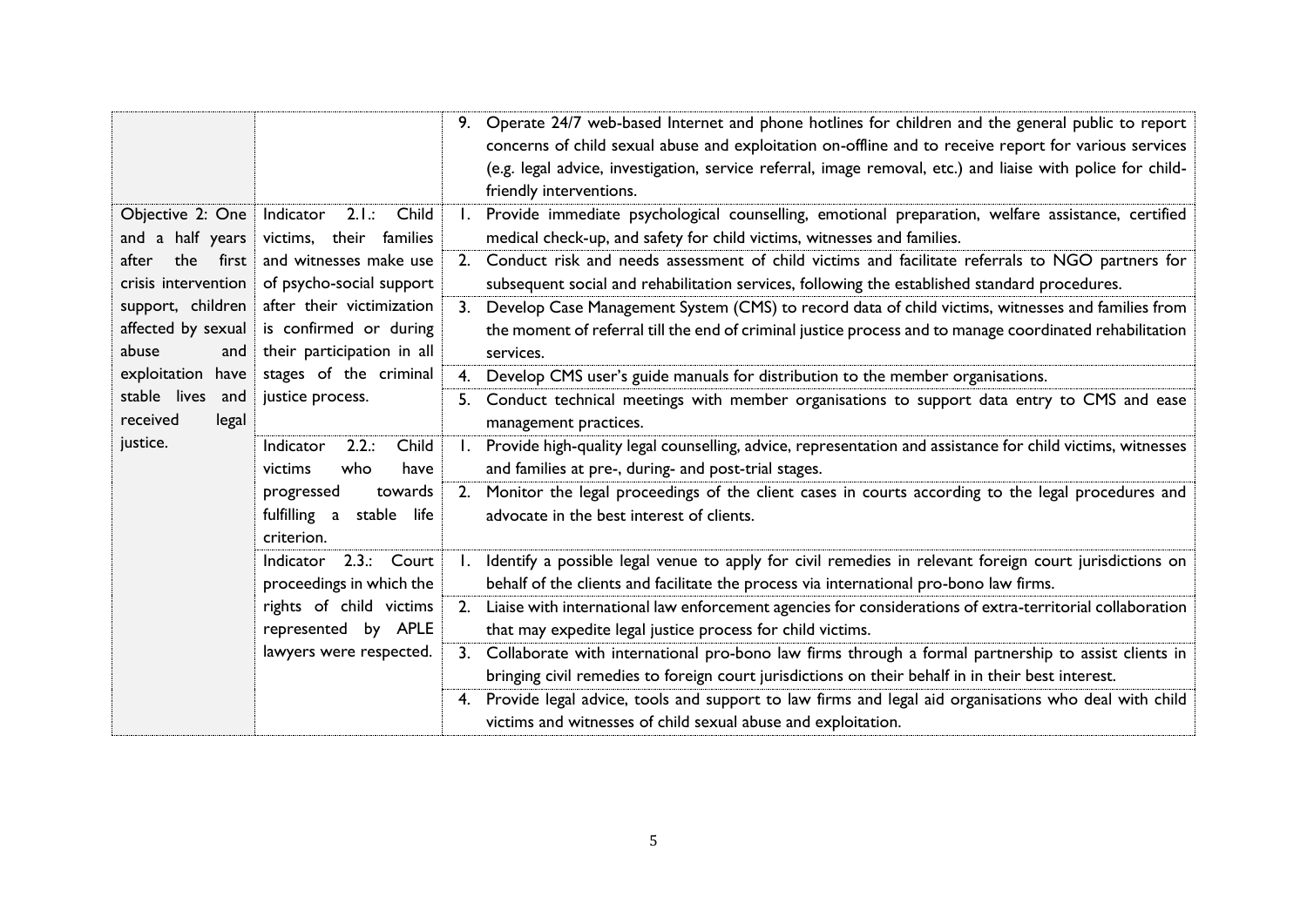| | | |
|---|---|---|
| | | 9. Operate 24/7 web-based Internet and phone hotlines for children and the general public to report concerns of child sexual abuse and exploitation on-offline and to receive report for various services (e.g. legal advice, investigation, service referral, image removal, etc.) and liaise with police for child-friendly interventions. |
| Objective 2: One and a half years after the first crisis intervention support, children affected by sexual abuse and exploitation have stable lives and received legal justice. | Indicator 2.1.: Child victims, their families and witnesses make use of psycho-social support after their victimization is confirmed or during their participation in all stages of the criminal justice process. | 1. Provide immediate psychological counselling, emotional preparation, welfare assistance, certified medical check-up, and safety for child victims, witnesses and families. |
| | | 2. Conduct risk and needs assessment of child victims and facilitate referrals to NGO partners for subsequent social and rehabilitation services, following the established standard procedures. |
| | | 3. Develop Case Management System (CMS) to record data of child victims, witnesses and families from the moment of referral till the end of criminal justice process and to manage coordinated rehabilitation services. |
| | | 4. Develop CMS user's guide manuals for distribution to the member organisations. |
| | | 5. Conduct technical meetings with member organisations to support data entry to CMS and ease management practices. |
| | Indicator 2.2.: Child victims who have progressed towards fulfilling a stable life criterion. | 1. Provide high-quality legal counselling, advice, representation and assistance for child victims, witnesses and families at pre-, during- and post-trial stages. |
| | | 2. Monitor the legal proceedings of the client cases in courts according to the legal procedures and advocate in the best interest of clients. |
| | Indicator 2.3.: Court proceedings in which the rights of child victims represented by APLE lawyers were respected. | 1. Identify a possible legal venue to apply for civil remedies in relevant foreign court jurisdictions on behalf of the clients and facilitate the process via international pro-bono law firms. |
| | | 2. Liaise with international law enforcement agencies for considerations of extra-territorial collaboration that may expedite legal justice process for child victims. |
| | | 3. Collaborate with international pro-bono law firms through a formal partnership to assist clients in bringing civil remedies to foreign court jurisdictions on their behalf in in their best interest. |
| | | 4. Provide legal advice, tools and support to law firms and legal aid organisations who deal with child victims and witnesses of child sexual abuse and exploitation. |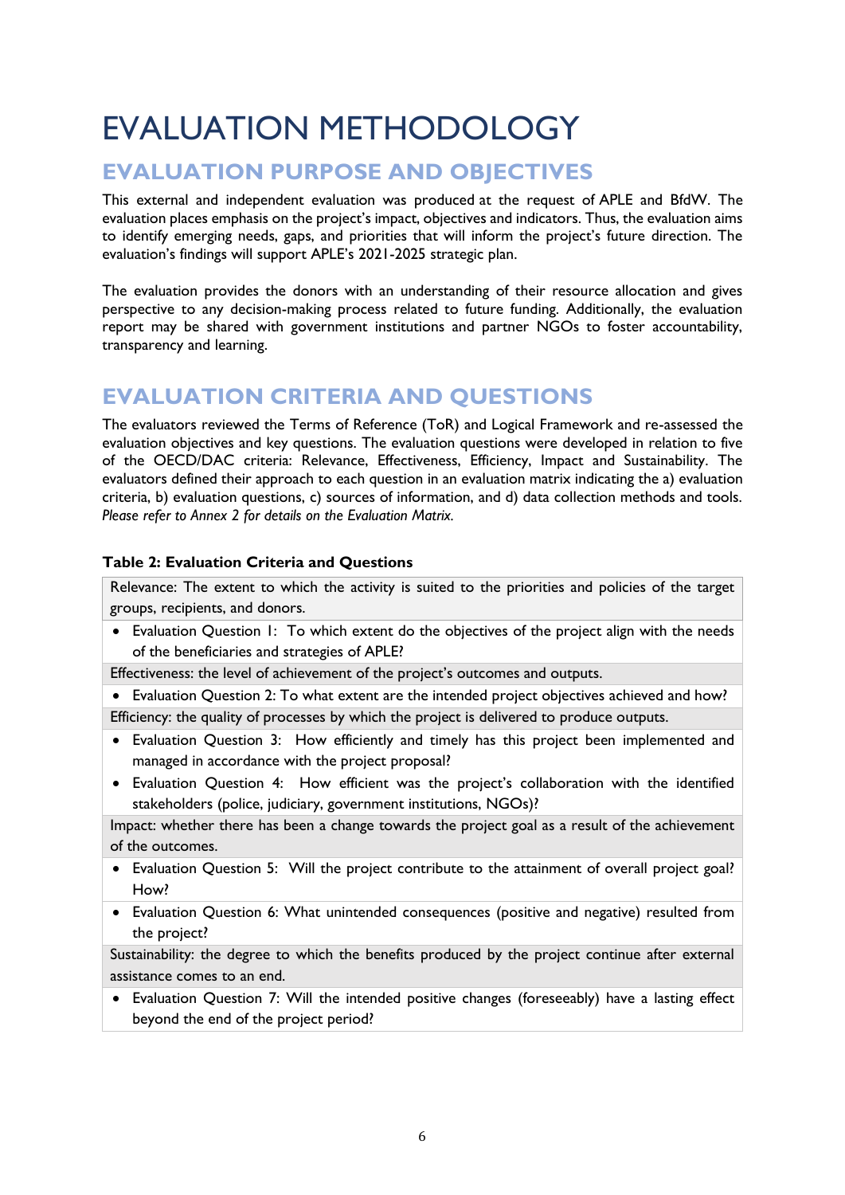# EVALUATION METHODOLOGY

## EVALUATION PURPOSE AND OBJECTIVES

This external and independent evaluation was produced at the request of APLE and BfdW. The evaluation places emphasis on the project's impact, objectives and indicators. Thus, the evaluation aims to identify emerging needs, gaps, and priorities that will inform the project's future direction. The evaluation's findings will support APLE's 2021-2025 strategic plan.

The evaluation provides the donors with an understanding of their resource allocation and gives perspective to any decision-making process related to future funding. Additionally, the evaluation report may be shared with government institutions and partner NGOs to foster accountability, transparency and learning.

## EVALUATION CRITERIA AND QUESTIONS

The evaluators reviewed the Terms of Reference (ToR) and Logical Framework and re-assessed the evaluation objectives and key questions. The evaluation questions were developed in relation to five of the OECD/DAC criteria: Relevance, Effectiveness, Efficiency, Impact and Sustainability. The evaluators defined their approach to each question in an evaluation matrix indicating the a) evaluation criteria, b) evaluation questions, c) sources of information, and d) data collection methods and tools. *Please refer to Annex 2 for details on the Evaluation Matrix.*

**Table 2: Evaluation Criteria and Questions**

| Relevance: The extent to which the activity is suited to the priorities and policies of the target groups, recipients, and donors. |
|---|
| • Evaluation Question 1: To which extent do the objectives of the project align with the needs of the beneficiaries and strategies of APLE? |
| Effectiveness: the level of achievement of the project's outcomes and outputs. |
| • Evaluation Question 2: To what extent are the intended project objectives achieved and how? |
| Efficiency: the quality of processes by which the project is delivered to produce outputs. |
| • Evaluation Question 3: How efficiently and timely has this project been implemented and managed in accordance with the project proposal? <br> • Evaluation Question 4: How efficient was the project's collaboration with the identified stakeholders (police, judiciary, government institutions, NGOs)? |
| Impact: whether there has been a change towards the project goal as a result of the achievement of the outcomes. |
| • Evaluation Question 5: Will the project contribute to the attainment of overall project goal? How? <br> • Evaluation Question 6: What unintended consequences (positive and negative) resulted from the project? |
| Sustainability: the degree to which the benefits produced by the project continue after external assistance comes to an end. |
| • Evaluation Question 7: Will the intended positive changes (foreseeably) have a lasting effect beyond the end of the project period? |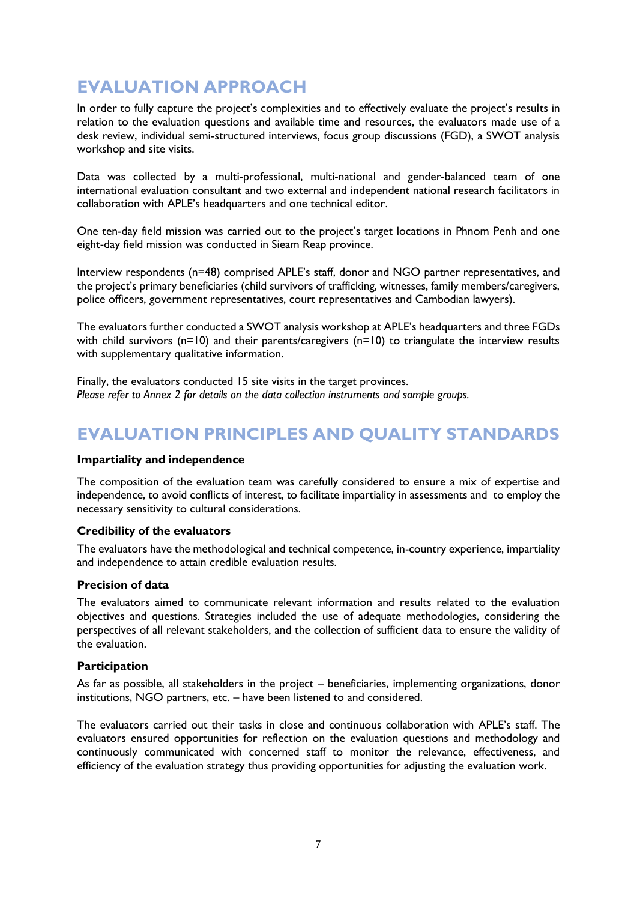## EVALUATION APPROACH

In order to fully capture the project's complexities and to effectively evaluate the project's results in relation to the evaluation questions and available time and resources, the evaluators made use of a desk review, individual semi-structured interviews, focus group discussions (FGD), a SWOT analysis workshop and site visits.

Data was collected by a multi-professional, multi-national and gender-balanced team of one international evaluation consultant and two external and independent national research facilitators in collaboration with APLE's headquarters and one technical editor.

One ten-day field mission was carried out to the project's target locations in Phnom Penh and one eight-day field mission was conducted in Sieam Reap province.

Interview respondents (n=48) comprised APLE's staff, donor and NGO partner representatives, and the project's primary beneficiaries (child survivors of trafficking, witnesses, family members/caregivers, police officers, government representatives, court representatives and Cambodian lawyers).

The evaluators further conducted a SWOT analysis workshop at APLE's headquarters and three FGDs with child survivors (n=10) and their parents/caregivers (n=10) to triangulate the interview results with supplementary qualitative information.

Finally, the evaluators conducted 15 site visits in the target provinces.
*Please refer to Annex 2 for details on the data collection instruments and sample groups.*

## EVALUATION PRINCIPLES AND QUALITY STANDARDS

**Impartiality and independence**

The composition of the evaluation team was carefully considered to ensure a mix of expertise and independence, to avoid conflicts of interest, to facilitate impartiality in assessments and to employ the necessary sensitivity to cultural considerations.

**Credibility of the evaluators**

The evaluators have the methodological and technical competence, in-country experience, impartiality and independence to attain credible evaluation results.

**Precision of data**

The evaluators aimed to communicate relevant information and results related to the evaluation objectives and questions. Strategies included the use of adequate methodologies, considering the perspectives of all relevant stakeholders, and the collection of sufficient data to ensure the validity of the evaluation.

**Participation**

As far as possible, all stakeholders in the project – beneficiaries, implementing organizations, donor institutions, NGO partners, etc. – have been listened to and considered.

The evaluators carried out their tasks in close and continuous collaboration with APLE's staff. The evaluators ensured opportunities for reflection on the evaluation questions and methodology and continuously communicated with concerned staff to monitor the relevance, effectiveness, and efficiency of the evaluation strategy thus providing opportunities for adjusting the evaluation work.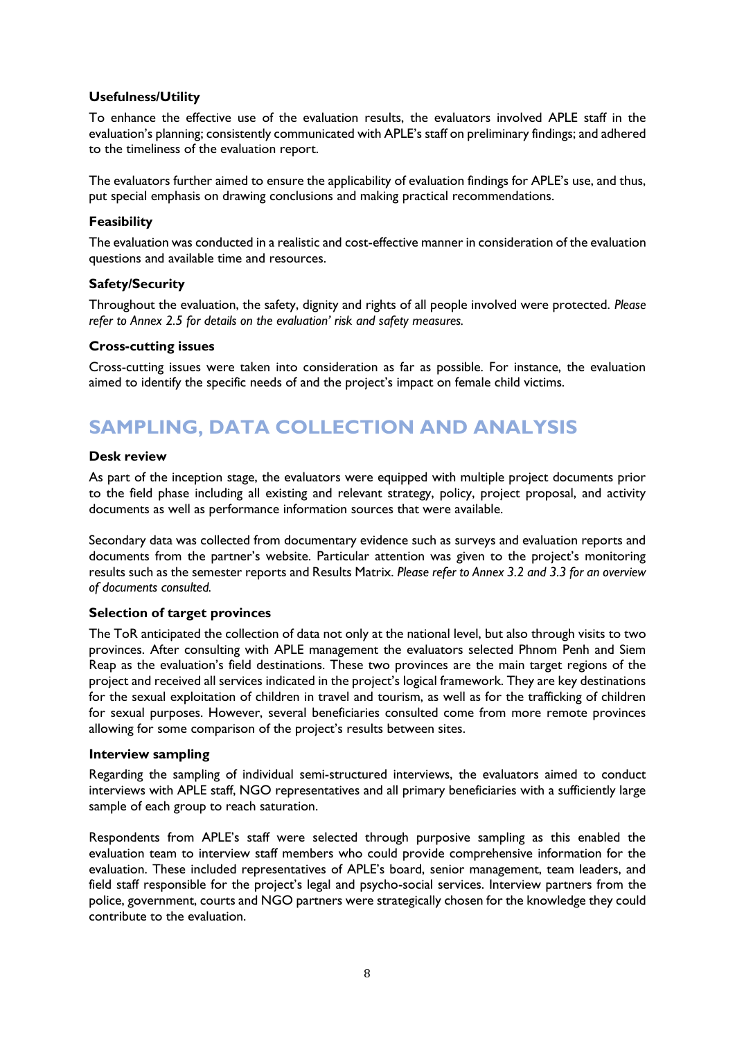**Usefulness/Utility**

To enhance the effective use of the evaluation results, the evaluators involved APLE staff in the evaluation's planning; consistently communicated with APLE's staff on preliminary findings; and adhered to the timeliness of the evaluation report.

The evaluators further aimed to ensure the applicability of evaluation findings for APLE's use, and thus, put special emphasis on drawing conclusions and making practical recommendations.

**Feasibility**

The evaluation was conducted in a realistic and cost-effective manner in consideration of the evaluation questions and available time and resources.

**Safety/Security**

Throughout the evaluation, the safety, dignity and rights of all people involved were protected. *Please refer to Annex 2.5 for details on the evaluation' risk and safety measures.*

**Cross-cutting issues**

Cross-cutting issues were taken into consideration as far as possible. For instance, the evaluation aimed to identify the specific needs of and the project's impact on female child victims.

## SAMPLING, DATA COLLECTION AND ANALYSIS

**Desk review**

As part of the inception stage, the evaluators were equipped with multiple project documents prior to the field phase including all existing and relevant strategy, policy, project proposal, and activity documents as well as performance information sources that were available.

Secondary data was collected from documentary evidence such as surveys and evaluation reports and documents from the partner's website. Particular attention was given to the project's monitoring results such as the semester reports and Results Matrix. *Please refer to Annex 3.2 and 3.3 for an overview of documents consulted.*

**Selection of target provinces**

The ToR anticipated the collection of data not only at the national level, but also through visits to two provinces. After consulting with APLE management the evaluators selected Phnom Penh and Siem Reap as the evaluation's field destinations. These two provinces are the main target regions of the project and received all services indicated in the project's logical framework. They are key destinations for the sexual exploitation of children in travel and tourism, as well as for the trafficking of children for sexual purposes. However, several beneficiaries consulted come from more remote provinces allowing for some comparison of the project's results between sites.

**Interview sampling**

Regarding the sampling of individual semi-structured interviews, the evaluators aimed to conduct interviews with APLE staff, NGO representatives and all primary beneficiaries with a sufficiently large sample of each group to reach saturation.

Respondents from APLE's staff were selected through purposive sampling as this enabled the evaluation team to interview staff members who could provide comprehensive information for the evaluation. These included representatives of APLE's board, senior management, team leaders, and field staff responsible for the project's legal and psycho-social services. Interview partners from the police, government, courts and NGO partners were strategically chosen for the knowledge they could contribute to the evaluation.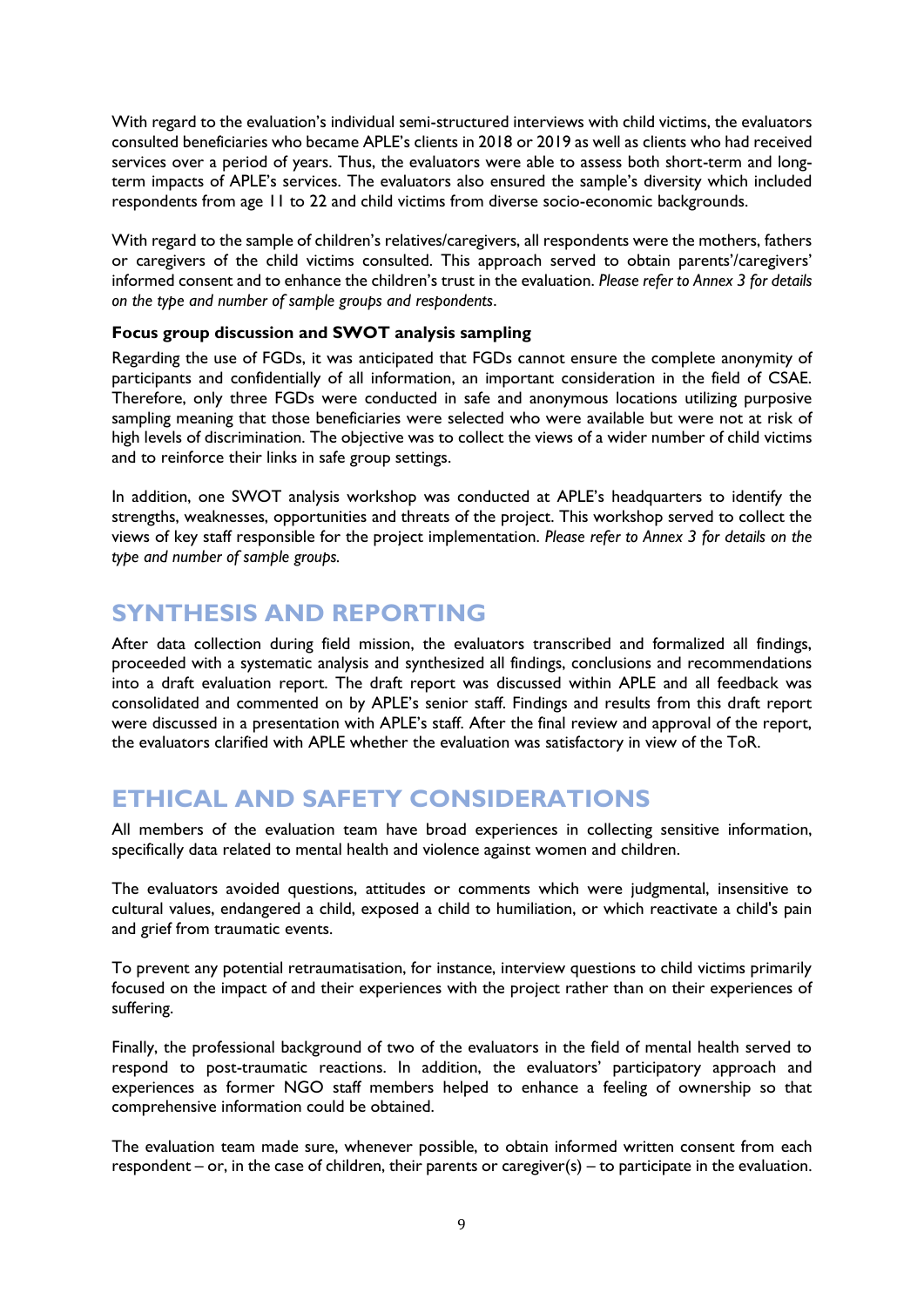With regard to the evaluation's individual semi-structured interviews with child victims, the evaluators consulted beneficiaries who became APLE's clients in 2018 or 2019 as well as clients who had received services over a period of years. Thus, the evaluators were able to assess both short-term and long-term impacts of APLE's services. The evaluators also ensured the sample's diversity which included respondents from age 11 to 22 and child victims from diverse socio-economic backgrounds.

With regard to the sample of children's relatives/caregivers, all respondents were the mothers, fathers or caregivers of the child victims consulted. This approach served to obtain parents'/caregivers' informed consent and to enhance the children's trust in the evaluation. *Please refer to Annex 3 for details on the type and number of sample groups and respondents*.

### Focus group discussion and SWOT analysis sampling

Regarding the use of FGDs, it was anticipated that FGDs cannot ensure the complete anonymity of participants and confidentially of all information, an important consideration in the field of CSAE. Therefore, only three FGDs were conducted in safe and anonymous locations utilizing purposive sampling meaning that those beneficiaries were selected who were available but were not at risk of high levels of discrimination. The objective was to collect the views of a wider number of child victims and to reinforce their links in safe group settings.

In addition, one SWOT analysis workshop was conducted at APLE's headquarters to identify the strengths, weaknesses, opportunities and threats of the project. This workshop served to collect the views of key staff responsible for the project implementation. *Please refer to Annex 3 for details on the type and number of sample groups.*

## SYNTHESIS AND REPORTING

After data collection during field mission, the evaluators transcribed and formalized all findings, proceeded with a systematic analysis and synthesized all findings, conclusions and recommendations into a draft evaluation report. The draft report was discussed within APLE and all feedback was consolidated and commented on by APLE's senior staff. Findings and results from this draft report were discussed in a presentation with APLE's staff. After the final review and approval of the report, the evaluators clarified with APLE whether the evaluation was satisfactory in view of the ToR.

## ETHICAL AND SAFETY CONSIDERATIONS

All members of the evaluation team have broad experiences in collecting sensitive information, specifically data related to mental health and violence against women and children.

The evaluators avoided questions, attitudes or comments which were judgmental, insensitive to cultural values, endangered a child, exposed a child to humiliation, or which reactivate a child's pain and grief from traumatic events.

To prevent any potential retraumatisation, for instance, interview questions to child victims primarily focused on the impact of and their experiences with the project rather than on their experiences of suffering.

Finally, the professional background of two of the evaluators in the field of mental health served to respond to post-traumatic reactions. In addition, the evaluators' participatory approach and experiences as former NGO staff members helped to enhance a feeling of ownership so that comprehensive information could be obtained.

The evaluation team made sure, whenever possible, to obtain informed written consent from each respondent – or, in the case of children, their parents or caregiver(s) – to participate in the evaluation.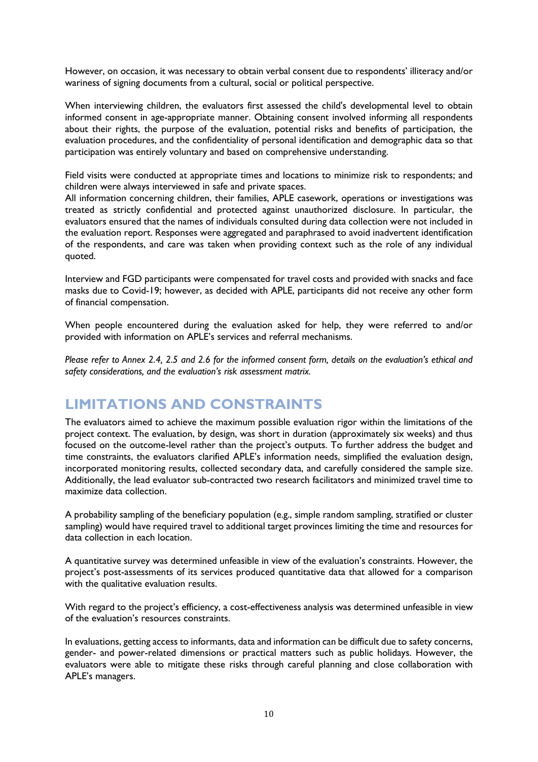However, on occasion, it was necessary to obtain verbal consent due to respondents' illiteracy and/or wariness of signing documents from a cultural, social or political perspective.

When interviewing children, the evaluators first assessed the child's developmental level to obtain informed consent in age-appropriate manner. Obtaining consent involved informing all respondents about their rights, the purpose of the evaluation, potential risks and benefits of participation, the evaluation procedures, and the confidentiality of personal identification and demographic data so that participation was entirely voluntary and based on comprehensive understanding.

Field visits were conducted at appropriate times and locations to minimize risk to respondents; and children were always interviewed in safe and private spaces.
All information concerning children, their families, APLE casework, operations or investigations was treated as strictly confidential and protected against unauthorized disclosure. In particular, the evaluators ensured that the names of individuals consulted during data collection were not included in the evaluation report. Responses were aggregated and paraphrased to avoid inadvertent identification of the respondents, and care was taken when providing context such as the role of any individual quoted.

Interview and FGD participants were compensated for travel costs and provided with snacks and face masks due to Covid-19; however, as decided with APLE, participants did not receive any other form of financial compensation.

When people encountered during the evaluation asked for help, they were referred to and/or provided with information on APLE's services and referral mechanisms.

*Please refer to Annex 2.4, 2.5 and 2.6 for the informed consent form, details on the evaluation's ethical and safety considerations, and the evaluation's risk assessment matrix.*

## LIMITATIONS AND CONSTRAINTS

The evaluators aimed to achieve the maximum possible evaluation rigor within the limitations of the project context. The evaluation, by design, was short in duration (approximately six weeks) and thus focused on the outcome-level rather than the project's outputs. To further address the budget and time constraints, the evaluators clarified APLE's information needs, simplified the evaluation design, incorporated monitoring results, collected secondary data, and carefully considered the sample size. Additionally, the lead evaluator sub-contracted two research facilitators and minimized travel time to maximize data collection.

A probability sampling of the beneficiary population (e.g., simple random sampling, stratified or cluster sampling) would have required travel to additional target provinces limiting the time and resources for data collection in each location.

A quantitative survey was determined unfeasible in view of the evaluation's constraints. However, the project's post-assessments of its services produced quantitative data that allowed for a comparison with the qualitative evaluation results.

With regard to the project's efficiency, a cost-effectiveness analysis was determined unfeasible in view of the evaluation's resources constraints.

In evaluations, getting access to informants, data and information can be difficult due to safety concerns, gender- and power-related dimensions or practical matters such as public holidays. However, the evaluators were able to mitigate these risks through careful planning and close collaboration with APLE's managers.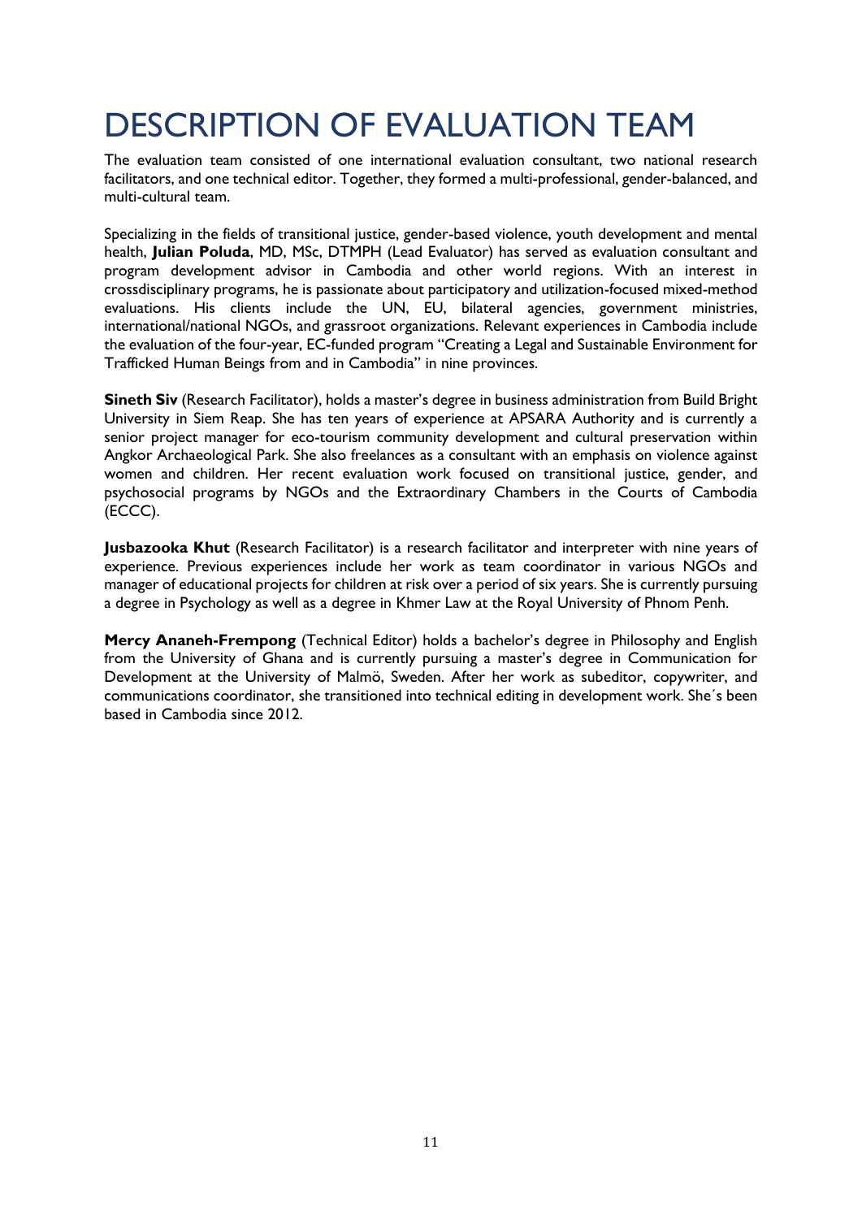# DESCRIPTION OF EVALUATION TEAM

The evaluation team consisted of one international evaluation consultant, two national research facilitators, and one technical editor. Together, they formed a multi-professional, gender-balanced, and multi-cultural team.

Specializing in the fields of transitional justice, gender-based violence, youth development and mental health, **Julian Poluda**, MD, MSc, DTMPH (Lead Evaluator) has served as evaluation consultant and program development advisor in Cambodia and other world regions. With an interest in crossdisciplinary programs, he is passionate about participatory and utilization-focused mixed-method evaluations. His clients include the UN, EU, bilateral agencies, government ministries, international/national NGOs, and grassroot organizations. Relevant experiences in Cambodia include the evaluation of the four-year, EC-funded program "Creating a Legal and Sustainable Environment for Trafficked Human Beings from and in Cambodia" in nine provinces.

**Sineth Siv** (Research Facilitator), holds a master's degree in business administration from Build Bright University in Siem Reap. She has ten years of experience at APSARA Authority and is currently a senior project manager for eco-tourism community development and cultural preservation within Angkor Archaeological Park. She also freelances as a consultant with an emphasis on violence against women and children. Her recent evaluation work focused on transitional justice, gender, and psychosocial programs by NGOs and the Extraordinary Chambers in the Courts of Cambodia (ECCC).

**Jusbazooka Khut** (Research Facilitator) is a research facilitator and interpreter with nine years of experience. Previous experiences include her work as team coordinator in various NGOs and manager of educational projects for children at risk over a period of six years. She is currently pursuing a degree in Psychology as well as a degree in Khmer Law at the Royal University of Phnom Penh.

**Mercy Ananeh-Frempong** (Technical Editor) holds a bachelor's degree in Philosophy and English from the University of Ghana and is currently pursuing a master's degree in Communication for Development at the University of Malmö, Sweden. After her work as subeditor, copywriter, and communications coordinator, she transitioned into technical editing in development work. She´s been based in Cambodia since 2012.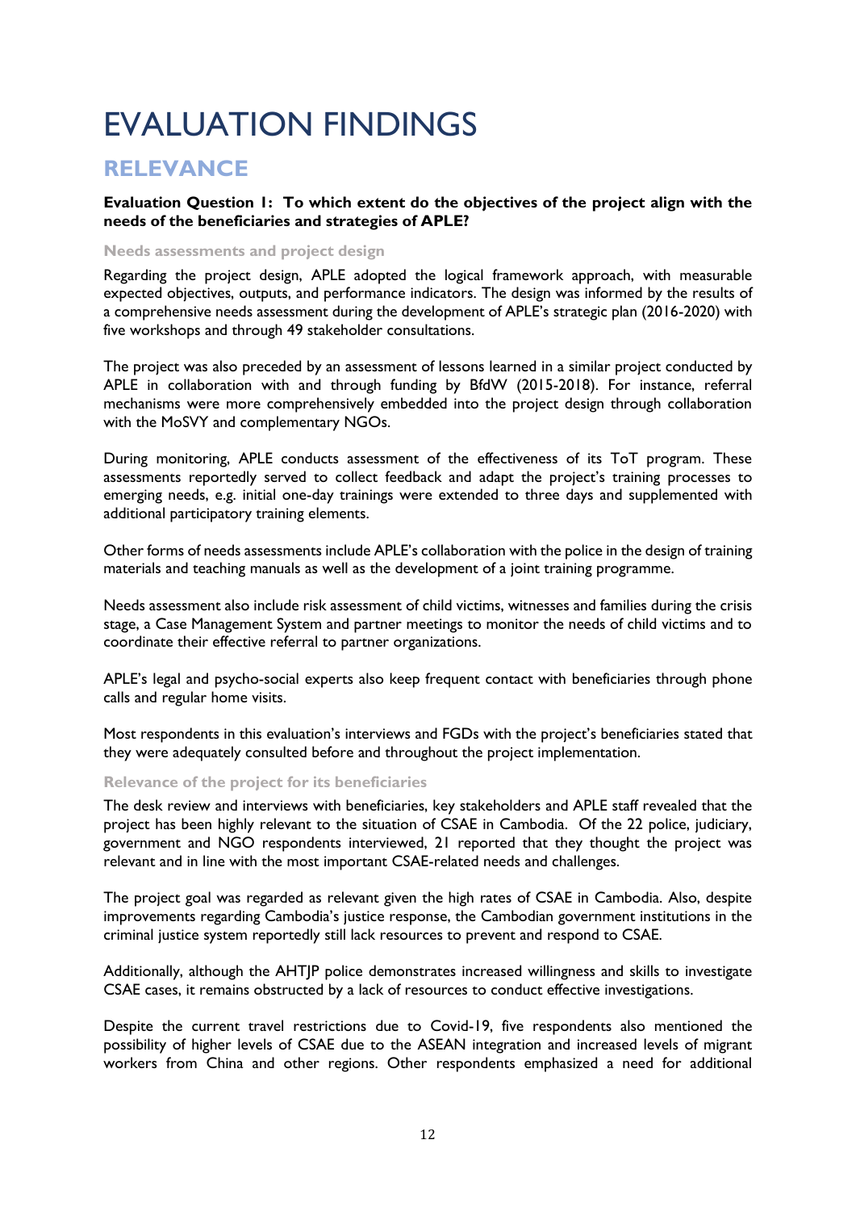# EVALUATION FINDINGS

## RELEVANCE

**Evaluation Question 1: To which extent do the objectives of the project align with the needs of the beneficiaries and strategies of APLE?**

#### Needs assessments and project design

Regarding the project design, APLE adopted the logical framework approach, with measurable expected objectives, outputs, and performance indicators. The design was informed by the results of a comprehensive needs assessment during the development of APLE's strategic plan (2016-2020) with five workshops and through 49 stakeholder consultations.

The project was also preceded by an assessment of lessons learned in a similar project conducted by APLE in collaboration with and through funding by BfdW (2015-2018). For instance, referral mechanisms were more comprehensively embedded into the project design through collaboration with the MoSVY and complementary NGOs.

During monitoring, APLE conducts assessment of the effectiveness of its ToT program. These assessments reportedly served to collect feedback and adapt the project's training processes to emerging needs, e.g. initial one-day trainings were extended to three days and supplemented with additional participatory training elements.

Other forms of needs assessments include APLE's collaboration with the police in the design of training materials and teaching manuals as well as the development of a joint training programme.

Needs assessment also include risk assessment of child victims, witnesses and families during the crisis stage, a Case Management System and partner meetings to monitor the needs of child victims and to coordinate their effective referral to partner organizations.

APLE's legal and psycho-social experts also keep frequent contact with beneficiaries through phone calls and regular home visits.

Most respondents in this evaluation's interviews and FGDs with the project's beneficiaries stated that they were adequately consulted before and throughout the project implementation.

#### Relevance of the project for its beneficiaries

The desk review and interviews with beneficiaries, key stakeholders and APLE staff revealed that the project has been highly relevant to the situation of CSAE in Cambodia. Of the 22 police, judiciary, government and NGO respondents interviewed, 21 reported that they thought the project was relevant and in line with the most important CSAE-related needs and challenges.

The project goal was regarded as relevant given the high rates of CSAE in Cambodia. Also, despite improvements regarding Cambodia's justice response, the Cambodian government institutions in the criminal justice system reportedly still lack resources to prevent and respond to CSAE.

Additionally, although the AHTJP police demonstrates increased willingness and skills to investigate CSAE cases, it remains obstructed by a lack of resources to conduct effective investigations.

Despite the current travel restrictions due to Covid-19, five respondents also mentioned the possibility of higher levels of CSAE due to the ASEAN integration and increased levels of migrant workers from China and other regions. Other respondents emphasized a need for additional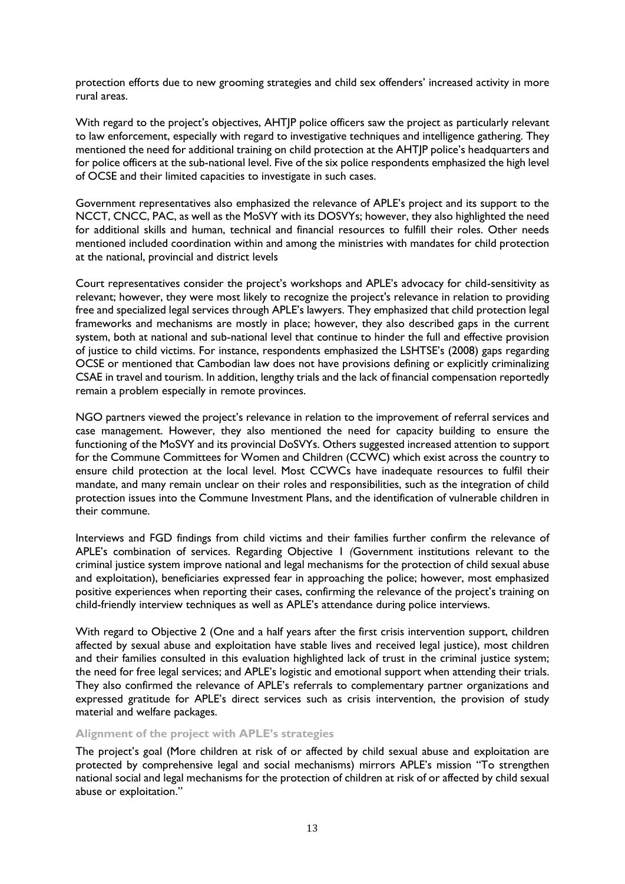protection efforts due to new grooming strategies and child sex offenders' increased activity in more rural areas.

With regard to the project's objectives, AHTJP police officers saw the project as particularly relevant to law enforcement, especially with regard to investigative techniques and intelligence gathering. They mentioned the need for additional training on child protection at the AHTJP police's headquarters and for police officers at the sub-national level. Five of the six police respondents emphasized the high level of OCSE and their limited capacities to investigate in such cases.

Government representatives also emphasized the relevance of APLE's project and its support to the NCCT, CNCC, PAC, as well as the MoSVY with its DOSVYs; however, they also highlighted the need for additional skills and human, technical and financial resources to fulfill their roles. Other needs mentioned included coordination within and among the ministries with mandates for child protection at the national, provincial and district levels

Court representatives consider the project's workshops and APLE's advocacy for child-sensitivity as relevant; however, they were most likely to recognize the project's relevance in relation to providing free and specialized legal services through APLE's lawyers. They emphasized that child protection legal frameworks and mechanisms are mostly in place; however, they also described gaps in the current system, both at national and sub-national level that continue to hinder the full and effective provision of justice to child victims. For instance, respondents emphasized the LSHTSE's (2008) gaps regarding OCSE or mentioned that Cambodian law does not have provisions defining or explicitly criminalizing CSAE in travel and tourism. In addition, lengthy trials and the lack of financial compensation reportedly remain a problem especially in remote provinces.

NGO partners viewed the project's relevance in relation to the improvement of referral services and case management. However, they also mentioned the need for capacity building to ensure the functioning of the MoSVY and its provincial DoSVYs. Others suggested increased attention to support for the Commune Committees for Women and Children (CCWC) which exist across the country to ensure child protection at the local level. Most CCWCs have inadequate resources to fulfil their mandate, and many remain unclear on their roles and responsibilities, such as the integration of child protection issues into the Commune Investment Plans, and the identification of vulnerable children in their commune.

Interviews and FGD findings from child victims and their families further confirm the relevance of APLE's combination of services. Regarding Objective 1 *(*Government institutions relevant to the criminal justice system improve national and legal mechanisms for the protection of child sexual abuse and exploitation), beneficiaries expressed fear in approaching the police; however, most emphasized positive experiences when reporting their cases, confirming the relevance of the project's training on child-friendly interview techniques as well as APLE's attendance during police interviews.

With regard to Objective 2 (One and a half years after the first crisis intervention support, children affected by sexual abuse and exploitation have stable lives and received legal justice), most children and their families consulted in this evaluation highlighted lack of trust in the criminal justice system; the need for free legal services; and APLE's logistic and emotional support when attending their trials. They also confirmed the relevance of APLE's referrals to complementary partner organizations and expressed gratitude for APLE's direct services such as crisis intervention, the provision of study material and welfare packages.

### Alignment of the project with APLE's strategies

The project's goal (More children at risk of or affected by child sexual abuse and exploitation are protected by comprehensive legal and social mechanisms) mirrors APLE's mission "To strengthen national social and legal mechanisms for the protection of children at risk of or affected by child sexual abuse or exploitation."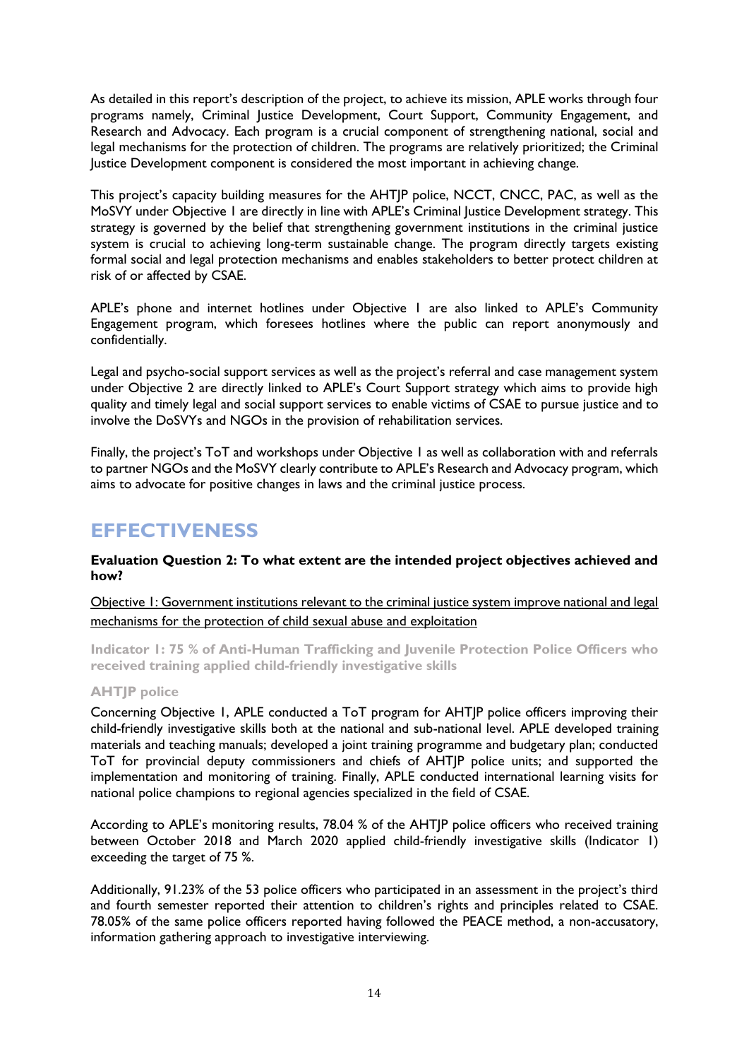As detailed in this report's description of the project, to achieve its mission, APLE works through four programs namely, Criminal Justice Development, Court Support, Community Engagement, and Research and Advocacy. Each program is a crucial component of strengthening national, social and legal mechanisms for the protection of children. The programs are relatively prioritized; the Criminal Justice Development component is considered the most important in achieving change.

This project's capacity building measures for the AHTJP police, NCCT, CNCC, PAC, as well as the MoSVY under Objective 1 are directly in line with APLE's Criminal Justice Development strategy. This strategy is governed by the belief that strengthening government institutions in the criminal justice system is crucial to achieving long-term sustainable change. The program directly targets existing formal social and legal protection mechanisms and enables stakeholders to better protect children at risk of or affected by CSAE.

APLE's phone and internet hotlines under Objective 1 are also linked to APLE's Community Engagement program, which foresees hotlines where the public can report anonymously and confidentially.

Legal and psycho-social support services as well as the project's referral and case management system under Objective 2 are directly linked to APLE's Court Support strategy which aims to provide high quality and timely legal and social support services to enable victims of CSAE to pursue justice and to involve the DoSVYs and NGOs in the provision of rehabilitation services.

Finally, the project's ToT and workshops under Objective 1 as well as collaboration with and referrals to partner NGOs and the MoSVY clearly contribute to APLE's Research and Advocacy program, which aims to advocate for positive changes in laws and the criminal justice process.

# EFFECTIVENESS

**Evaluation Question 2: To what extent are the intended project objectives achieved and how?**

Objective 1: Government institutions relevant to the criminal justice system improve national and legal mechanisms for the protection of child sexual abuse and exploitation

### Indicator 1: 75 % of Anti-Human Trafficking and Juvenile Protection Police Officers who received training applied child-friendly investigative skills

#### AHTJP police

Concerning Objective 1, APLE conducted a ToT program for AHTJP police officers improving their child-friendly investigative skills both at the national and sub-national level. APLE developed training materials and teaching manuals; developed a joint training programme and budgetary plan; conducted ToT for provincial deputy commissioners and chiefs of AHTJP police units; and supported the implementation and monitoring of training. Finally, APLE conducted international learning visits for national police champions to regional agencies specialized in the field of CSAE.

According to APLE's monitoring results, 78.04 % of the AHTJP police officers who received training between October 2018 and March 2020 applied child-friendly investigative skills (Indicator 1) exceeding the target of 75 %.

Additionally, 91.23% of the 53 police officers who participated in an assessment in the project's third and fourth semester reported their attention to children's rights and principles related to CSAE. 78.05% of the same police officers reported having followed the PEACE method, a non-accusatory, information gathering approach to investigative interviewing.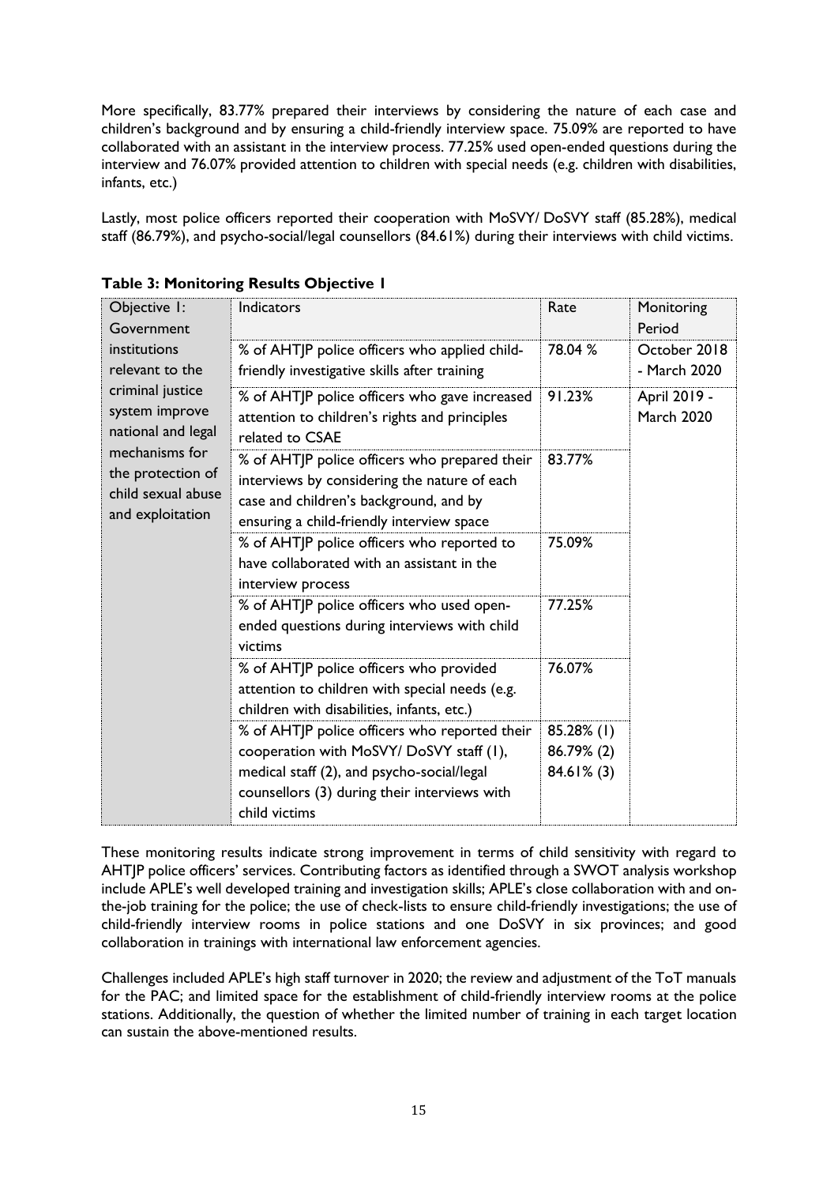More specifically, 83.77% prepared their interviews by considering the nature of each case and children's background and by ensuring a child-friendly interview space. 75.09% are reported to have collaborated with an assistant in the interview process. 77.25% used open-ended questions during the interview and 76.07% provided attention to children with special needs (e.g. children with disabilities, infants, etc.)

Lastly, most police officers reported their cooperation with MoSVY/ DoSVY staff (85.28%), medical staff (86.79%), and psycho-social/legal counsellors (84.61%) during their interviews with child victims.

**Table 3: Monitoring Results Objective 1**

| Objective 1: Government institutions relevant to the criminal justice system improve national and legal mechanisms for the protection of child sexual abuse and exploitation | Indicators | Rate | Monitoring Period |
|---|---|---|---|
| | % of AHTJP police officers who applied child-friendly investigative skills after training | 78.04 % | October 2018 - March 2020 |
| | % of AHTJP police officers who gave increased attention to children's rights and principles related to CSAE | 91.23% | April 2019 - March 2020 |
| | % of AHTJP police officers who prepared their interviews by considering the nature of each case and children's background, and by ensuring a child-friendly interview space | 83.77% | |
| | % of AHTJP police officers who reported to have collaborated with an assistant in the interview process | 75.09% | |
| | % of AHTJP police officers who used open-ended questions during interviews with child victims | 77.25% | |
| | % of AHTJP police officers who provided attention to children with special needs (e.g. children with disabilities, infants, etc.) | 76.07% | |
| | % of AHTJP police officers who reported their cooperation with MoSVY/ DoSVY staff (1), medical staff (2), and psycho-social/legal counsellors (3) during their interviews with child victims | 85.28% (1) 86.79% (2) 84.61% (3) | |

These monitoring results indicate strong improvement in terms of child sensitivity with regard to AHTJP police officers' services. Contributing factors as identified through a SWOT analysis workshop include APLE's well developed training and investigation skills; APLE's close collaboration with and on-the-job training for the police; the use of check-lists to ensure child-friendly investigations; the use of child-friendly interview rooms in police stations and one DoSVY in six provinces; and good collaboration in trainings with international law enforcement agencies.

Challenges included APLE's high staff turnover in 2020; the review and adjustment of the ToT manuals for the PAC; and limited space for the establishment of child-friendly interview rooms at the police stations. Additionally, the question of whether the limited number of training in each target location can sustain the above-mentioned results.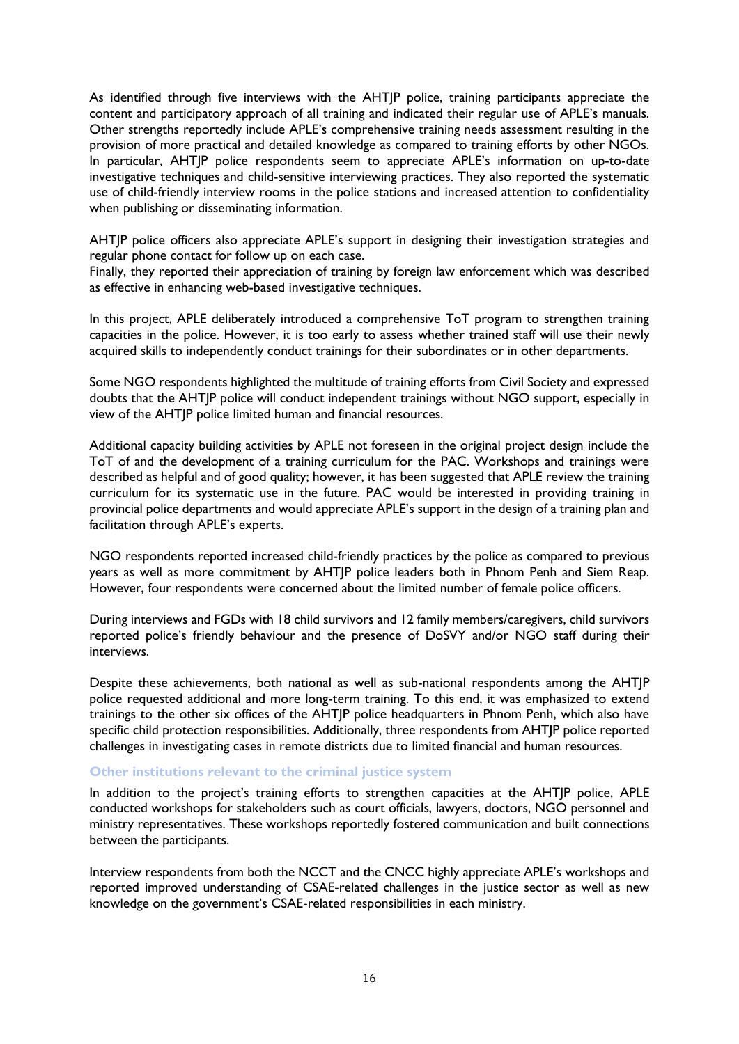As identified through five interviews with the AHTJP police, training participants appreciate the content and participatory approach of all training and indicated their regular use of APLE's manuals. Other strengths reportedly include APLE's comprehensive training needs assessment resulting in the provision of more practical and detailed knowledge as compared to training efforts by other NGOs. In particular, AHTJP police respondents seem to appreciate APLE's information on up-to-date investigative techniques and child-sensitive interviewing practices. They also reported the systematic use of child-friendly interview rooms in the police stations and increased attention to confidentiality when publishing or disseminating information.

AHTJP police officers also appreciate APLE's support in designing their investigation strategies and regular phone contact for follow up on each case.
Finally, they reported their appreciation of training by foreign law enforcement which was described as effective in enhancing web-based investigative techniques.

In this project, APLE deliberately introduced a comprehensive ToT program to strengthen training capacities in the police. However, it is too early to assess whether trained staff will use their newly acquired skills to independently conduct trainings for their subordinates or in other departments.

Some NGO respondents highlighted the multitude of training efforts from Civil Society and expressed doubts that the AHTJP police will conduct independent trainings without NGO support, especially in view of the AHTJP police limited human and financial resources.

Additional capacity building activities by APLE not foreseen in the original project design include the ToT of and the development of a training curriculum for the PAC. Workshops and trainings were described as helpful and of good quality; however, it has been suggested that APLE review the training curriculum for its systematic use in the future. PAC would be interested in providing training in provincial police departments and would appreciate APLE's support in the design of a training plan and facilitation through APLE's experts.

NGO respondents reported increased child-friendly practices by the police as compared to previous years as well as more commitment by AHTJP police leaders both in Phnom Penh and Siem Reap. However, four respondents were concerned about the limited number of female police officers.

During interviews and FGDs with 18 child survivors and 12 family members/caregivers, child survivors reported police's friendly behaviour and the presence of DoSVY and/or NGO staff during their interviews.

Despite these achievements, both national as well as sub-national respondents among the AHTJP police requested additional and more long-term training. To this end, it was emphasized to extend trainings to the other six offices of the AHTJP police headquarters in Phnom Penh, which also have specific child protection responsibilities. Additionally, three respondents from AHTJP police reported challenges in investigating cases in remote districts due to limited financial and human resources.

#### Other institutions relevant to the criminal justice system

In addition to the project's training efforts to strengthen capacities at the AHTJP police, APLE conducted workshops for stakeholders such as court officials, lawyers, doctors, NGO personnel and ministry representatives. These workshops reportedly fostered communication and built connections between the participants.

Interview respondents from both the NCCT and the CNCC highly appreciate APLE's workshops and reported improved understanding of CSAE-related challenges in the justice sector as well as new knowledge on the government's CSAE-related responsibilities in each ministry.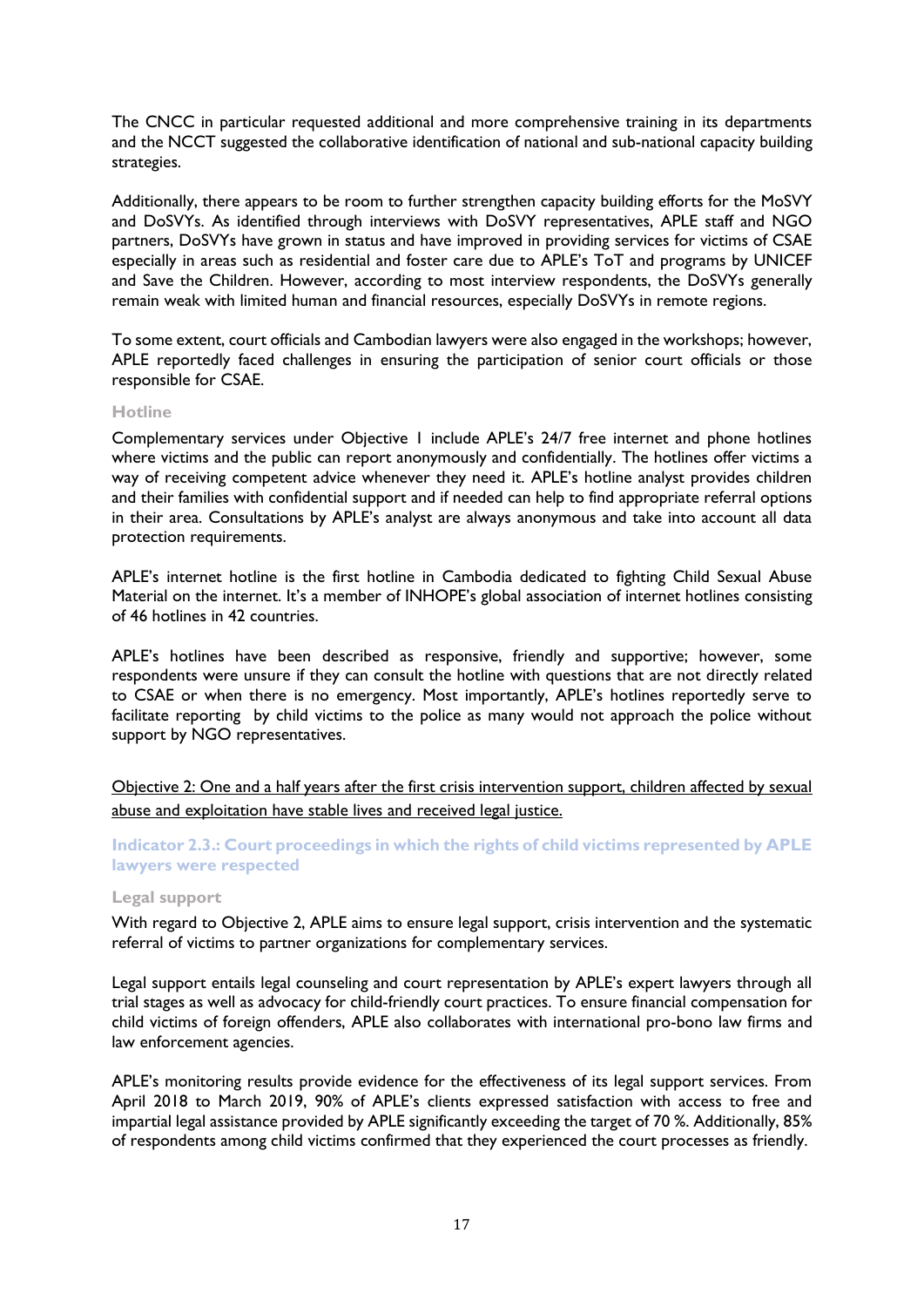The CNCC in particular requested additional and more comprehensive training in its departments and the NCCT suggested the collaborative identification of national and sub-national capacity building strategies.

Additionally, there appears to be room to further strengthen capacity building efforts for the MoSVY and DoSVYs. As identified through interviews with DoSVY representatives, APLE staff and NGO partners, DoSVYs have grown in status and have improved in providing services for victims of CSAE especially in areas such as residential and foster care due to APLE's ToT and programs by UNICEF and Save the Children. However, according to most interview respondents, the DoSVYs generally remain weak with limited human and financial resources, especially DoSVYs in remote regions.

To some extent, court officials and Cambodian lawyers were also engaged in the workshops; however, APLE reportedly faced challenges in ensuring the participation of senior court officials or those responsible for CSAE.

#### Hotline

Complementary services under Objective 1 include APLE's 24/7 free internet and phone hotlines where victims and the public can report anonymously and confidentially. The hotlines offer victims a way of receiving competent advice whenever they need it. APLE's hotline analyst provides children and their families with confidential support and if needed can help to find appropriate referral options in their area. Consultations by APLE's analyst are always anonymous and take into account all data protection requirements.

APLE's internet hotline is the first hotline in Cambodia dedicated to fighting Child Sexual Abuse Material on the internet. It's a member of INHOPE's global association of internet hotlines consisting of 46 hotlines in 42 countries.

APLE's hotlines have been described as responsive, friendly and supportive; however, some respondents were unsure if they can consult the hotline with questions that are not directly related to CSAE or when there is no emergency. Most importantly, APLE's hotlines reportedly serve to facilitate reporting by child victims to the police as many would not approach the police without support by NGO representatives.

<u>Objective 2: One and a half years after the first crisis intervention support, children affected by sexual abuse and exploitation have stable lives and received legal justice.</u>

### Indicator 2.3.: Court proceedings in which the rights of child victims represented by APLE lawyers were respected

#### Legal support

With regard to Objective 2, APLE aims to ensure legal support, crisis intervention and the systematic referral of victims to partner organizations for complementary services.

Legal support entails legal counseling and court representation by APLE's expert lawyers through all trial stages as well as advocacy for child-friendly court practices. To ensure financial compensation for child victims of foreign offenders, APLE also collaborates with international pro-bono law firms and law enforcement agencies.

APLE's monitoring results provide evidence for the effectiveness of its legal support services. From April 2018 to March 2019, 90% of APLE's clients expressed satisfaction with access to free and impartial legal assistance provided by APLE significantly exceeding the target of 70 %. Additionally, 85% of respondents among child victims confirmed that they experienced the court processes as friendly.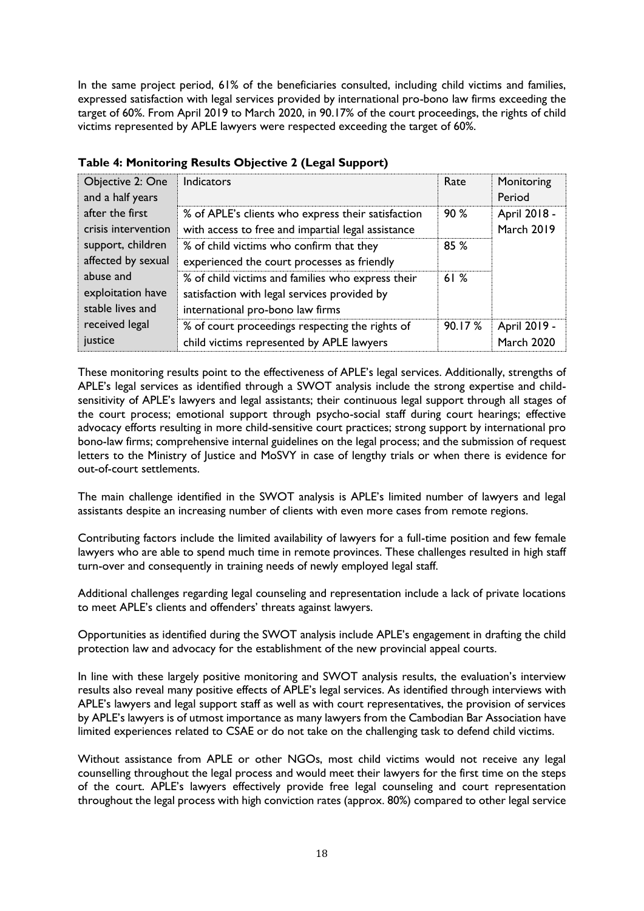In the same project period, 61% of the beneficiaries consulted, including child victims and families, expressed satisfaction with legal services provided by international pro-bono law firms exceeding the target of 60%. From April 2019 to March 2020, in 90.17% of the court proceedings, the rights of child victims represented by APLE lawyers were respected exceeding the target of 60%.

**Table 4: Monitoring Results Objective 2 (Legal Support)**

| Objective 2: One and a half years after the first crisis intervention support, children affected by sexual abuse and exploitation have stable lives and received legal justice | Indicators | Rate | Monitoring Period |
|---|---|---|---|
| | % of APLE's clients who express their satisfaction with access to free and impartial legal assistance | 90 % | April 2018 - March 2019 |
| | % of child victims who confirm that they experienced the court processes as friendly | 85 % | |
| | % of child victims and families who express their satisfaction with legal services provided by international pro-bono law firms | 61 % | |
| | % of court proceedings respecting the rights of child victims represented by APLE lawyers | 90.17 % | April 2019 - March 2020 |

These monitoring results point to the effectiveness of APLE's legal services. Additionally, strengths of APLE's legal services as identified through a SWOT analysis include the strong expertise and child-sensitivity of APLE's lawyers and legal assistants; their continuous legal support through all stages of the court process; emotional support through psycho-social staff during court hearings; effective advocacy efforts resulting in more child-sensitive court practices; strong support by international pro bono-law firms; comprehensive internal guidelines on the legal process; and the submission of request letters to the Ministry of Justice and MoSVY in case of lengthy trials or when there is evidence for out-of-court settlements.

The main challenge identified in the SWOT analysis is APLE's limited number of lawyers and legal assistants despite an increasing number of clients with even more cases from remote regions.

Contributing factors include the limited availability of lawyers for a full-time position and few female lawyers who are able to spend much time in remote provinces. These challenges resulted in high staff turn-over and consequently in training needs of newly employed legal staff.

Additional challenges regarding legal counseling and representation include a lack of private locations to meet APLE's clients and offenders' threats against lawyers.

Opportunities as identified during the SWOT analysis include APLE's engagement in drafting the child protection law and advocacy for the establishment of the new provincial appeal courts.

In line with these largely positive monitoring and SWOT analysis results, the evaluation's interview results also reveal many positive effects of APLE's legal services. As identified through interviews with APLE's lawyers and legal support staff as well as with court representatives, the provision of services by APLE's lawyers is of utmost importance as many lawyers from the Cambodian Bar Association have limited experiences related to CSAE or do not take on the challenging task to defend child victims.

Without assistance from APLE or other NGOs, most child victims would not receive any legal counselling throughout the legal process and would meet their lawyers for the first time on the steps of the court. APLE's lawyers effectively provide free legal counseling and court representation throughout the legal process with high conviction rates (approx. 80%) compared to other legal service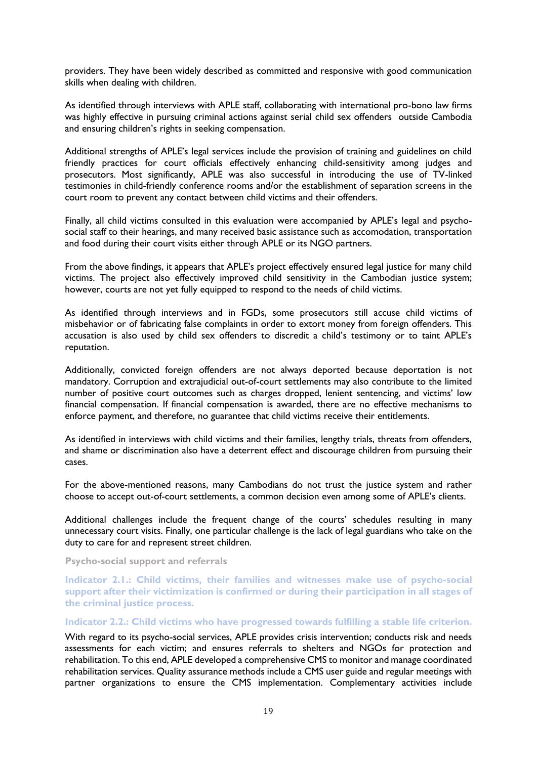providers. They have been widely described as committed and responsive with good communication skills when dealing with children.

As identified through interviews with APLE staff, collaborating with international pro-bono law firms was highly effective in pursuing criminal actions against serial child sex offenders outside Cambodia and ensuring children's rights in seeking compensation.

Additional strengths of APLE's legal services include the provision of training and guidelines on child friendly practices for court officials effectively enhancing child-sensitivity among judges and prosecutors. Most significantly, APLE was also successful in introducing the use of TV-linked testimonies in child-friendly conference rooms and/or the establishment of separation screens in the court room to prevent any contact between child victims and their offenders.

Finally, all child victims consulted in this evaluation were accompanied by APLE's legal and psycho-social staff to their hearings, and many received basic assistance such as accomodation, transportation and food during their court visits either through APLE or its NGO partners.

From the above findings, it appears that APLE's project effectively ensured legal justice for many child victims. The project also effectively improved child sensitivity in the Cambodian justice system; however, courts are not yet fully equipped to respond to the needs of child victims.

As identified through interviews and in FGDs, some prosecutors still accuse child victims of misbehavior or of fabricating false complaints in order to extort money from foreign offenders. This accusation is also used by child sex offenders to discredit a child's testimony or to taint APLE's reputation.

Additionally, convicted foreign offenders are not always deported because deportation is not mandatory. Corruption and extrajudicial out-of-court settlements may also contribute to the limited number of positive court outcomes such as charges dropped, lenient sentencing, and victims' low financial compensation. If financial compensation is awarded, there are no effective mechanisms to enforce payment, and therefore, no guarantee that child victims receive their entitlements.

As identified in interviews with child victims and their families, lengthy trials, threats from offenders, and shame or discrimination also have a deterrent effect and discourage children from pursuing their cases.

For the above-mentioned reasons, many Cambodians do not trust the justice system and rather choose to accept out-of-court settlements, a common decision even among some of APLE's clients.

Additional challenges include the frequent change of the courts' schedules resulting in many unnecessary court visits. Finally, one particular challenge is the lack of legal guardians who take on the duty to care for and represent street children.

**Psycho-social support and referrals**

**Indicator 2.1.: Child victims, their families and witnesses make use of psycho-social support after their victimization is confirmed or during their participation in all stages of the criminal justice process.**

**Indicator 2.2.: Child victims who have progressed towards fulfilling a stable life criterion.**

With regard to its psycho-social services, APLE provides crisis intervention; conducts risk and needs assessments for each victim; and ensures referrals to shelters and NGOs for protection and rehabilitation. To this end, APLE developed a comprehensive CMS to monitor and manage coordinated rehabilitation services. Quality assurance methods include a CMS user guide and regular meetings with partner organizations to ensure the CMS implementation. Complementary activities include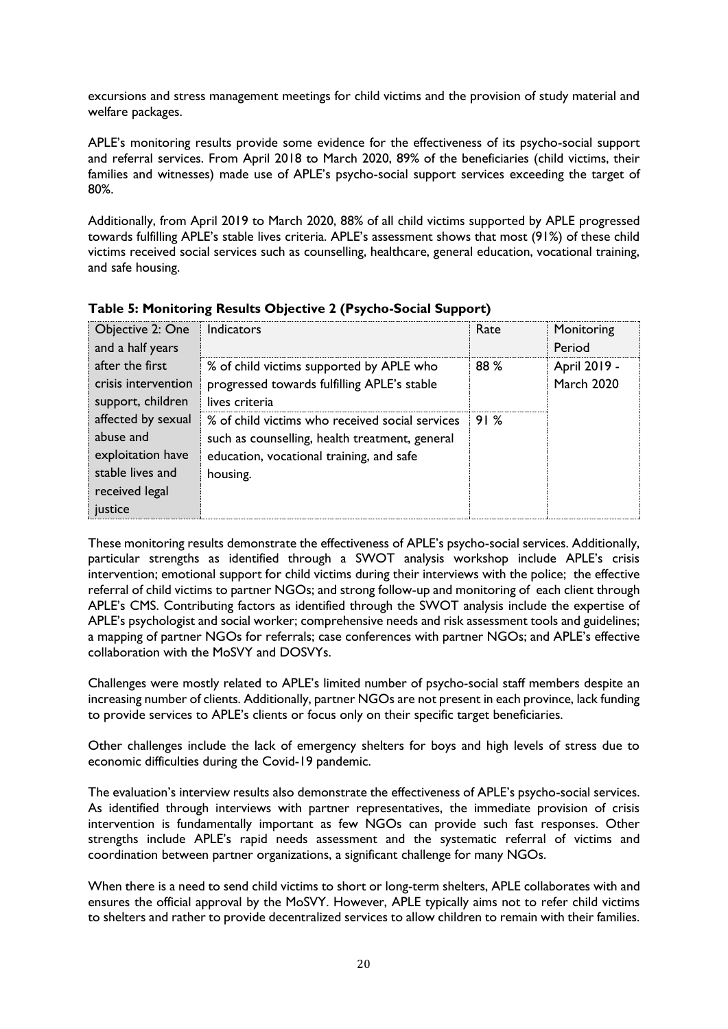excursions and stress management meetings for child victims and the provision of study material and welfare packages.

APLE's monitoring results provide some evidence for the effectiveness of its psycho-social support and referral services. From April 2018 to March 2020, 89% of the beneficiaries (child victims, their families and witnesses) made use of APLE's psycho-social support services exceeding the target of 80%.

Additionally, from April 2019 to March 2020, 88% of all child victims supported by APLE progressed towards fulfilling APLE's stable lives criteria. APLE's assessment shows that most (91%) of these child victims received social services such as counselling, healthcare, general education, vocational training, and safe housing.

**Table 5: Monitoring Results Objective 2 (Psycho-Social Support)**

| Objective 2: One and a half years after the first crisis intervention support, children affected by sexual abuse and exploitation have stable lives and received legal justice | Indicators | Rate | Monitoring Period |
|---|---|---|---|
| | % of child victims supported by APLE who progressed towards fulfilling APLE's stable lives criteria | 88 % | April 2019 - March 2020 |
| | % of child victims who received social services such as counselling, health treatment, general education, vocational training, and safe housing. | 91 % | |

These monitoring results demonstrate the effectiveness of APLE's psycho-social services. Additionally, particular strengths as identified through a SWOT analysis workshop include APLE's crisis intervention; emotional support for child victims during their interviews with the police; the effective referral of child victims to partner NGOs; and strong follow-up and monitoring of each client through APLE's CMS. Contributing factors as identified through the SWOT analysis include the expertise of APLE's psychologist and social worker; comprehensive needs and risk assessment tools and guidelines; a mapping of partner NGOs for referrals; case conferences with partner NGOs; and APLE's effective collaboration with the MoSVY and DOSVYs.

Challenges were mostly related to APLE's limited number of psycho-social staff members despite an increasing number of clients. Additionally, partner NGOs are not present in each province, lack funding to provide services to APLE's clients or focus only on their specific target beneficiaries.

Other challenges include the lack of emergency shelters for boys and high levels of stress due to economic difficulties during the Covid-19 pandemic.

The evaluation's interview results also demonstrate the effectiveness of APLE's psycho-social services. As identified through interviews with partner representatives, the immediate provision of crisis intervention is fundamentally important as few NGOs can provide such fast responses. Other strengths include APLE's rapid needs assessment and the systematic referral of victims and coordination between partner organizations, a significant challenge for many NGOs.

When there is a need to send child victims to short or long-term shelters, APLE collaborates with and ensures the official approval by the MoSVY. However, APLE typically aims not to refer child victims to shelters and rather to provide decentralized services to allow children to remain with their families.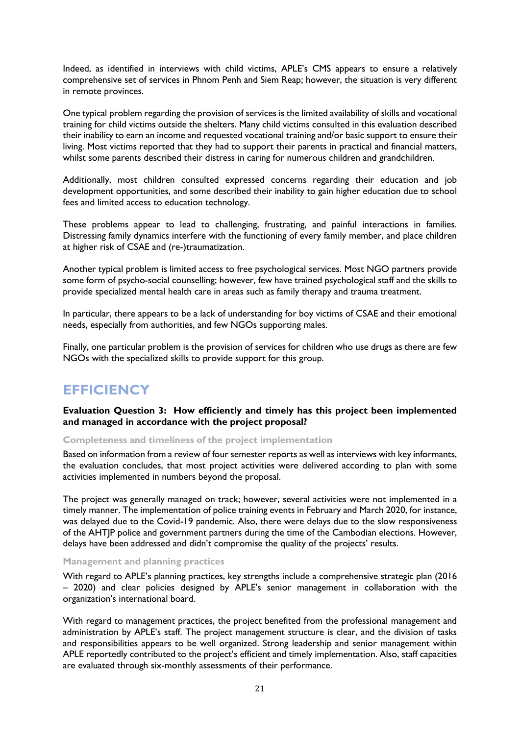Indeed, as identified in interviews with child victims, APLE's CMS appears to ensure a relatively comprehensive set of services in Phnom Penh and Siem Reap; however, the situation is very different in remote provinces.

One typical problem regarding the provision of services is the limited availability of skills and vocational training for child victims outside the shelters. Many child victims consulted in this evaluation described their inability to earn an income and requested vocational training and/or basic support to ensure their living. Most victims reported that they had to support their parents in practical and financial matters, whilst some parents described their distress in caring for numerous children and grandchildren.

Additionally, most children consulted expressed concerns regarding their education and job development opportunities, and some described their inability to gain higher education due to school fees and limited access to education technology.

These problems appear to lead to challenging, frustrating, and painful interactions in families. Distressing family dynamics interfere with the functioning of every family member, and place children at higher risk of CSAE and (re-)traumatization.

Another typical problem is limited access to free psychological services. Most NGO partners provide some form of psycho-social counselling; however, few have trained psychological staff and the skills to provide specialized mental health care in areas such as family therapy and trauma treatment.

In particular, there appears to be a lack of understanding for boy victims of CSAE and their emotional needs, especially from authorities, and few NGOs supporting males.

Finally, one particular problem is the provision of services for children who use drugs as there are few NGOs with the specialized skills to provide support for this group.

# EFFICIENCY

**Evaluation Question 3: How efficiently and timely has this project been implemented and managed in accordance with the project proposal?**

### Completeness and timeliness of the project implementation

Based on information from a review of four semester reports as well as interviews with key informants, the evaluation concludes, that most project activities were delivered according to plan with some activities implemented in numbers beyond the proposal.

The project was generally managed on track; however, several activities were not implemented in a timely manner. The implementation of police training events in February and March 2020, for instance, was delayed due to the Covid-19 pandemic. Also, there were delays due to the slow responsiveness of the AHTJP police and government partners during the time of the Cambodian elections. However, delays have been addressed and didn't compromise the quality of the projects' results.

### Management and planning practices

With regard to APLE's planning practices, key strengths include a comprehensive strategic plan (2016 – 2020) and clear policies designed by APLE's senior management in collaboration with the organization's international board.

With regard to management practices, the project benefited from the professional management and administration by APLE's staff. The project management structure is clear, and the division of tasks and responsibilities appears to be well organized. Strong leadership and senior management within APLE reportedly contributed to the project's efficient and timely implementation. Also, staff capacities are evaluated through six-monthly assessments of their performance.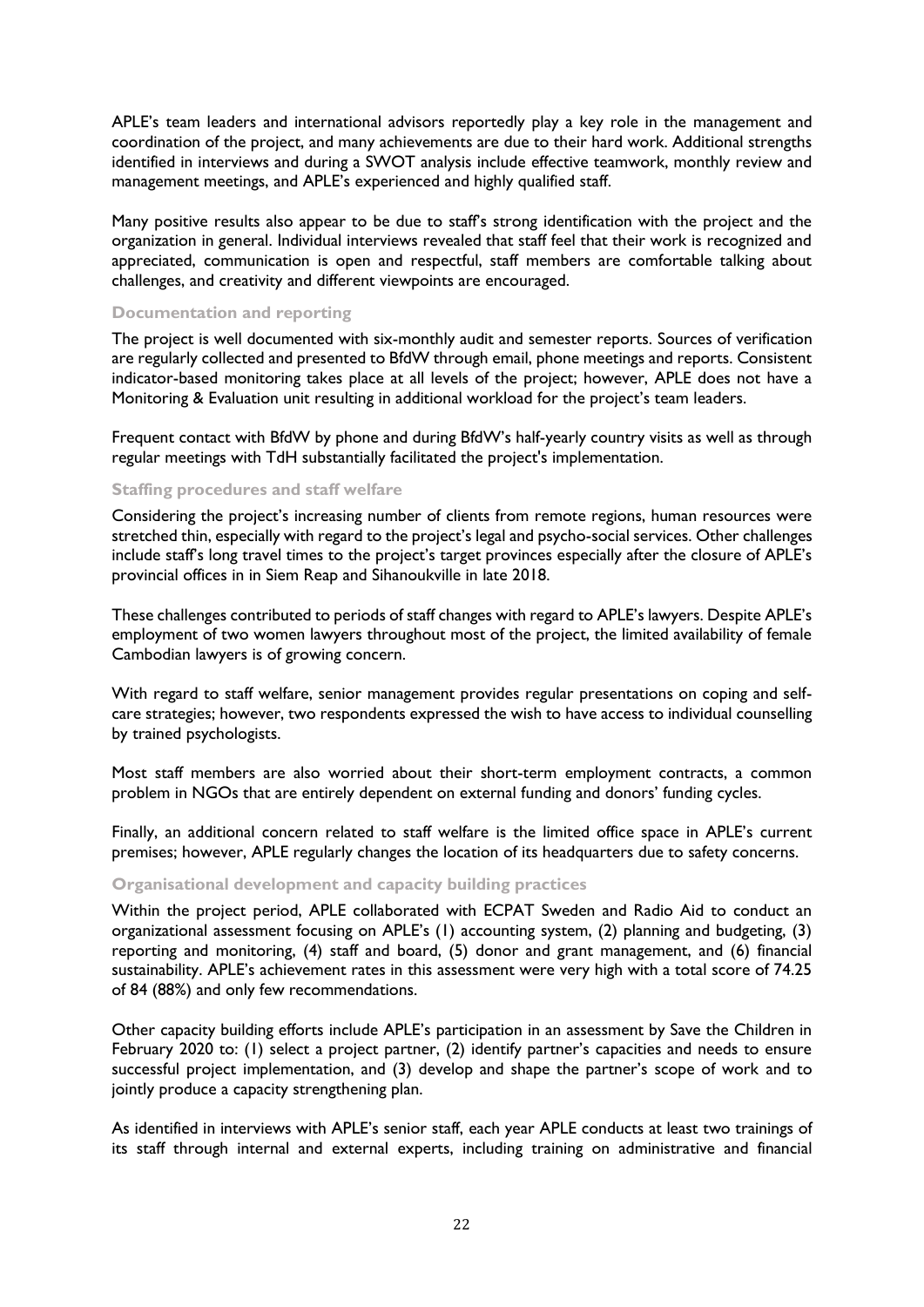APLE's team leaders and international advisors reportedly play a key role in the management and coordination of the project, and many achievements are due to their hard work. Additional strengths identified in interviews and during a SWOT analysis include effective teamwork, monthly review and management meetings, and APLE's experienced and highly qualified staff.

Many positive results also appear to be due to staff's strong identification with the project and the organization in general. Individual interviews revealed that staff feel that their work is recognized and appreciated, communication is open and respectful, staff members are comfortable talking about challenges, and creativity and different viewpoints are encouraged.

### Documentation and reporting

The project is well documented with six-monthly audit and semester reports. Sources of verification are regularly collected and presented to BfdW through email, phone meetings and reports. Consistent indicator-based monitoring takes place at all levels of the project; however, APLE does not have a Monitoring & Evaluation unit resulting in additional workload for the project's team leaders.

Frequent contact with BfdW by phone and during BfdW's half-yearly country visits as well as through regular meetings with TdH substantially facilitated the project's implementation.

### Staffing procedures and staff welfare

Considering the project's increasing number of clients from remote regions, human resources were stretched thin, especially with regard to the project's legal and psycho-social services. Other challenges include staff's long travel times to the project's target provinces especially after the closure of APLE's provincial offices in in Siem Reap and Sihanoukville in late 2018.

These challenges contributed to periods of staff changes with regard to APLE's lawyers. Despite APLE's employment of two women lawyers throughout most of the project, the limited availability of female Cambodian lawyers is of growing concern.

With regard to staff welfare, senior management provides regular presentations on coping and self-care strategies; however, two respondents expressed the wish to have access to individual counselling by trained psychologists.

Most staff members are also worried about their short-term employment contracts, a common problem in NGOs that are entirely dependent on external funding and donors' funding cycles.

Finally, an additional concern related to staff welfare is the limited office space in APLE's current premises; however, APLE regularly changes the location of its headquarters due to safety concerns.

### Organisational development and capacity building practices

Within the project period, APLE collaborated with ECPAT Sweden and Radio Aid to conduct an organizational assessment focusing on APLE's (1) accounting system, (2) planning and budgeting, (3) reporting and monitoring, (4) staff and board, (5) donor and grant management, and (6) financial sustainability. APLE's achievement rates in this assessment were very high with a total score of 74.25 of 84 (88%) and only few recommendations.

Other capacity building efforts include APLE's participation in an assessment by Save the Children in February 2020 to: (1) select a project partner, (2) identify partner's capacities and needs to ensure successful project implementation, and (3) develop and shape the partner's scope of work and to jointly produce a capacity strengthening plan.

As identified in interviews with APLE's senior staff, each year APLE conducts at least two trainings of its staff through internal and external experts, including training on administrative and financial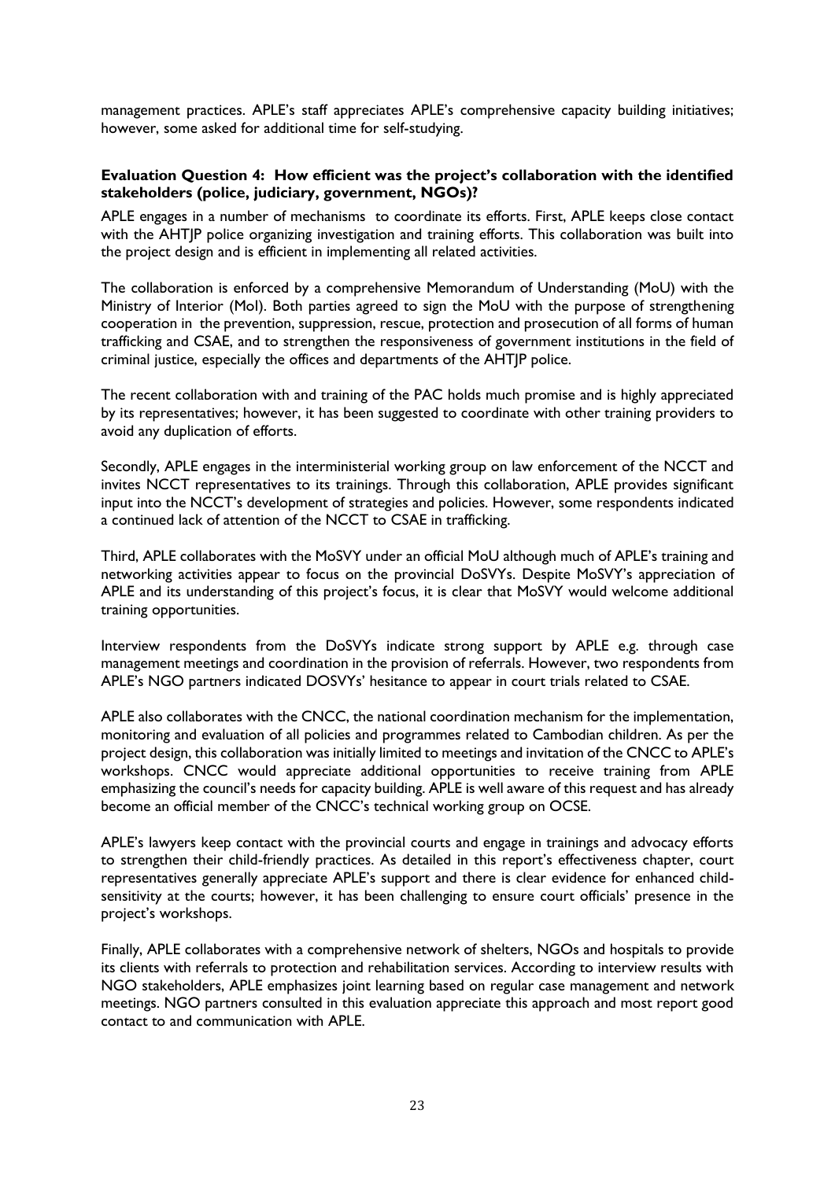management practices. APLE's staff appreciates APLE's comprehensive capacity building initiatives; however, some asked for additional time for self-studying.

**Evaluation Question 4: How efficient was the project's collaboration with the identified stakeholders (police, judiciary, government, NGOs)?**

APLE engages in a number of mechanisms to coordinate its efforts. First, APLE keeps close contact with the AHTJP police organizing investigation and training efforts. This collaboration was built into the project design and is efficient in implementing all related activities.

The collaboration is enforced by a comprehensive Memorandum of Understanding (MoU) with the Ministry of Interior (MoI). Both parties agreed to sign the MoU with the purpose of strengthening cooperation in the prevention, suppression, rescue, protection and prosecution of all forms of human trafficking and CSAE, and to strengthen the responsiveness of government institutions in the field of criminal justice, especially the offices and departments of the AHTJP police.

The recent collaboration with and training of the PAC holds much promise and is highly appreciated by its representatives; however, it has been suggested to coordinate with other training providers to avoid any duplication of efforts.

Secondly, APLE engages in the interministerial working group on law enforcement of the NCCT and invites NCCT representatives to its trainings. Through this collaboration, APLE provides significant input into the NCCT's development of strategies and policies. However, some respondents indicated a continued lack of attention of the NCCT to CSAE in trafficking.

Third, APLE collaborates with the MoSVY under an official MoU although much of APLE's training and networking activities appear to focus on the provincial DoSVYs. Despite MoSVY's appreciation of APLE and its understanding of this project's focus, it is clear that MoSVY would welcome additional training opportunities.

Interview respondents from the DoSVYs indicate strong support by APLE e.g. through case management meetings and coordination in the provision of referrals. However, two respondents from APLE's NGO partners indicated DOSVYs' hesitance to appear in court trials related to CSAE.

APLE also collaborates with the CNCC, the national coordination mechanism for the implementation, monitoring and evaluation of all policies and programmes related to Cambodian children. As per the project design, this collaboration was initially limited to meetings and invitation of the CNCC to APLE's workshops. CNCC would appreciate additional opportunities to receive training from APLE emphasizing the council's needs for capacity building. APLE is well aware of this request and has already become an official member of the CNCC's technical working group on OCSE.

APLE's lawyers keep contact with the provincial courts and engage in trainings and advocacy efforts to strengthen their child-friendly practices. As detailed in this report's effectiveness chapter, court representatives generally appreciate APLE's support and there is clear evidence for enhanced child-sensitivity at the courts; however, it has been challenging to ensure court officials' presence in the project's workshops.

Finally, APLE collaborates with a comprehensive network of shelters, NGOs and hospitals to provide its clients with referrals to protection and rehabilitation services. According to interview results with NGO stakeholders, APLE emphasizes joint learning based on regular case management and network meetings. NGO partners consulted in this evaluation appreciate this approach and most report good contact to and communication with APLE.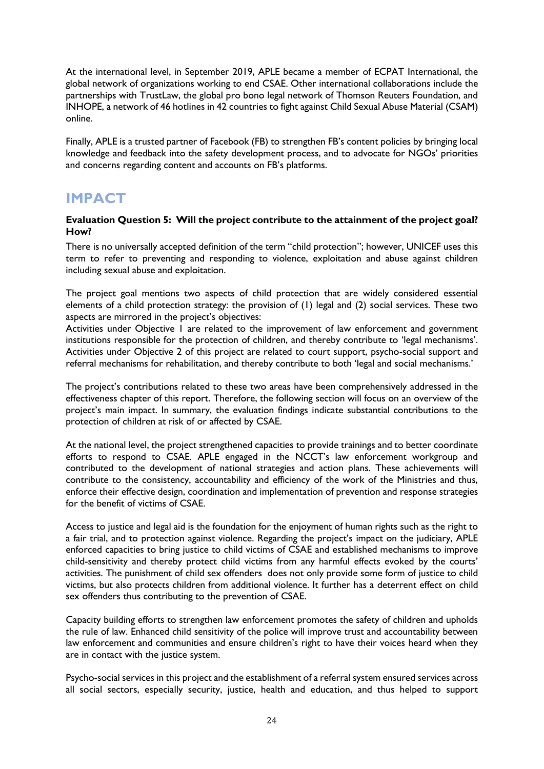At the international level, in September 2019, APLE became a member of ECPAT International, the global network of organizations working to end CSAE. Other international collaborations include the partnerships with TrustLaw, the global pro bono legal network of Thomson Reuters Foundation, and INHOPE, a network of 46 hotlines in 42 countries to fight against Child Sexual Abuse Material (CSAM) online.

Finally, APLE is a trusted partner of Facebook (FB) to strengthen FB's content policies by bringing local knowledge and feedback into the safety development process, and to advocate for NGOs' priorities and concerns regarding content and accounts on FB's platforms.

# IMPACT

**Evaluation Question 5: Will the project contribute to the attainment of the project goal? How?**

There is no universally accepted definition of the term "child protection"; however, UNICEF uses this term to refer to preventing and responding to violence, exploitation and abuse against children including sexual abuse and exploitation.

The project goal mentions two aspects of child protection that are widely considered essential elements of a child protection strategy: the provision of (1) legal and (2) social services. These two aspects are mirrored in the project's objectives:
Activities under Objective 1 are related to the improvement of law enforcement and government institutions responsible for the protection of children, and thereby contribute to 'legal mechanisms'. Activities under Objective 2 of this project are related to court support, psycho-social support and referral mechanisms for rehabilitation, and thereby contribute to both 'legal and social mechanisms.'

The project's contributions related to these two areas have been comprehensively addressed in the effectiveness chapter of this report. Therefore, the following section will focus on an overview of the project's main impact. In summary, the evaluation findings indicate substantial contributions to the protection of children at risk of or affected by CSAE.

At the national level, the project strengthened capacities to provide trainings and to better coordinate efforts to respond to CSAE. APLE engaged in the NCCT's law enforcement workgroup and contributed to the development of national strategies and action plans. These achievements will contribute to the consistency, accountability and efficiency of the work of the Ministries and thus, enforce their effective design, coordination and implementation of prevention and response strategies for the benefit of victims of CSAE.

Access to justice and legal aid is the foundation for the enjoyment of human rights such as the right to a fair trial, and to protection against violence. Regarding the project's impact on the judiciary, APLE enforced capacities to bring justice to child victims of CSAE and established mechanisms to improve child-sensitivity and thereby protect child victims from any harmful effects evoked by the courts' activities. The punishment of child sex offenders does not only provide some form of justice to child victims, but also protects children from additional violence. It further has a deterrent effect on child sex offenders thus contributing to the prevention of CSAE.

Capacity building efforts to strengthen law enforcement promotes the safety of children and upholds the rule of law. Enhanced child sensitivity of the police will improve trust and accountability between law enforcement and communities and ensure children's right to have their voices heard when they are in contact with the justice system.

Psycho-social services in this project and the establishment of a referral system ensured services across all social sectors, especially security, justice, health and education, and thus helped to support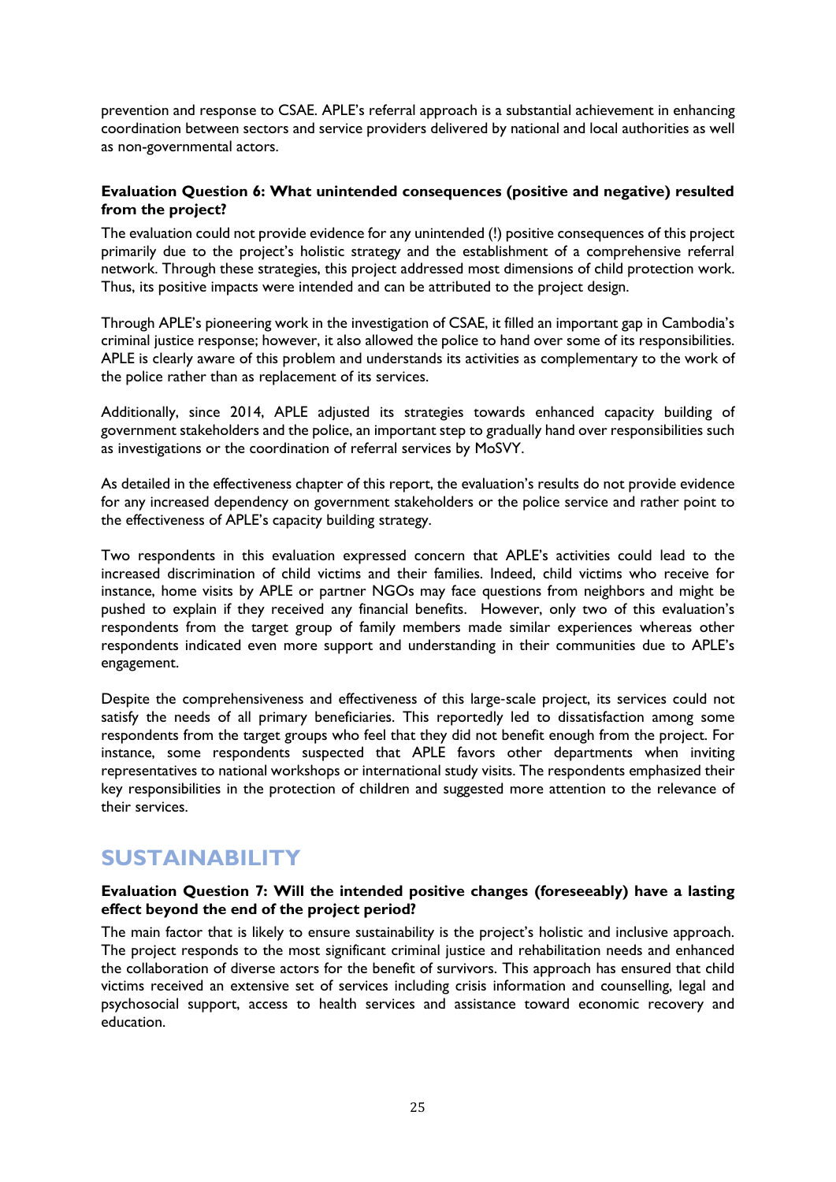prevention and response to CSAE. APLE's referral approach is a substantial achievement in enhancing coordination between sectors and service providers delivered by national and local authorities as well as non-governmental actors.

**Evaluation Question 6: What unintended consequences (positive and negative) resulted from the project?**

The evaluation could not provide evidence for any unintended (!) positive consequences of this project primarily due to the project's holistic strategy and the establishment of a comprehensive referral network. Through these strategies, this project addressed most dimensions of child protection work. Thus, its positive impacts were intended and can be attributed to the project design.

Through APLE's pioneering work in the investigation of CSAE, it filled an important gap in Cambodia's criminal justice response; however, it also allowed the police to hand over some of its responsibilities. APLE is clearly aware of this problem and understands its activities as complementary to the work of the police rather than as replacement of its services.

Additionally, since 2014, APLE adjusted its strategies towards enhanced capacity building of government stakeholders and the police, an important step to gradually hand over responsibilities such as investigations or the coordination of referral services by MoSVY.

As detailed in the effectiveness chapter of this report, the evaluation's results do not provide evidence for any increased dependency on government stakeholders or the police service and rather point to the effectiveness of APLE's capacity building strategy.

Two respondents in this evaluation expressed concern that APLE's activities could lead to the increased discrimination of child victims and their families. Indeed, child victims who receive for instance, home visits by APLE or partner NGOs may face questions from neighbors and might be pushed to explain if they received any financial benefits. However, only two of this evaluation's respondents from the target group of family members made similar experiences whereas other respondents indicated even more support and understanding in their communities due to APLE's engagement.

Despite the comprehensiveness and effectiveness of this large-scale project, its services could not satisfy the needs of all primary beneficiaries. This reportedly led to dissatisfaction among some respondents from the target groups who feel that they did not benefit enough from the project. For instance, some respondents suspected that APLE favors other departments when inviting representatives to national workshops or international study visits. The respondents emphasized their key responsibilities in the protection of children and suggested more attention to the relevance of their services.

# SUSTAINABILITY

**Evaluation Question 7: Will the intended positive changes (foreseeably) have a lasting effect beyond the end of the project period?**

The main factor that is likely to ensure sustainability is the project's holistic and inclusive approach. The project responds to the most significant criminal justice and rehabilitation needs and enhanced the collaboration of diverse actors for the benefit of survivors. This approach has ensured that child victims received an extensive set of services including crisis information and counselling, legal and psychosocial support, access to health services and assistance toward economic recovery and education.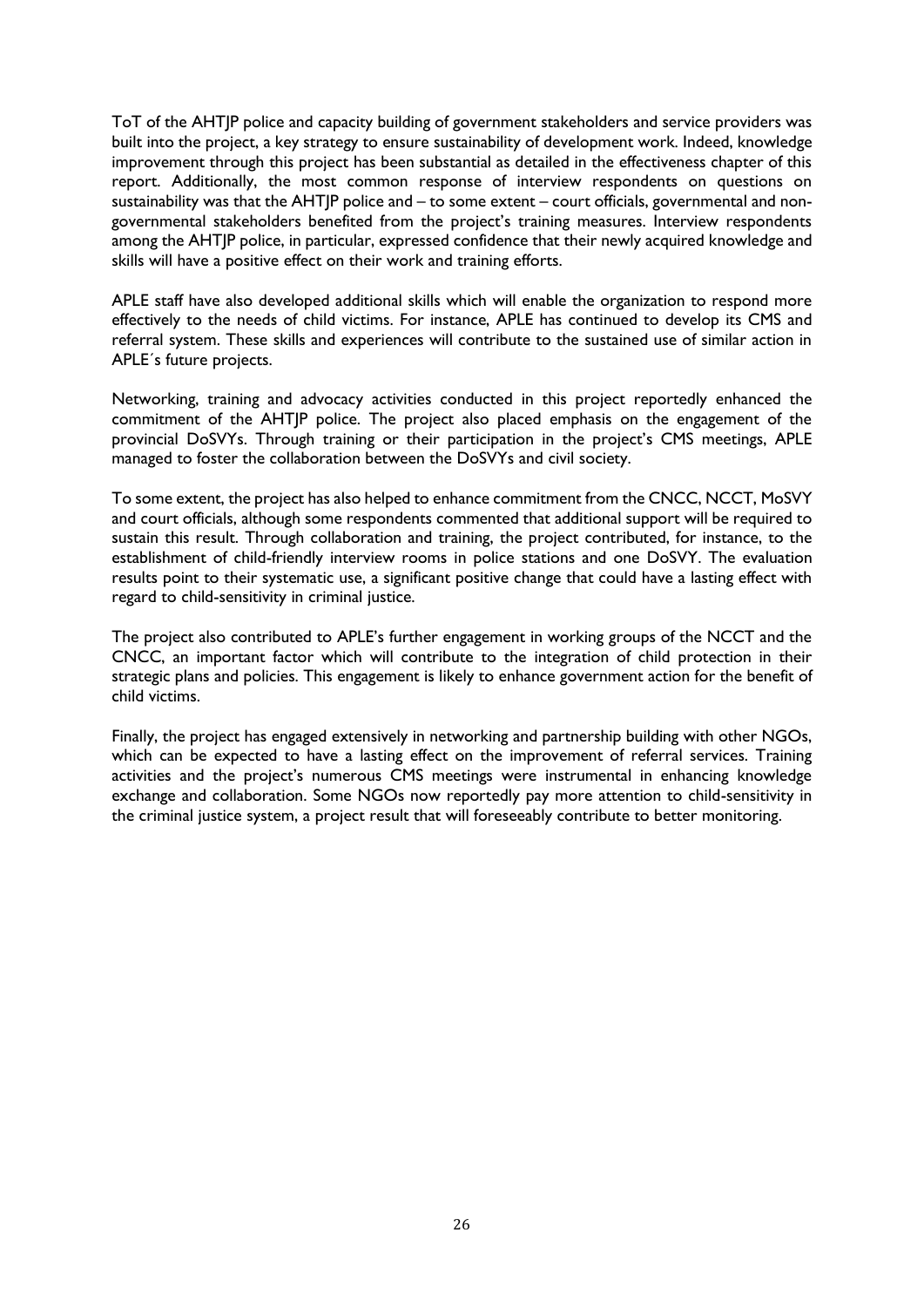ToT of the AHTJP police and capacity building of government stakeholders and service providers was built into the project, a key strategy to ensure sustainability of development work. Indeed, knowledge improvement through this project has been substantial as detailed in the effectiveness chapter of this report. Additionally, the most common response of interview respondents on questions on sustainability was that the AHTJP police and – to some extent – court officials, governmental and non-governmental stakeholders benefited from the project's training measures. Interview respondents among the AHTJP police, in particular, expressed confidence that their newly acquired knowledge and skills will have a positive effect on their work and training efforts.

APLE staff have also developed additional skills which will enable the organization to respond more effectively to the needs of child victims. For instance, APLE has continued to develop its CMS and referral system. These skills and experiences will contribute to the sustained use of similar action in APLE´s future projects.

Networking, training and advocacy activities conducted in this project reportedly enhanced the commitment of the AHTJP police. The project also placed emphasis on the engagement of the provincial DoSVYs. Through training or their participation in the project's CMS meetings, APLE managed to foster the collaboration between the DoSVYs and civil society.

To some extent, the project has also helped to enhance commitment from the CNCC, NCCT, MoSVY and court officials, although some respondents commented that additional support will be required to sustain this result. Through collaboration and training, the project contributed, for instance, to the establishment of child-friendly interview rooms in police stations and one DoSVY. The evaluation results point to their systematic use, a significant positive change that could have a lasting effect with regard to child-sensitivity in criminal justice.

The project also contributed to APLE's further engagement in working groups of the NCCT and the CNCC, an important factor which will contribute to the integration of child protection in their strategic plans and policies. This engagement is likely to enhance government action for the benefit of child victims.

Finally, the project has engaged extensively in networking and partnership building with other NGOs, which can be expected to have a lasting effect on the improvement of referral services. Training activities and the project's numerous CMS meetings were instrumental in enhancing knowledge exchange and collaboration. Some NGOs now reportedly pay more attention to child-sensitivity in the criminal justice system, a project result that will foreseeably contribute to better monitoring.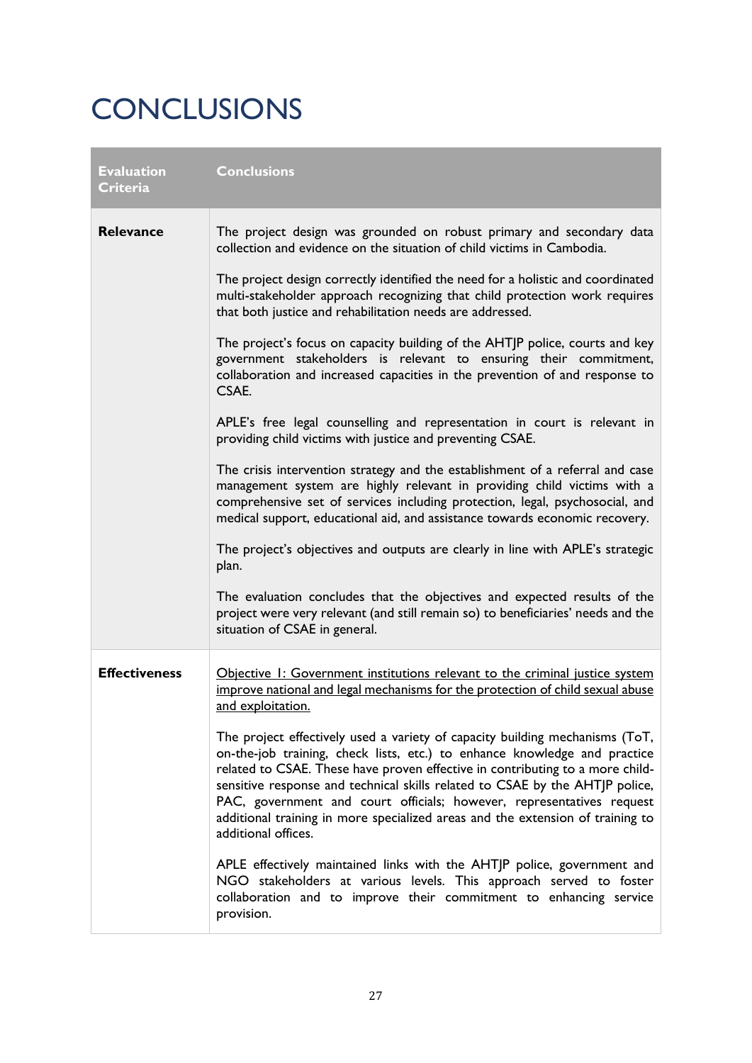# CONCLUSIONS

| Evaluation Criteria | Conclusions |
|---|---|
| **Relevance** | The project design was grounded on robust primary and secondary data collection and evidence on the situation of child victims in Cambodia.<br><br>The project design correctly identified the need for a holistic and coordinated multi-stakeholder approach recognizing that child protection work requires that both justice and rehabilitation needs are addressed.<br><br>The project's focus on capacity building of the AHTJP police, courts and key government stakeholders is relevant to ensuring their commitment, collaboration and increased capacities in the prevention of and response to CSAE.<br><br>APLE's free legal counselling and representation in court is relevant in providing child victims with justice and preventing CSAE.<br><br>The crisis intervention strategy and the establishment of a referral and case management system are highly relevant in providing child victims with a comprehensive set of services including protection, legal, psychosocial, and medical support, educational aid, and assistance towards economic recovery.<br><br>The project's objectives and outputs are clearly in line with APLE's strategic plan.<br><br>The evaluation concludes that the objectives and expected results of the project were very relevant (and still remain so) to beneficiaries' needs and the situation of CSAE in general. |
| **Effectiveness** | <u>Objective 1: Government institutions relevant to the criminal justice system improve national and legal mechanisms for the protection of child sexual abuse and exploitation.</u><br><br>The project effectively used a variety of capacity building mechanisms (ToT, on-the-job training, check lists, etc.) to enhance knowledge and practice related to CSAE. These have proven effective in contributing to a more child-sensitive response and technical skills related to CSAE by the AHTJP police, PAC, government and court officials; however, representatives request additional training in more specialized areas and the extension of training to additional offices.<br><br>APLE effectively maintained links with the AHTJP police, government and NGO stakeholders at various levels. This approach served to foster collaboration and to improve their commitment to enhancing service provision. |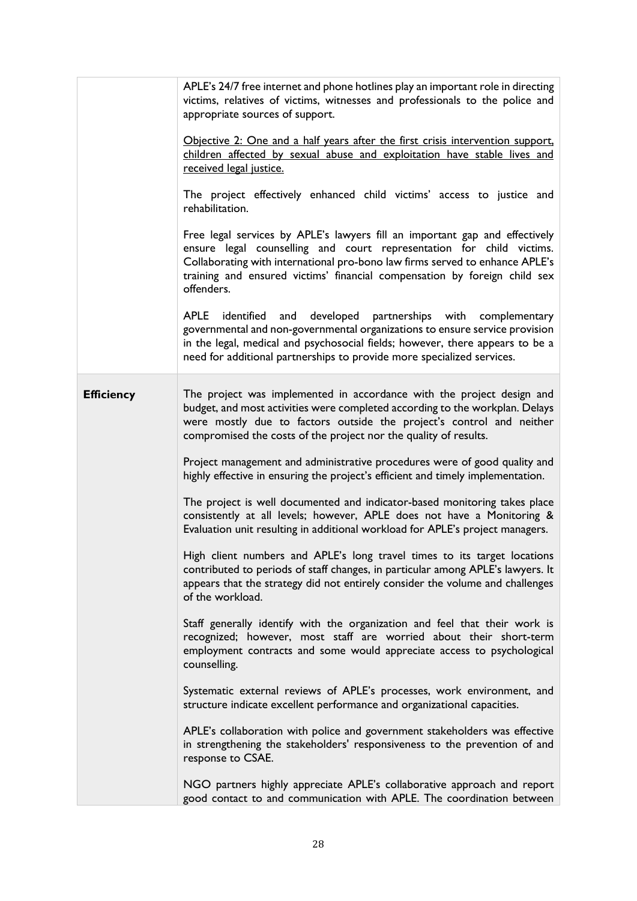| | |
|---|---|
| | APLE's 24/7 free internet and phone hotlines play an important role in directing victims, relatives of victims, witnesses and professionals to the police and appropriate sources of support.<br><br><u>Objective 2: One and a half years after the first crisis intervention support, children affected by sexual abuse and exploitation have stable lives and received legal justice.</u><br><br>The project effectively enhanced child victims' access to justice and rehabilitation.<br><br>Free legal services by APLE's lawyers fill an important gap and effectively ensure legal counselling and court representation for child victims. Collaborating with international pro-bono law firms served to enhance APLE's training and ensured victims' financial compensation by foreign child sex offenders.<br><br>APLE identified and developed partnerships with complementary governmental and non-governmental organizations to ensure service provision in the legal, medical and psychosocial fields; however, there appears to be a need for additional partnerships to provide more specialized services. |
| **Efficiency** | The project was implemented in accordance with the project design and budget, and most activities were completed according to the workplan. Delays were mostly due to factors outside the project's control and neither compromised the costs of the project nor the quality of results.<br><br>Project management and administrative procedures were of good quality and highly effective in ensuring the project's efficient and timely implementation.<br><br>The project is well documented and indicator-based monitoring takes place consistently at all levels; however, APLE does not have a Monitoring & Evaluation unit resulting in additional workload for APLE's project managers.<br><br>High client numbers and APLE's long travel times to its target locations contributed to periods of staff changes, in particular among APLE's lawyers. It appears that the strategy did not entirely consider the volume and challenges of the workload.<br><br>Staff generally identify with the organization and feel that their work is recognized; however, most staff are worried about their short-term employment contracts and some would appreciate access to psychological counselling.<br><br>Systematic external reviews of APLE's processes, work environment, and structure indicate excellent performance and organizational capacities.<br><br>APLE's collaboration with police and government stakeholders was effective in strengthening the stakeholders' responsiveness to the prevention of and response to CSAE.<br><br>NGO partners highly appreciate APLE's collaborative approach and report good contact to and communication with APLE. The coordination between |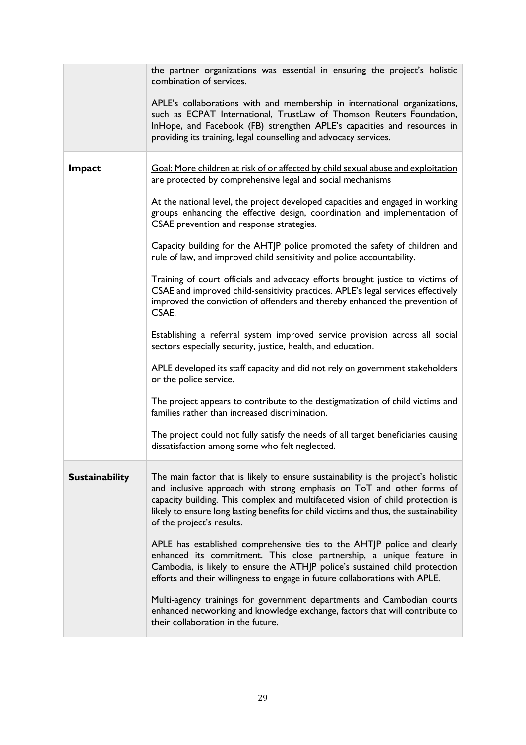| | |
|---|---|
| | the partner organizations was essential in ensuring the project's holistic combination of services.<br><br>APLE's collaborations with and membership in international organizations, such as ECPAT International, TrustLaw of Thomson Reuters Foundation, InHope, and Facebook (FB) strengthen APLE's capacities and resources in providing its training, legal counselling and advocacy services. |
| **Impact** | <u>Goal: More children at risk of or affected by child sexual abuse and exploitation are protected by comprehensive legal and social mechanisms</u><br><br>At the national level, the project developed capacities and engaged in working groups enhancing the effective design, coordination and implementation of CSAE prevention and response strategies.<br><br>Capacity building for the AHTJP police promoted the safety of children and rule of law, and improved child sensitivity and police accountability.<br><br>Training of court officials and advocacy efforts brought justice to victims of CSAE and improved child-sensitivity practices. APLE's legal services effectively improved the conviction of offenders and thereby enhanced the prevention of CSAE.<br><br>Establishing a referral system improved service provision across all social sectors especially security, justice, health, and education.<br><br>APLE developed its staff capacity and did not rely on government stakeholders or the police service.<br><br>The project appears to contribute to the destigmatization of child victims and families rather than increased discrimination.<br><br>The project could not fully satisfy the needs of all target beneficiaries causing dissatisfaction among some who felt neglected. |
| **Sustainability** | The main factor that is likely to ensure sustainability is the project's holistic and inclusive approach with strong emphasis on ToT and other forms of capacity building. This complex and multifaceted vision of child protection is likely to ensure long lasting benefits for child victims and thus, the sustainability of the project's results.<br><br>APLE has established comprehensive ties to the AHTJP police and clearly enhanced its commitment. This close partnership, a unique feature in Cambodia, is likely to ensure the ATHJP police's sustained child protection efforts and their willingness to engage in future collaborations with APLE.<br><br>Multi-agency trainings for government departments and Cambodian courts enhanced networking and knowledge exchange, factors that will contribute to their collaboration in the future. |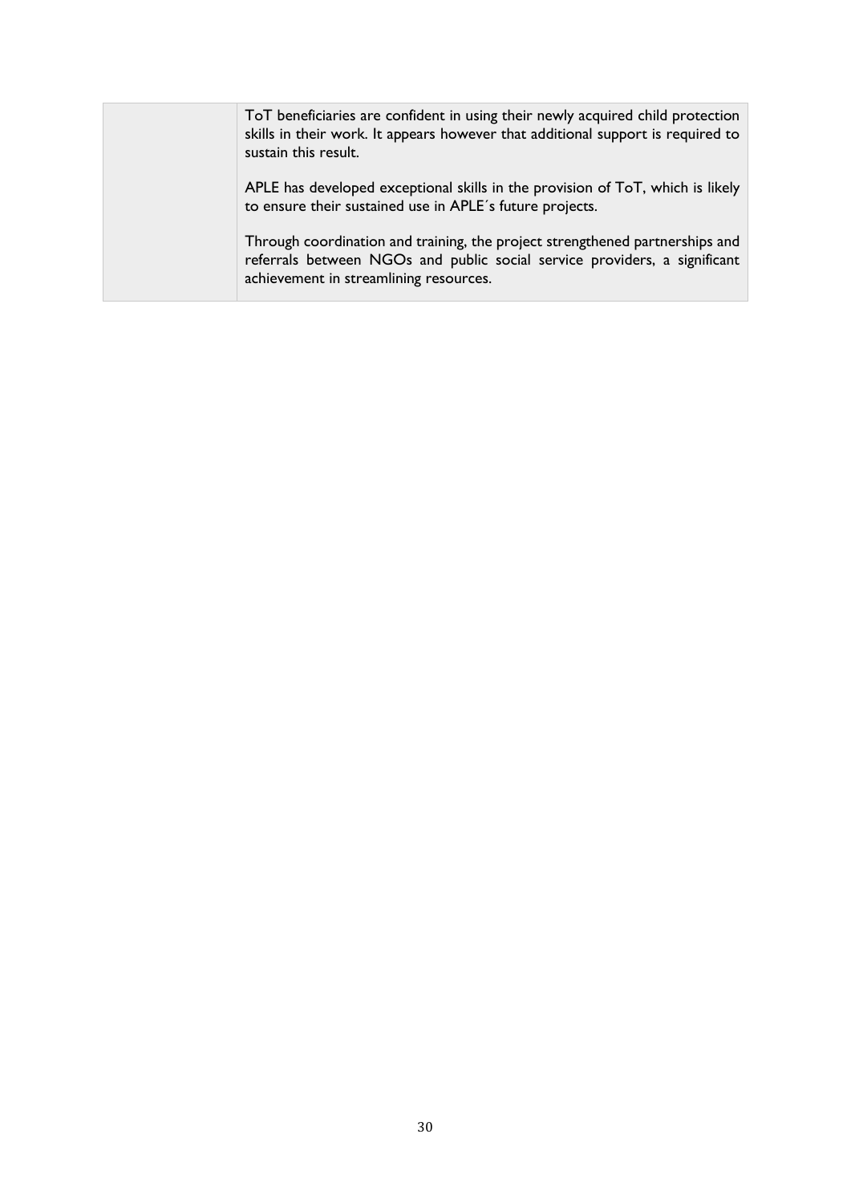| | |
|---|---|
| | ToT beneficiaries are confident in using their newly acquired child protection skills in their work. It appears however that additional support is required to sustain this result.<br><br>APLE has developed exceptional skills in the provision of ToT, which is likely to ensure their sustained use in APLE´s future projects.<br><br>Through coordination and training, the project strengthened partnerships and referrals between NGOs and public social service providers, a significant achievement in streamlining resources. |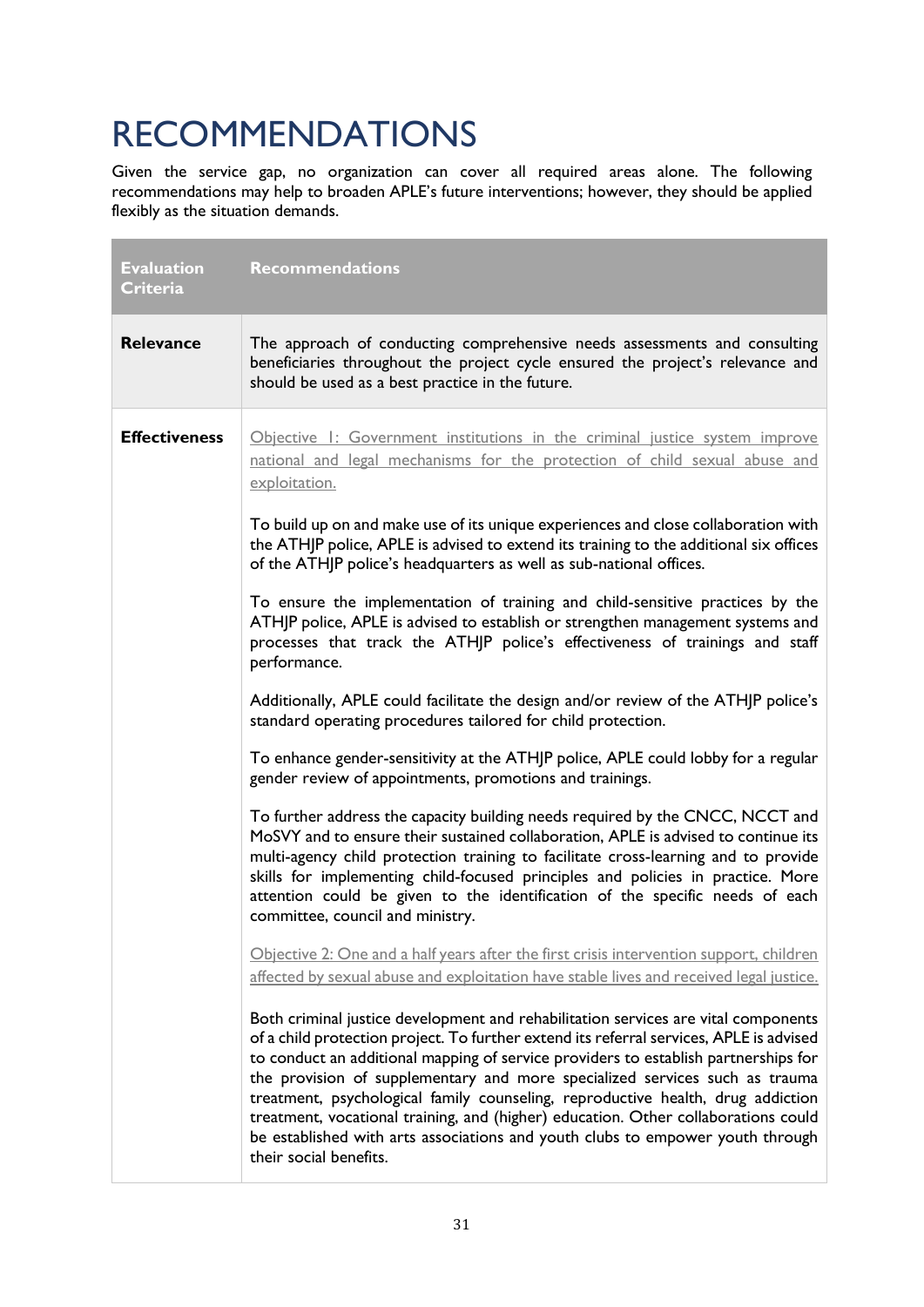# RECOMMENDATIONS

Given the service gap, no organization can cover all required areas alone. The following recommendations may help to broaden APLE's future interventions; however, they should be applied flexibly as the situation demands.

| Evaluation Criteria | Recommendations |
|---|---|
| **Relevance** | The approach of conducting comprehensive needs assessments and consulting beneficiaries throughout the project cycle ensured the project's relevance and should be used as a best practice in the future. |
| **Effectiveness** | Objective 1: Government institutions in the criminal justice system improve national and legal mechanisms for the protection of child sexual abuse and exploitation.<br><br>To build up on and make use of its unique experiences and close collaboration with the ATHJP police, APLE is advised to extend its training to the additional six offices of the ATHJP police's headquarters as well as sub-national offices.<br><br>To ensure the implementation of training and child-sensitive practices by the ATHJP police, APLE is advised to establish or strengthen management systems and processes that track the ATHJP police's effectiveness of trainings and staff performance.<br><br>Additionally, APLE could facilitate the design and/or review of the ATHJP police's standard operating procedures tailored for child protection.<br><br>To enhance gender-sensitivity at the ATHJP police, APLE could lobby for a regular gender review of appointments, promotions and trainings.<br><br>To further address the capacity building needs required by the CNCC, NCCT and MoSVY and to ensure their sustained collaboration, APLE is advised to continue its multi-agency child protection training to facilitate cross-learning and to provide skills for implementing child-focused principles and policies in practice. More attention could be given to the identification of the specific needs of each committee, council and ministry.<br><br>Objective 2: One and a half years after the first crisis intervention support, children affected by sexual abuse and exploitation have stable lives and received legal justice.<br><br>Both criminal justice development and rehabilitation services are vital components of a child protection project. To further extend its referral services, APLE is advised to conduct an additional mapping of service providers to establish partnerships for the provision of supplementary and more specialized services such as trauma treatment, psychological family counseling, reproductive health, drug addiction treatment, vocational training, and (higher) education. Other collaborations could be established with arts associations and youth clubs to empower youth through their social benefits. |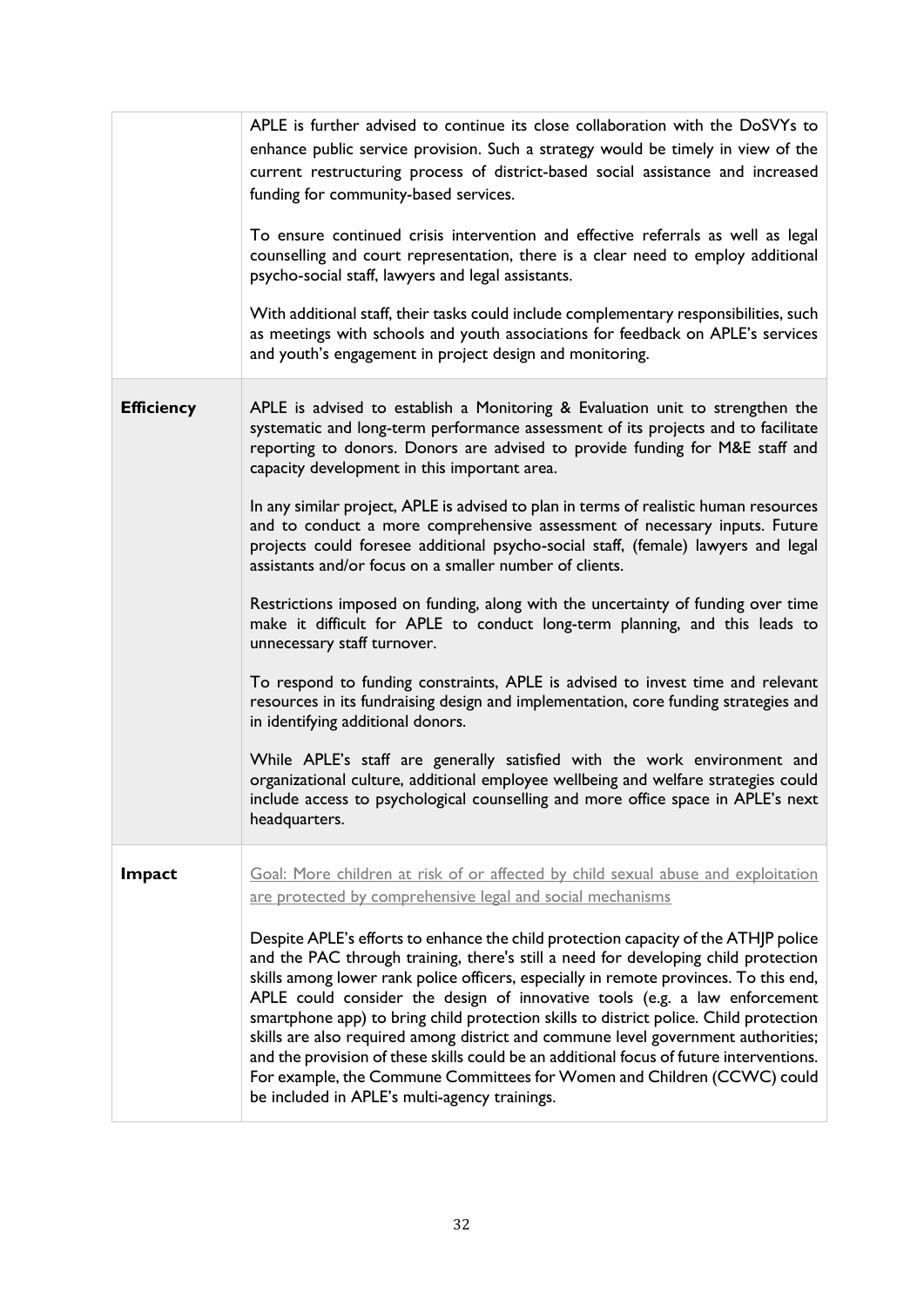| | |
|---|---|
| | APLE is further advised to continue its close collaboration with the DoSVYs to enhance public service provision. Such a strategy would be timely in view of the current restructuring process of district-based social assistance and increased funding for community-based services.<br><br>To ensure continued crisis intervention and effective referrals as well as legal counselling and court representation, there is a clear need to employ additional psycho-social staff, lawyers and legal assistants.<br><br>With additional staff, their tasks could include complementary responsibilities, such as meetings with schools and youth associations for feedback on APLE's services and youth's engagement in project design and monitoring. |
| **Efficiency** | APLE is advised to establish a Monitoring & Evaluation unit to strengthen the systematic and long-term performance assessment of its projects and to facilitate reporting to donors. Donors are advised to provide funding for M&E staff and capacity development in this important area.<br><br>In any similar project, APLE is advised to plan in terms of realistic human resources and to conduct a more comprehensive assessment of necessary inputs. Future projects could foresee additional psycho-social staff, (female) lawyers and legal assistants and/or focus on a smaller number of clients.<br><br>Restrictions imposed on funding, along with the uncertainty of funding over time make it difficult for APLE to conduct long-term planning, and this leads to unnecessary staff turnover.<br><br>To respond to funding constraints, APLE is advised to invest time and relevant resources in its fundraising design and implementation, core funding strategies and in identifying additional donors.<br><br>While APLE's staff are generally satisfied with the work environment and organizational culture, additional employee wellbeing and welfare strategies could include access to psychological counselling and more office space in APLE's next headquarters. |
| **Impact** | <u>Goal: More children at risk of or affected by child sexual abuse and exploitation are protected by comprehensive legal and social mechanisms</u><br><br>Despite APLE's efforts to enhance the child protection capacity of the ATHJP police and the PAC through training, there's still a need for developing child protection skills among lower rank police officers, especially in remote provinces. To this end, APLE could consider the design of innovative tools (e.g. a law enforcement smartphone app) to bring child protection skills to district police. Child protection skills are also required among district and commune level government authorities; and the provision of these skills could be an additional focus of future interventions. For example, the Commune Committees for Women and Children (CCWC) could be included in APLE's multi-agency trainings. |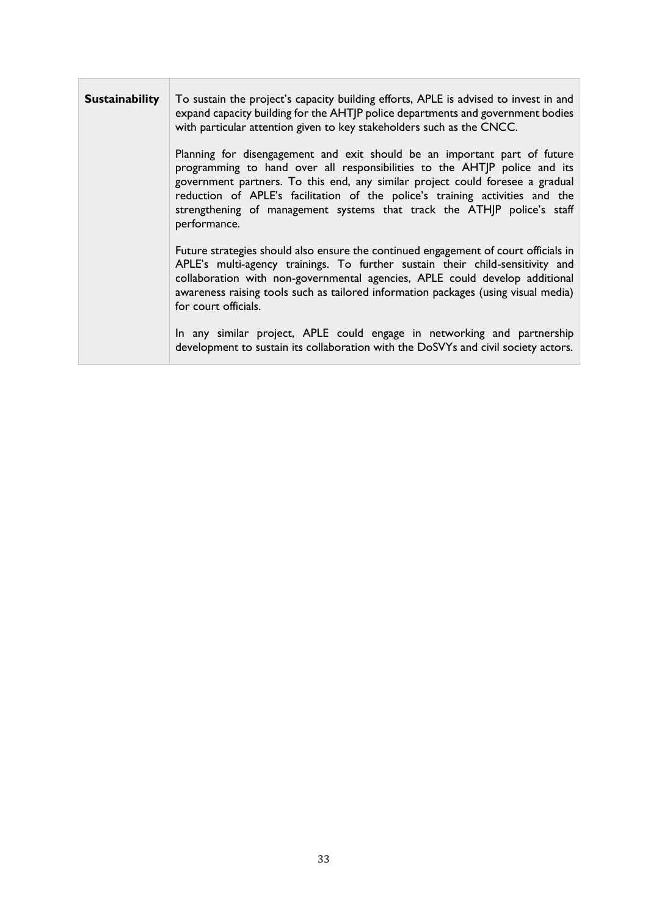| | |
|---|---|
| **Sustainability** | To sustain the project's capacity building efforts, APLE is advised to invest in and expand capacity building for the AHTJP police departments and government bodies with particular attention given to key stakeholders such as the CNCC.<br><br>Planning for disengagement and exit should be an important part of future programming to hand over all responsibilities to the AHTJP police and its government partners. To this end, any similar project could foresee a gradual reduction of APLE's facilitation of the police's training activities and the strengthening of management systems that track the ATHJP police's staff performance.<br><br>Future strategies should also ensure the continued engagement of court officials in APLE's multi-agency trainings. To further sustain their child-sensitivity and collaboration with non-governmental agencies, APLE could develop additional awareness raising tools such as tailored information packages (using visual media) for court officials.<br><br>In any similar project, APLE could engage in networking and partnership development to sustain its collaboration with the DoSVYs and civil society actors. |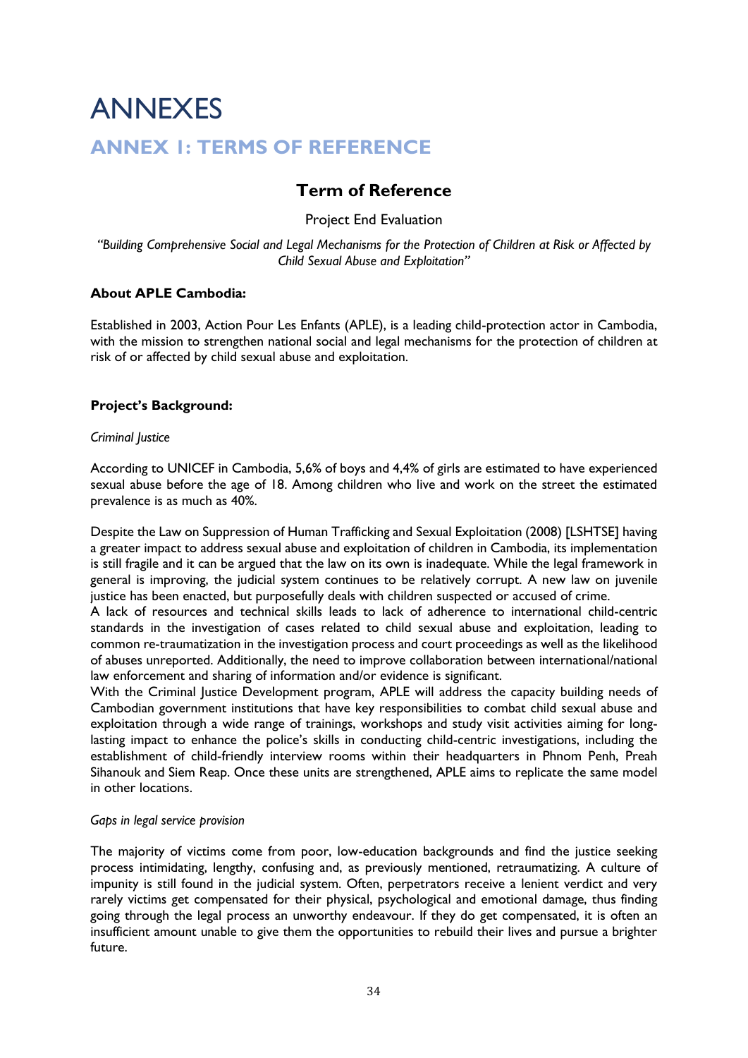# ANNEXES

## ANNEX 1: TERMS OF REFERENCE

### Term of Reference

Project End Evaluation

*"Building Comprehensive Social and Legal Mechanisms for the Protection of Children at Risk or Affected by Child Sexual Abuse and Exploitation"*

**About APLE Cambodia:**

Established in 2003, Action Pour Les Enfants (APLE), is a leading child-protection actor in Cambodia, with the mission to strengthen national social and legal mechanisms for the protection of children at risk of or affected by child sexual abuse and exploitation.

**Project's Background:**

*Criminal Justice*

According to UNICEF in Cambodia, 5,6% of boys and 4,4% of girls are estimated to have experienced sexual abuse before the age of 18. Among children who live and work on the street the estimated prevalence is as much as 40%.

Despite the Law on Suppression of Human Trafficking and Sexual Exploitation (2008) [LSHTSE] having a greater impact to address sexual abuse and exploitation of children in Cambodia, its implementation is still fragile and it can be argued that the law on its own is inadequate. While the legal framework in general is improving, the judicial system continues to be relatively corrupt. A new law on juvenile justice has been enacted, but purposefully deals with children suspected or accused of crime.

A lack of resources and technical skills leads to lack of adherence to international child-centric standards in the investigation of cases related to child sexual abuse and exploitation, leading to common re-traumatization in the investigation process and court proceedings as well as the likelihood of abuses unreported. Additionally, the need to improve collaboration between international/national law enforcement and sharing of information and/or evidence is significant.

With the Criminal Justice Development program, APLE will address the capacity building needs of Cambodian government institutions that have key responsibilities to combat child sexual abuse and exploitation through a wide range of trainings, workshops and study visit activities aiming for long-lasting impact to enhance the police's skills in conducting child-centric investigations, including the establishment of child-friendly interview rooms within their headquarters in Phnom Penh, Preah Sihanouk and Siem Reap. Once these units are strengthened, APLE aims to replicate the same model in other locations.

*Gaps in legal service provision*

The majority of victims come from poor, low-education backgrounds and find the justice seeking process intimidating, lengthy, confusing and, as previously mentioned, retraumatizing. A culture of impunity is still found in the judicial system. Often, perpetrators receive a lenient verdict and very rarely victims get compensated for their physical, psychological and emotional damage, thus finding going through the legal process an unworthy endeavour. If they do get compensated, it is often an insufficient amount unable to give them the opportunities to rebuild their lives and pursue a brighter future.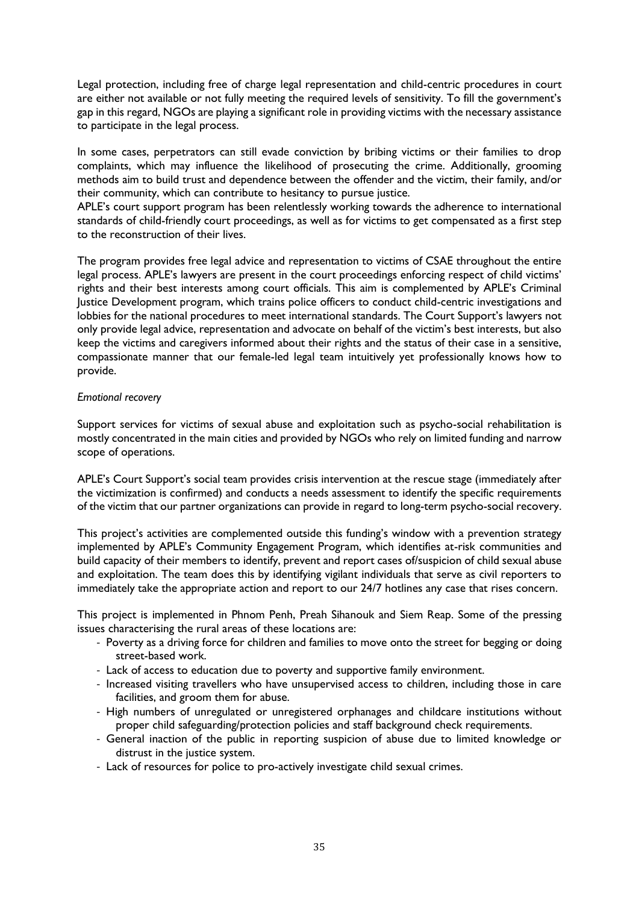Legal protection, including free of charge legal representation and child-centric procedures in court are either not available or not fully meeting the required levels of sensitivity. To fill the government's gap in this regard, NGOs are playing a significant role in providing victims with the necessary assistance to participate in the legal process.

In some cases, perpetrators can still evade conviction by bribing victims or their families to drop complaints, which may influence the likelihood of prosecuting the crime. Additionally, grooming methods aim to build trust and dependence between the offender and the victim, their family, and/or their community, which can contribute to hesitancy to pursue justice.

APLE's court support program has been relentlessly working towards the adherence to international standards of child-friendly court proceedings, as well as for victims to get compensated as a first step to the reconstruction of their lives.

The program provides free legal advice and representation to victims of CSAE throughout the entire legal process. APLE's lawyers are present in the court proceedings enforcing respect of child victims' rights and their best interests among court officials. This aim is complemented by APLE's Criminal Justice Development program, which trains police officers to conduct child-centric investigations and lobbies for the national procedures to meet international standards. The Court Support's lawyers not only provide legal advice, representation and advocate on behalf of the victim's best interests, but also keep the victims and caregivers informed about their rights and the status of their case in a sensitive, compassionate manner that our female-led legal team intuitively yet professionally knows how to provide.

*Emotional recovery*

Support services for victims of sexual abuse and exploitation such as psycho-social rehabilitation is mostly concentrated in the main cities and provided by NGOs who rely on limited funding and narrow scope of operations.

APLE's Court Support's social team provides crisis intervention at the rescue stage (immediately after the victimization is confirmed) and conducts a needs assessment to identify the specific requirements of the victim that our partner organizations can provide in regard to long-term psycho-social recovery.

This project's activities are complemented outside this funding's window with a prevention strategy implemented by APLE's Community Engagement Program, which identifies at-risk communities and build capacity of their members to identify, prevent and report cases of/suspicion of child sexual abuse and exploitation. The team does this by identifying vigilant individuals that serve as civil reporters to immediately take the appropriate action and report to our 24/7 hotlines any case that rises concern.

This project is implemented in Phnom Penh, Preah Sihanouk and Siem Reap. Some of the pressing issues characterising the rural areas of these locations are:

- Poverty as a driving force for children and families to move onto the street for begging or doing street-based work.
- Lack of access to education due to poverty and supportive family environment.
- Increased visiting travellers who have unsupervised access to children, including those in care facilities, and groom them for abuse.
- High numbers of unregulated or unregistered orphanages and childcare institutions without proper child safeguarding/protection policies and staff background check requirements.
- General inaction of the public in reporting suspicion of abuse due to limited knowledge or distrust in the justice system.
- Lack of resources for police to pro-actively investigate child sexual crimes.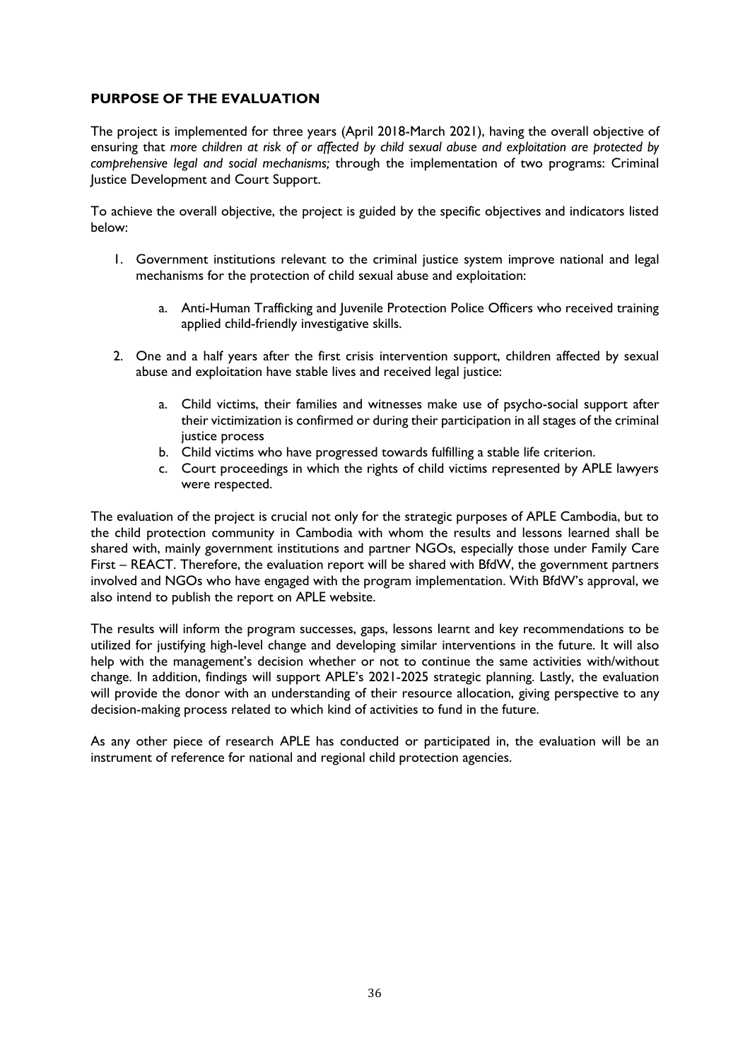## PURPOSE OF THE EVALUATION

The project is implemented for three years (April 2018-March 2021), having the overall objective of ensuring that *more children at risk of or affected by child sexual abuse and exploitation are protected by comprehensive legal and social mechanisms;* through the implementation of two programs: Criminal Justice Development and Court Support.

To achieve the overall objective, the project is guided by the specific objectives and indicators listed below:

1. Government institutions relevant to the criminal justice system improve national and legal mechanisms for the protection of child sexual abuse and exploitation:
    a. Anti-Human Trafficking and Juvenile Protection Police Officers who received training applied child-friendly investigative skills.
2. One and a half years after the first crisis intervention support, children affected by sexual abuse and exploitation have stable lives and received legal justice:
    a. Child victims, their families and witnesses make use of psycho-social support after their victimization is confirmed or during their participation in all stages of the criminal justice process
    b. Child victims who have progressed towards fulfilling a stable life criterion.
    c. Court proceedings in which the rights of child victims represented by APLE lawyers were respected.

The evaluation of the project is crucial not only for the strategic purposes of APLE Cambodia, but to the child protection community in Cambodia with whom the results and lessons learned shall be shared with, mainly government institutions and partner NGOs, especially those under Family Care First – REACT. Therefore, the evaluation report will be shared with BfdW, the government partners involved and NGOs who have engaged with the program implementation. With BfdW's approval, we also intend to publish the report on APLE website.

The results will inform the program successes, gaps, lessons learnt and key recommendations to be utilized for justifying high-level change and developing similar interventions in the future. It will also help with the management's decision whether or not to continue the same activities with/without change. In addition, findings will support APLE's 2021-2025 strategic planning. Lastly, the evaluation will provide the donor with an understanding of their resource allocation, giving perspective to any decision-making process related to which kind of activities to fund in the future.

As any other piece of research APLE has conducted or participated in, the evaluation will be an instrument of reference for national and regional child protection agencies.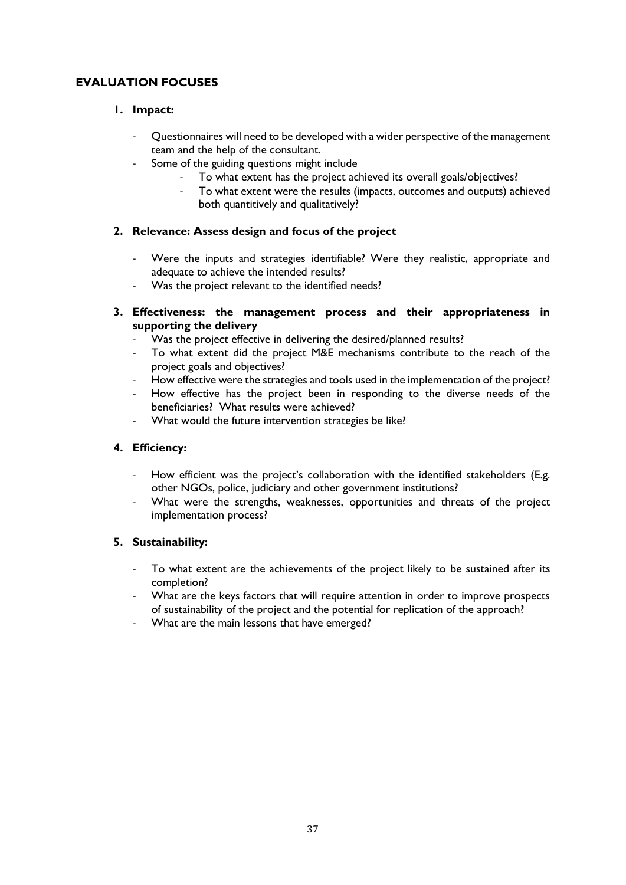## EVALUATION FOCUSES

1. **Impact:**

   - Questionnaires will need to be developed with a wider perspective of the management team and the help of the consultant.
   - Some of the guiding questions might include
     - To what extent has the project achieved its overall goals/objectives?
     - To what extent were the results (impacts, outcomes and outputs) achieved both quantitively and qualitatively?

2. **Relevance: Assess design and focus of the project**

   - Were the inputs and strategies identifiable? Were they realistic, appropriate and adequate to achieve the intended results?
   - Was the project relevant to the identified needs?

3. **Effectiveness: the management process and their appropriateness in supporting the delivery**
   - Was the project effective in delivering the desired/planned results?
   - To what extent did the project M&E mechanisms contribute to the reach of the project goals and objectives?
   - How effective were the strategies and tools used in the implementation of the project?
   - How effective has the project been in responding to the diverse needs of the beneficiaries? What results were achieved?
   - What would the future intervention strategies be like?

4. **Efficiency:**

   - How efficient was the project's collaboration with the identified stakeholders (E.g. other NGOs, police, judiciary and other government institutions?
   - What were the strengths, weaknesses, opportunities and threats of the project implementation process?

5. **Sustainability:**

   - To what extent are the achievements of the project likely to be sustained after its completion?
   - What are the keys factors that will require attention in order to improve prospects of sustainability of the project and the potential for replication of the approach?
   - What are the main lessons that have emerged?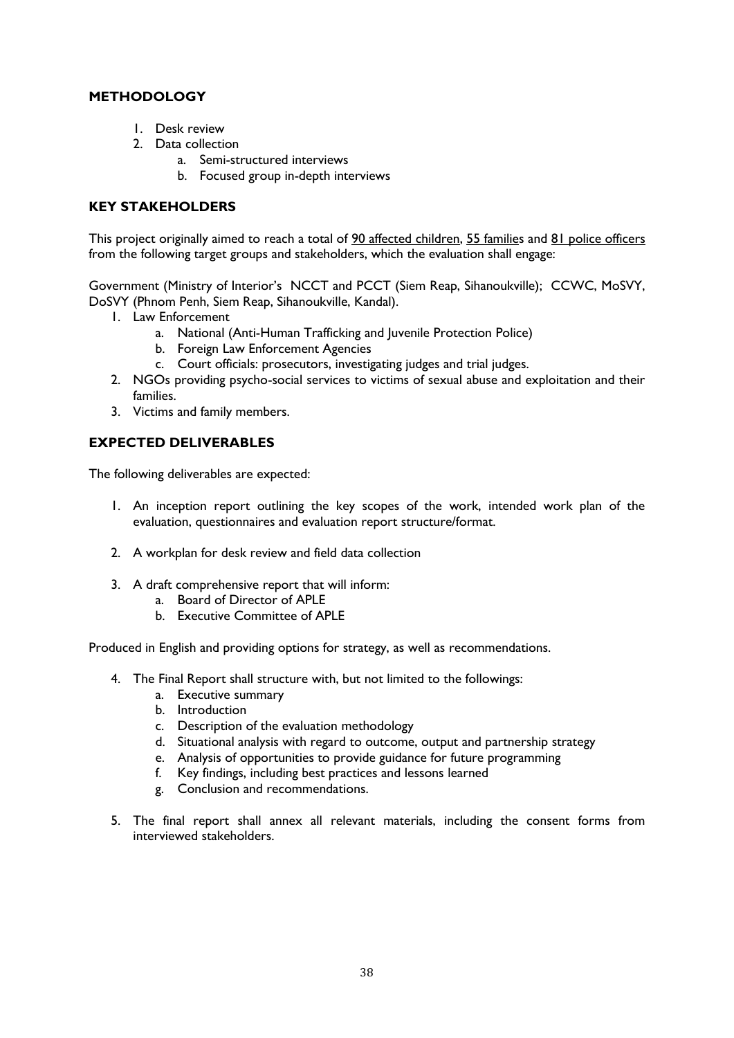## METHODOLOGY

1. Desk review
2. Data collection
   a. Semi-structured interviews
   b. Focused group in-depth interviews

## KEY STAKEHOLDERS

This project originally aimed to reach a total of 90 affected children, 55 families and 81 police officers from the following target groups and stakeholders, which the evaluation shall engage:

Government (Ministry of Interior's NCCT and PCCT (Siem Reap, Sihanoukville); CCWC, MoSVY, DoSVY (Phnom Penh, Siem Reap, Sihanoukville, Kandal).

1. Law Enforcement
   a. National (Anti-Human Trafficking and Juvenile Protection Police)
   b. Foreign Law Enforcement Agencies
   c. Court officials: prosecutors, investigating judges and trial judges.
2. NGOs providing psycho-social services to victims of sexual abuse and exploitation and their families.
3. Victims and family members.

## EXPECTED DELIVERABLES

The following deliverables are expected:

1. An inception report outlining the key scopes of the work, intended work plan of the evaluation, questionnaires and evaluation report structure/format.

2. A workplan for desk review and field data collection

3. A draft comprehensive report that will inform:
   a. Board of Director of APLE
   b. Executive Committee of APLE

Produced in English and providing options for strategy, as well as recommendations.

4. The Final Report shall structure with, but not limited to the followings:
   a. Executive summary
   b. Introduction
   c. Description of the evaluation methodology
   d. Situational analysis with regard to outcome, output and partnership strategy
   e. Analysis of opportunities to provide guidance for future programming
   f. Key findings, including best practices and lessons learned
   g. Conclusion and recommendations.

5. The final report shall annex all relevant materials, including the consent forms from interviewed stakeholders.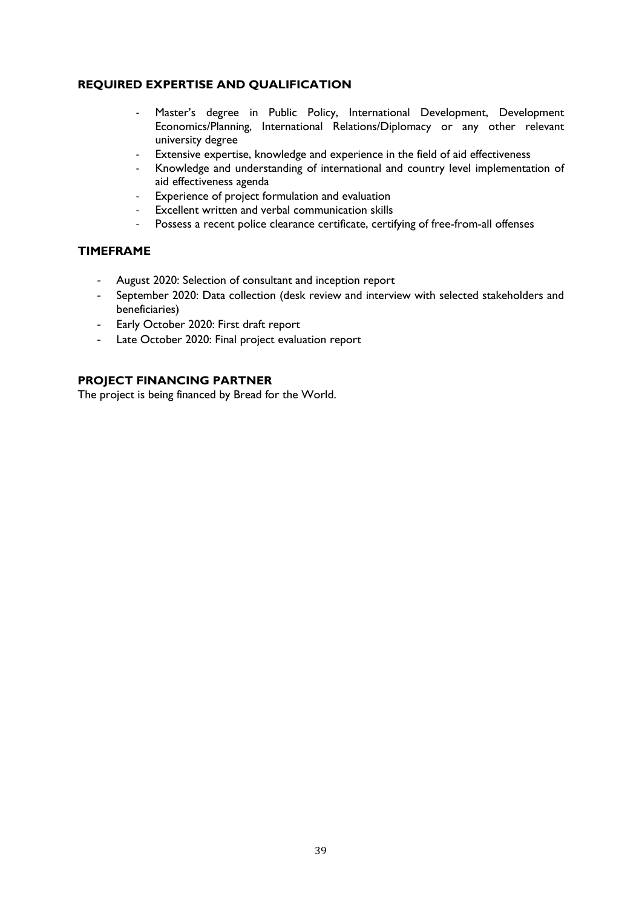## REQUIRED EXPERTISE AND QUALIFICATION

- Master's degree in Public Policy, International Development, Development Economics/Planning, International Relations/Diplomacy or any other relevant university degree
- Extensive expertise, knowledge and experience in the field of aid effectiveness
- Knowledge and understanding of international and country level implementation of aid effectiveness agenda
- Experience of project formulation and evaluation
- Excellent written and verbal communication skills
- Possess a recent police clearance certificate, certifying of free-from-all offenses

## TIMEFRAME

- August 2020: Selection of consultant and inception report
- September 2020: Data collection (desk review and interview with selected stakeholders and beneficiaries)
- Early October 2020: First draft report
- Late October 2020: Final project evaluation report

## PROJECT FINANCING PARTNER

The project is being financed by Bread for the World.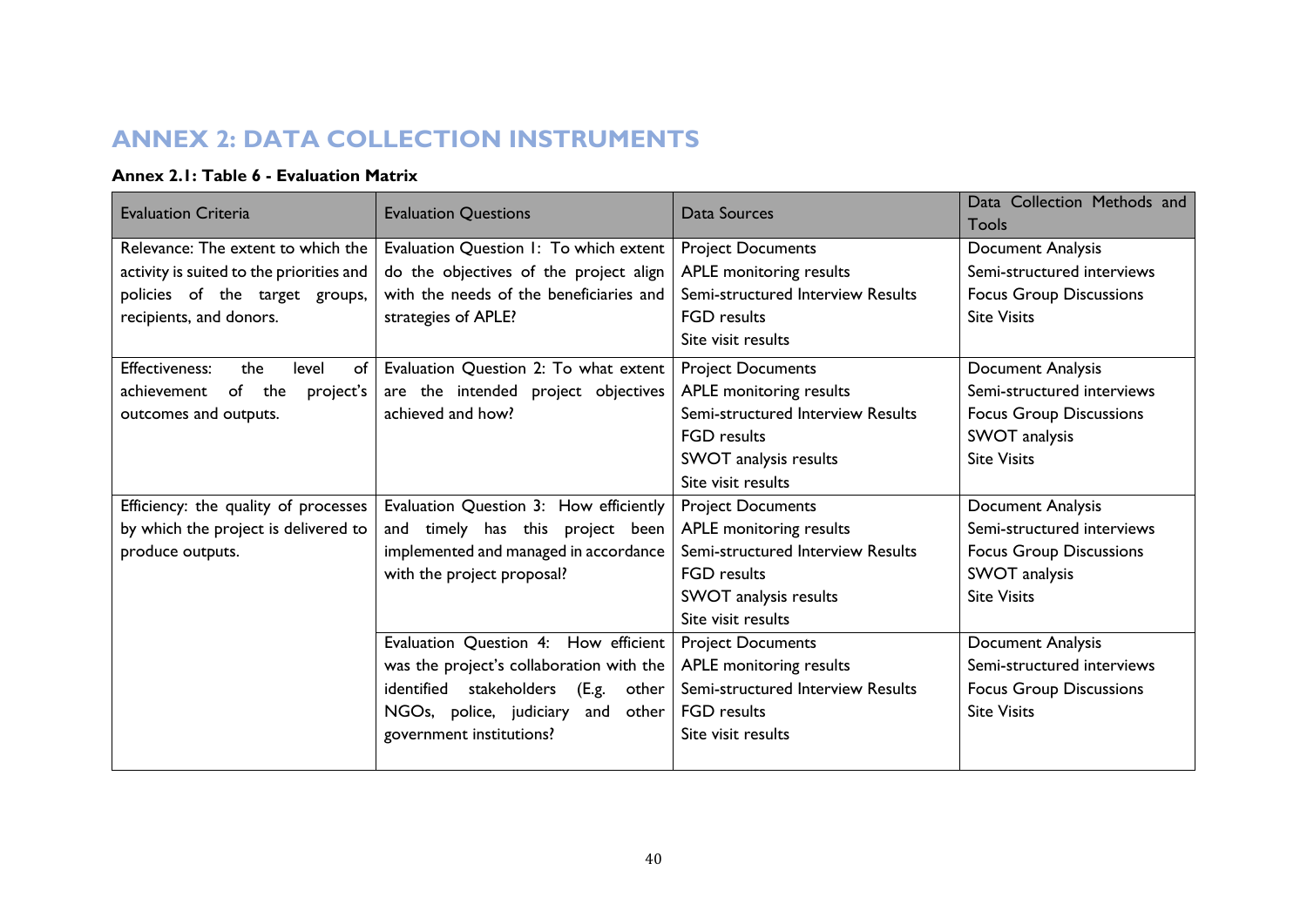# ANNEX 2: DATA COLLECTION INSTRUMENTS

**Annex 2.1: Table 6 - Evaluation Matrix**

| Evaluation Criteria | Evaluation Questions | Data Sources | Data Collection Methods and Tools |
|---|---|---|---|
| Relevance: The extent to which the activity is suited to the priorities and policies of the target groups, recipients, and donors. | Evaluation Question 1: To which extent do the objectives of the project align with the needs of the beneficiaries and strategies of APLE? | Project Documents<br>APLE monitoring results<br>Semi-structured Interview Results<br>FGD results<br>Site visit results | Document Analysis<br>Semi-structured interviews<br>Focus Group Discussions<br>Site Visits |
| Effectiveness: the level of achievement of the project's outcomes and outputs. | Evaluation Question 2: To what extent are the intended project objectives achieved and how? | Project Documents<br>APLE monitoring results<br>Semi-structured Interview Results<br>FGD results<br>SWOT analysis results<br>Site visit results | Document Analysis<br>Semi-structured interviews<br>Focus Group Discussions<br>SWOT analysis<br>Site Visits |
| Efficiency: the quality of processes by which the project is delivered to produce outputs. | Evaluation Question 3: How efficiently and timely has this project been implemented and managed in accordance with the project proposal? | Project Documents<br>APLE monitoring results<br>Semi-structured Interview Results<br>FGD results<br>SWOT analysis results<br>Site visit results | Document Analysis<br>Semi-structured interviews<br>Focus Group Discussions<br>SWOT analysis<br>Site Visits |
| | Evaluation Question 4: How efficient was the project's collaboration with the identified stakeholders (E.g. other NGOs, police, judiciary and other government institutions? | Project Documents<br>APLE monitoring results<br>Semi-structured Interview Results<br>FGD results<br>Site visit results | Document Analysis<br>Semi-structured interviews<br>Focus Group Discussions<br>Site Visits |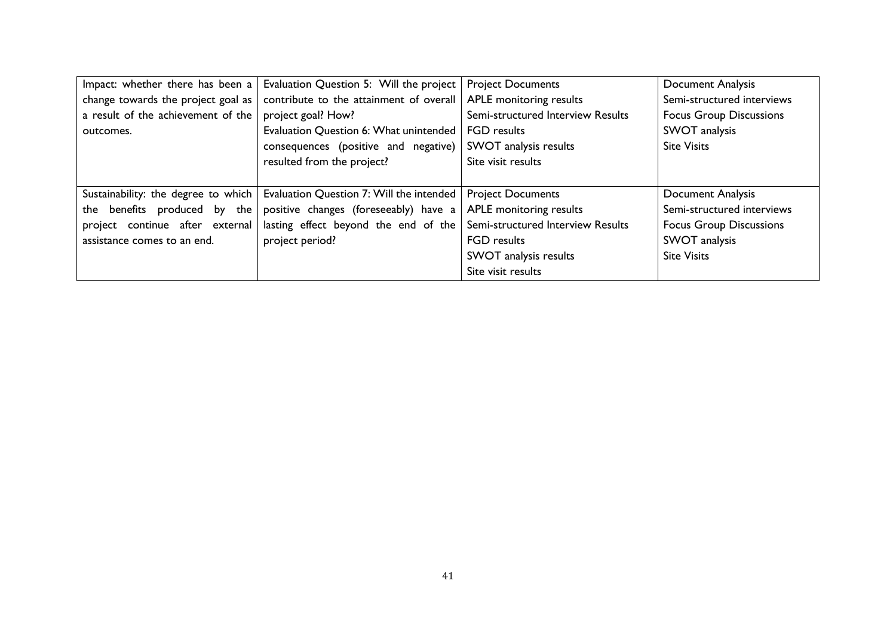| | | | |
|---|---|---|---|
| Impact: whether there has been a change towards the project goal as a result of the achievement of the outcomes. | Evaluation Question 5: Will the project contribute to the attainment of overall project goal? How?<br>Evaluation Question 6: What unintended consequences (positive and negative) resulted from the project? | Project Documents<br>APLE monitoring results<br>Semi-structured Interview Results<br>FGD results<br>SWOT analysis results<br>Site visit results | Document Analysis<br>Semi-structured interviews<br>Focus Group Discussions<br>SWOT analysis<br>Site Visits |
| Sustainability: the degree to which the benefits produced by the project continue after external assistance comes to an end. | Evaluation Question 7: Will the intended positive changes (foreseeably) have a lasting effect beyond the end of the project period? | Project Documents<br>APLE monitoring results<br>Semi-structured Interview Results<br>FGD results<br>SWOT analysis results<br>Site visit results | Document Analysis<br>Semi-structured interviews<br>Focus Group Discussions<br>SWOT analysis<br>Site Visits |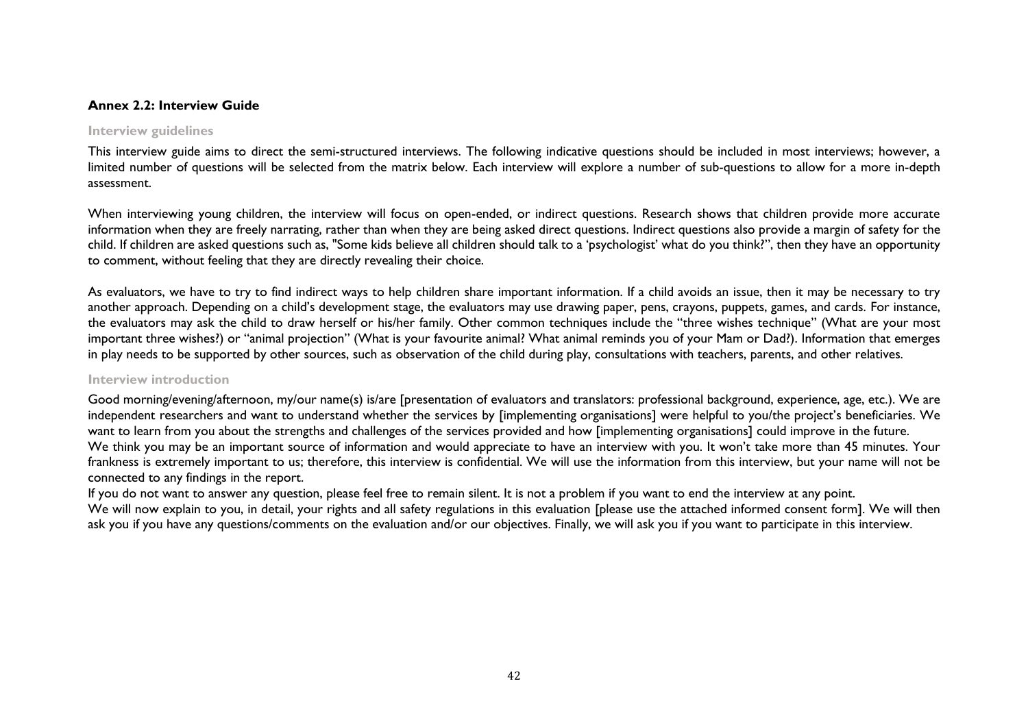**Annex 2.2: Interview Guide**

### Interview guidelines

This interview guide aims to direct the semi-structured interviews. The following indicative questions should be included in most interviews; however, a limited number of questions will be selected from the matrix below. Each interview will explore a number of sub-questions to allow for a more in-depth assessment.

When interviewing young children, the interview will focus on open-ended, or indirect questions. Research shows that children provide more accurate information when they are freely narrating, rather than when they are being asked direct questions. Indirect questions also provide a margin of safety for the child. If children are asked questions such as, "Some kids believe all children should talk to a 'psychologist' what do you think?", then they have an opportunity to comment, without feeling that they are directly revealing their choice.

As evaluators, we have to try to find indirect ways to help children share important information. If a child avoids an issue, then it may be necessary to try another approach. Depending on a child's development stage, the evaluators may use drawing paper, pens, crayons, puppets, games, and cards. For instance, the evaluators may ask the child to draw herself or his/her family. Other common techniques include the "three wishes technique" (What are your most important three wishes?) or "animal projection" (What is your favourite animal? What animal reminds you of your Mam or Dad?). Information that emerges in play needs to be supported by other sources, such as observation of the child during play, consultations with teachers, parents, and other relatives.

### Interview introduction

Good morning/evening/afternoon, my/our name(s) is/are [presentation of evaluators and translators: professional background, experience, age, etc.). We are independent researchers and want to understand whether the services by [implementing organisations] were helpful to you/the project's beneficiaries. We want to learn from you about the strengths and challenges of the services provided and how [implementing organisations] could improve in the future.
We think you may be an important source of information and would appreciate to have an interview with you. It won't take more than 45 minutes. Your frankness is extremely important to us; therefore, this interview is confidential. We will use the information from this interview, but your name will not be connected to any findings in the report.
If you do not want to answer any question, please feel free to remain silent. It is not a problem if you want to end the interview at any point.
We will now explain to you, in detail, your rights and all safety regulations in this evaluation [please use the attached informed consent form]. We will then ask you if you have any questions/comments on the evaluation and/or our objectives. Finally, we will ask you if you want to participate in this interview.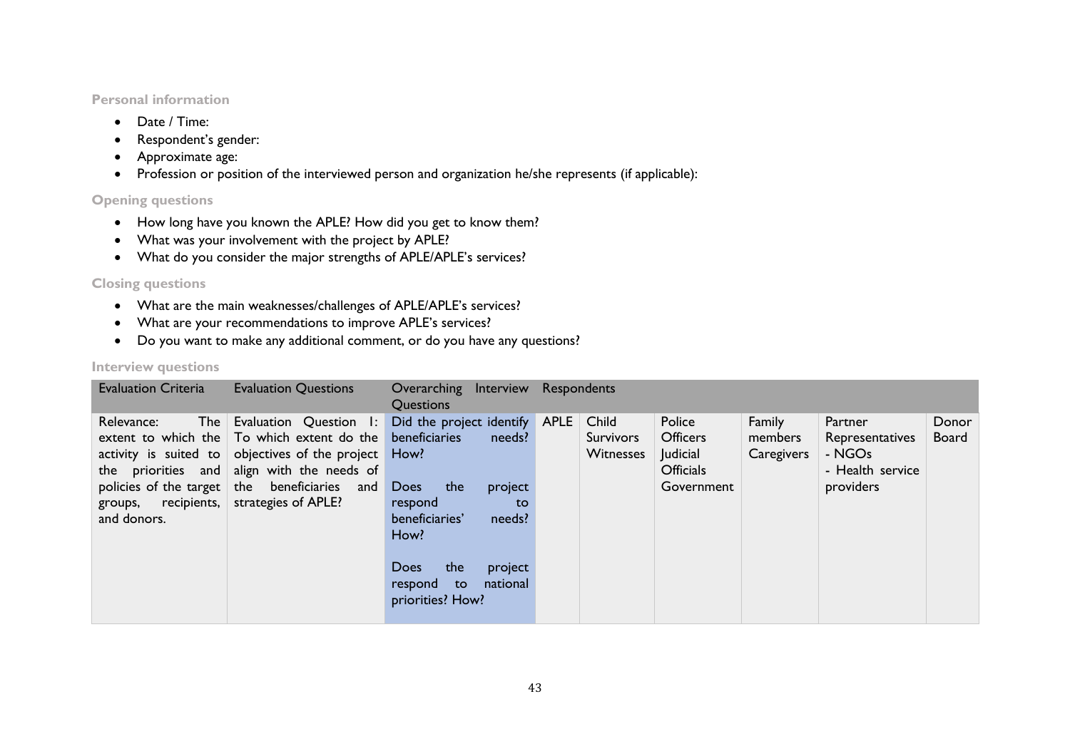### Personal information

- Date / Time:
- Respondent's gender:
- Approximate age:
- Profession or position of the interviewed person and organization he/she represents (if applicable):

### Opening questions

- How long have you known the APLE? How did you get to know them?
- What was your involvement with the project by APLE?
- What do you consider the major strengths of APLE/APLE's services?

### Closing questions

- What are the main weaknesses/challenges of APLE/APLE's services?
- What are your recommendations to improve APLE's services?
- Do you want to make any additional comment, or do you have any questions?

### Interview questions

| Evaluation Criteria | Evaluation Questions | Overarching Interview Questions | Respondents | | | | | |
|---|---|---|---|---|---|---|---|---|
| Relevance: The extent to which the activity is suited to the priorities and policies of the target groups, recipients, and donors. | Evaluation Question 1: To which extent do the objectives of the project align with the needs of the beneficiaries and strategies of APLE? | Did the project identify beneficiaries needs? How?<br><br>Does the project respond to beneficiaries' needs? How?<br><br>Does the project respond to national priorities? How? | APLE | Child Survivors Witnesses | Police Officers Judicial Officials Government | Family members Caregivers | Partner Representatives - NGOs - Health service providers | Donor Board |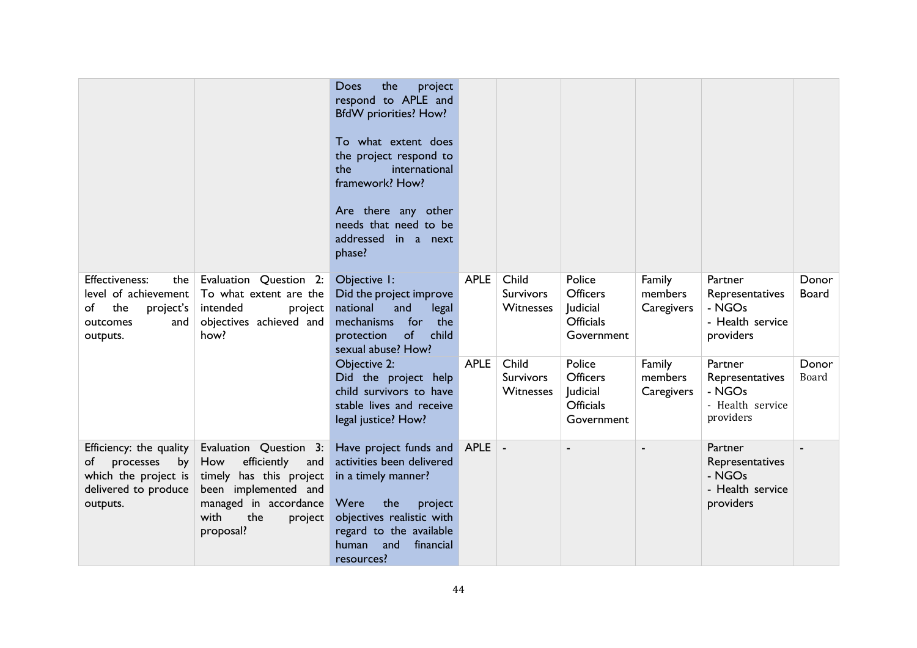| | | | | | | | | |
|---|---|---|---|---|---|---|---|---|
| | | Does the project respond to APLE and BfdW priorities? How?<br><br>To what extent does the project respond to the international framework? How?<br><br>Are there any other needs that need to be addressed in a next phase? | | | | | | |
| Effectiveness: the level of achievement of the project's outcomes and outputs. | Evaluation Question 2: To what extent are the intended project objectives achieved and how? | Objective 1: Did the project improve national and legal mechanisms for the protection of child sexual abuse? How? | APLE | Child Survivors Witnesses | Police Officers Judicial Officials Government | Family members Caregivers | Partner Representatives - NGOs - Health service providers | Donor Board |
| | | Objective 2: Did the project help child survivors to have stable lives and receive legal justice? How? | APLE | Child Survivors Witnesses | Police Officers Judicial Officials Government | Family members Caregivers | Partner Representatives - NGOs - Health service providers | Donor Board |
| Efficiency: the quality of processes by which the project is delivered to produce outputs. | Evaluation Question 3: How efficiently and timely has this project been implemented and managed in accordance with the project proposal? | Have project funds and activities been delivered in a timely manner?<br><br>Were the project objectives realistic with regard to the available human and financial resources? | APLE | - | - | - | Partner Representatives - NGOs - Health service providers | - |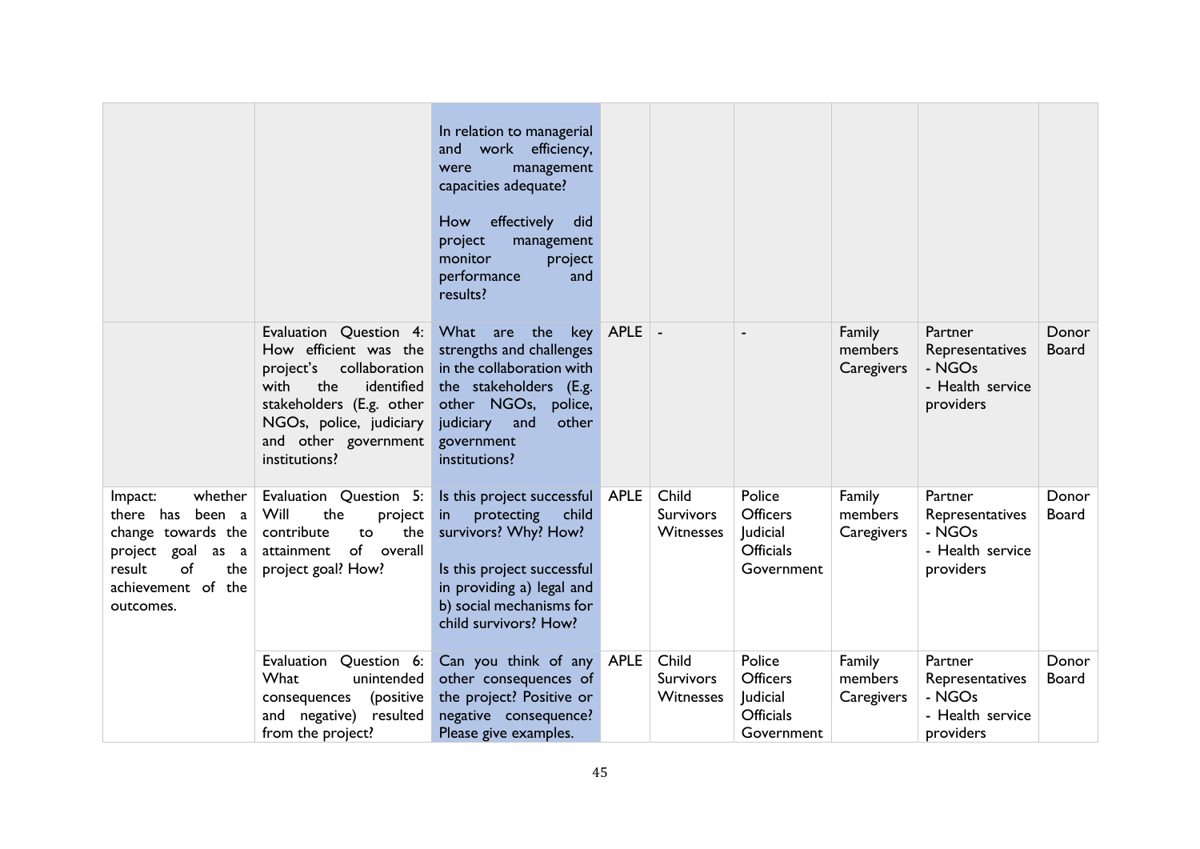| | | | | | | | | |
|---|---|---|---|---|---|---|---|---|
| | | In relation to managerial and work efficiency, were management capacities adequate?<br><br>How effectively did project management monitor project performance and results? | | | | | | |
| | Evaluation Question 4: How efficient was the project's collaboration with the identified stakeholders (E.g. other NGOs, police, judiciary and other government institutions? | What are the key strengths and challenges in the collaboration with the stakeholders (E.g. other NGOs, police, judiciary and other government institutions? | APLE | - | - | Family members Caregivers | Partner Representatives - NGOs - Health service providers | Donor Board |
| Impact: whether there has been a change towards the project goal as a result of the achievement of the outcomes. | Evaluation Question 5: Will the project contribute to the attainment of overall project goal? How? | Is this project successful in protecting child survivors? Why? How?<br><br>Is this project successful in providing a) legal and b) social mechanisms for child survivors? How? | APLE | Child Survivors Witnesses | Police Officers Judicial Officials Government | Family members Caregivers | Partner Representatives - NGOs - Health service providers | Donor Board |
| | Evaluation Question 6: What unintended consequences (positive and negative) resulted from the project? | Can you think of any other consequences of the project? Positive or negative consequence? Please give examples. | APLE | Child Survivors Witnesses | Police Officers Judicial Officials Government | Family members Caregivers | Partner Representatives - NGOs - Health service providers | Donor Board |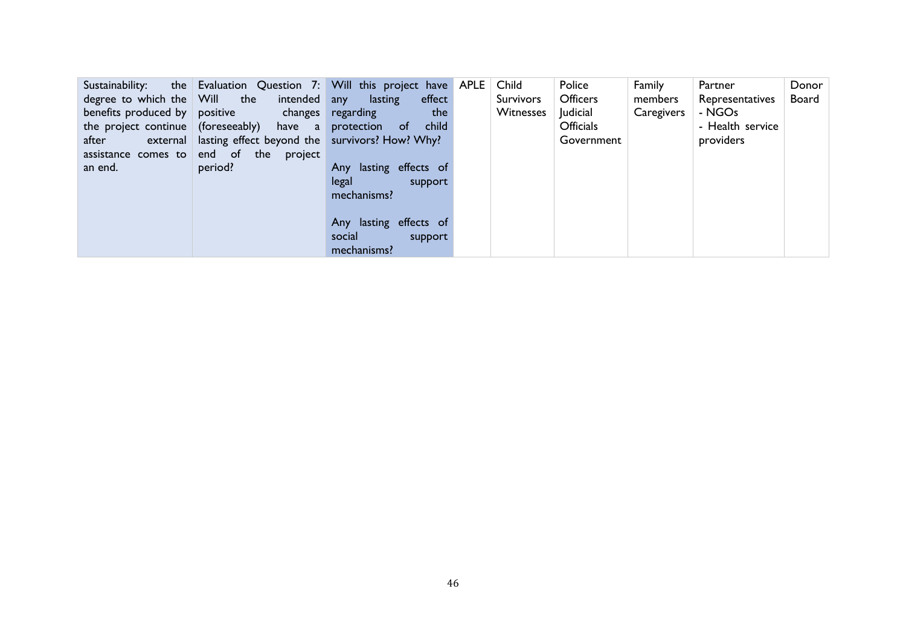| Sustainability: the degree to which the benefits produced by the project continue after external assistance comes to an end. | Evaluation Question 7: Will the intended positive changes (foreseeably) have a lasting effect beyond the end of the project period? | Will this project have any lasting effect regarding the protection of child survivors? How? Why?<br><br>Any lasting effects of legal support mechanisms?<br><br>Any lasting effects of social support mechanisms? | APLE | Child Survivors Witnesses | Police Officers Judicial Officials Government | Family members Caregivers | Partner Representatives - NGOs - Health service providers | Donor Board |
|---|---|---|---|---|---|---|---|---|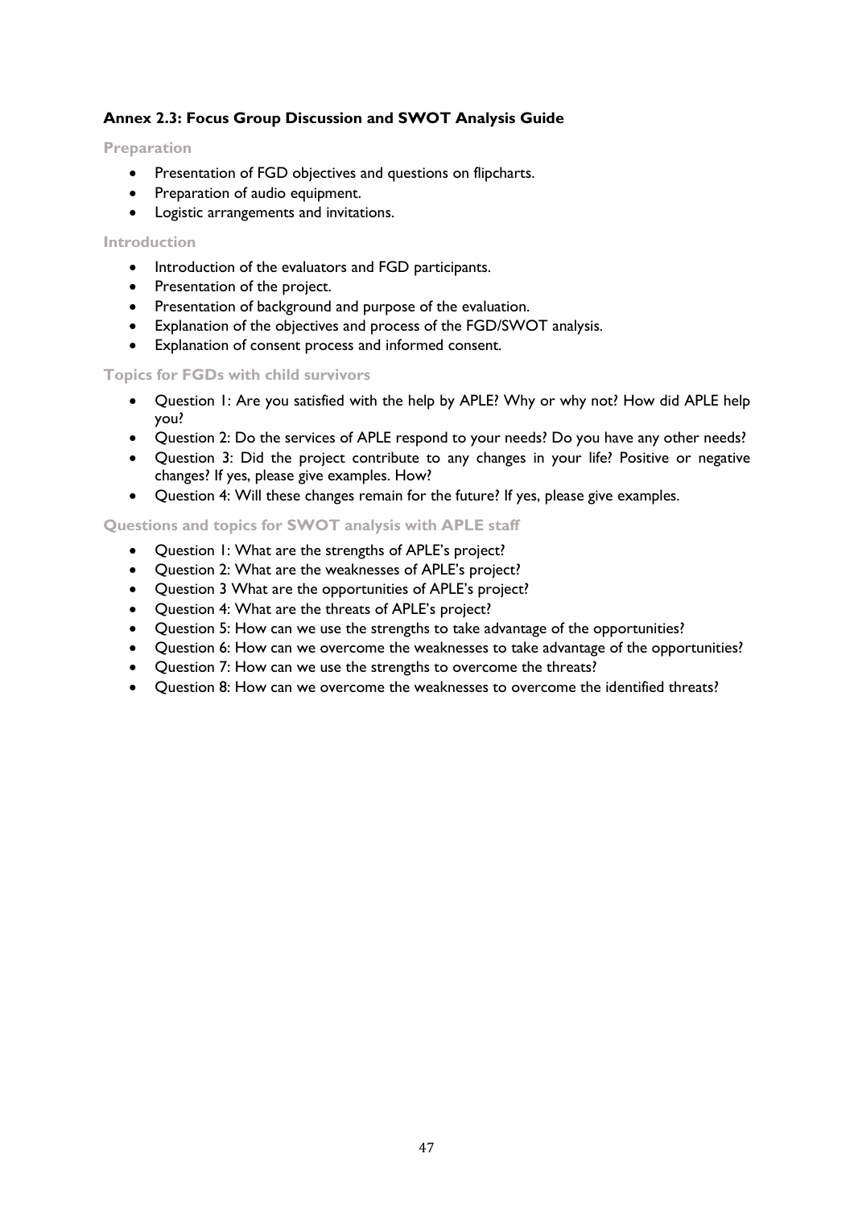## Annex 2.3: Focus Group Discussion and SWOT Analysis Guide

### Preparation

- Presentation of FGD objectives and questions on flipcharts.
- Preparation of audio equipment.
- Logistic arrangements and invitations.

### Introduction

- Introduction of the evaluators and FGD participants.
- Presentation of the project.
- Presentation of background and purpose of the evaluation.
- Explanation of the objectives and process of the FGD/SWOT analysis.
- Explanation of consent process and informed consent.

### Topics for FGDs with child survivors

- Question 1: Are you satisfied with the help by APLE? Why or why not? How did APLE help you?
- Question 2: Do the services of APLE respond to your needs? Do you have any other needs?
- Question 3: Did the project contribute to any changes in your life? Positive or negative changes? If yes, please give examples. How?
- Question 4: Will these changes remain for the future? If yes, please give examples.

### Questions and topics for SWOT analysis with APLE staff

- Question 1: What are the strengths of APLE's project?
- Question 2: What are the weaknesses of APLE's project?
- Question 3 What are the opportunities of APLE's project?
- Question 4: What are the threats of APLE's project?
- Question 5: How can we use the strengths to take advantage of the opportunities?
- Question 6: How can we overcome the weaknesses to take advantage of the opportunities?
- Question 7: How can we use the strengths to overcome the threats?
- Question 8: How can we overcome the weaknesses to overcome the identified threats?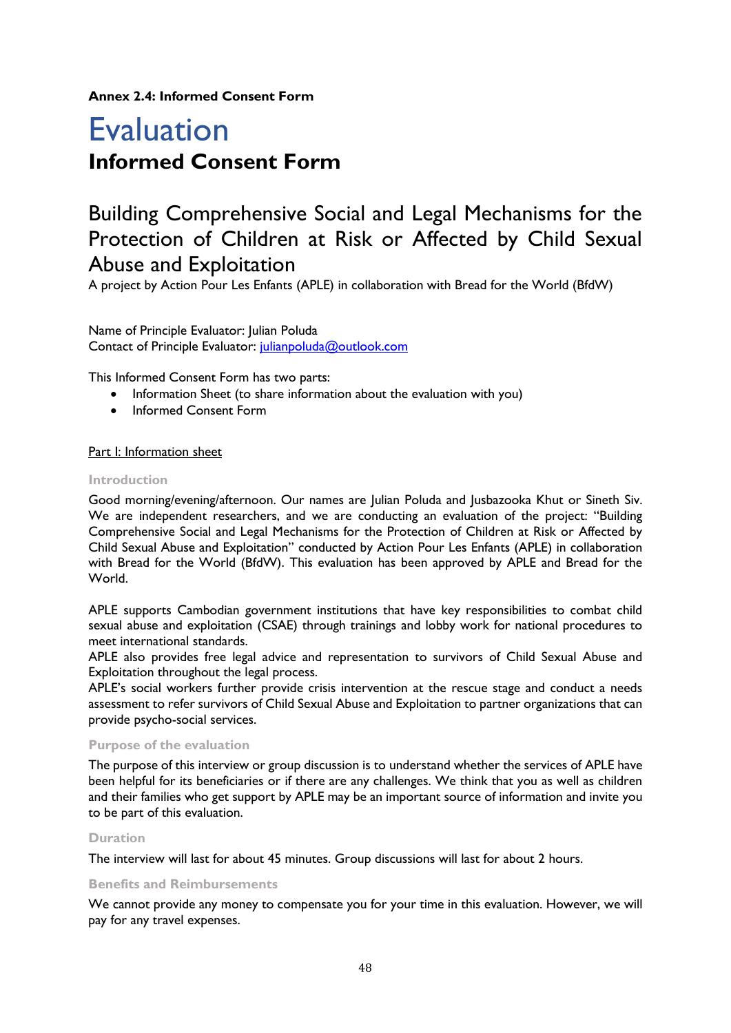**Annex 2.4: Informed Consent Form**

# Evaluation

## Informed Consent Form

## Building Comprehensive Social and Legal Mechanisms for the Protection of Children at Risk or Affected by Child Sexual Abuse and Exploitation

A project by Action Pour Les Enfants (APLE) in collaboration with Bread for the World (BfdW)

Name of Principle Evaluator: Julian Poluda
Contact of Principle Evaluator: julianpoluda@outlook.com

This Informed Consent Form has two parts:

- Information Sheet (to share information about the evaluation with you)
- Informed Consent Form

Part I: Information sheet

### Introduction

Good morning/evening/afternoon. Our names are Julian Poluda and Jusbazooka Khut or Sineth Siv. We are independent researchers, and we are conducting an evaluation of the project: "Building Comprehensive Social and Legal Mechanisms for the Protection of Children at Risk or Affected by Child Sexual Abuse and Exploitation" conducted by Action Pour Les Enfants (APLE) in collaboration with Bread for the World (BfdW). This evaluation has been approved by APLE and Bread for the World.

APLE supports Cambodian government institutions that have key responsibilities to combat child sexual abuse and exploitation (CSAE) through trainings and lobby work for national procedures to meet international standards.
APLE also provides free legal advice and representation to survivors of Child Sexual Abuse and Exploitation throughout the legal process.
APLE's social workers further provide crisis intervention at the rescue stage and conduct a needs assessment to refer survivors of Child Sexual Abuse and Exploitation to partner organizations that can provide psycho-social services.

### Purpose of the evaluation

The purpose of this interview or group discussion is to understand whether the services of APLE have been helpful for its beneficiaries or if there are any challenges. We think that you as well as children and their families who get support by APLE may be an important source of information and invite you to be part of this evaluation.

### Duration

The interview will last for about 45 minutes. Group discussions will last for about 2 hours.

### Benefits and Reimbursements

We cannot provide any money to compensate you for your time in this evaluation. However, we will pay for any travel expenses.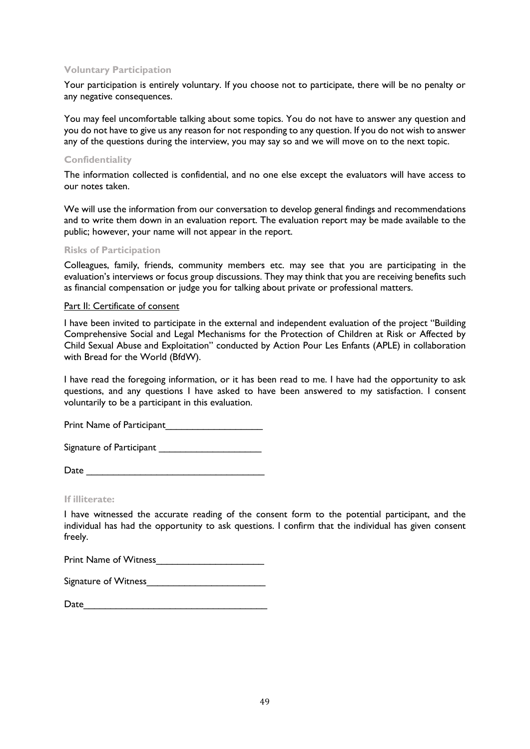### Voluntary Participation

Your participation is entirely voluntary. If you choose not to participate, there will be no penalty or any negative consequences.

You may feel uncomfortable talking about some topics. You do not have to answer any question and you do not have to give us any reason for not responding to any question. If you do not wish to answer any of the questions during the interview, you may say so and we will move on to the next topic.

### Confidentiality

The information collected is confidential, and no one else except the evaluators will have access to our notes taken.

We will use the information from our conversation to develop general findings and recommendations and to write them down in an evaluation report. The evaluation report may be made available to the public; however, your name will not appear in the report.

### Risks of Participation

Colleagues, family, friends, community members etc. may see that you are participating in the evaluation's interviews or focus group discussions. They may think that you are receiving benefits such as financial compensation or judge you for talking about private or professional matters.

<u>Part II: Certificate of consent</u>

I have been invited to participate in the external and independent evaluation of the project "Building Comprehensive Social and Legal Mechanisms for the Protection of Children at Risk or Affected by Child Sexual Abuse and Exploitation" conducted by Action Pour Les Enfants (APLE) in collaboration with Bread for the World (BfdW).

I have read the foregoing information, or it has been read to me. I have had the opportunity to ask questions, and any questions I have asked to have been answered to my satisfaction. I consent voluntarily to be a participant in this evaluation.

Print Name of Participant__________________

Signature of Participant ___________________

Date __________________________________

### If illiterate:

I have witnessed the accurate reading of the consent form to the potential participant, and the individual has had the opportunity to ask questions. I confirm that the individual has given consent freely.

Print Name of Witness____________________

Signature of Witness______________________

Date__________________________________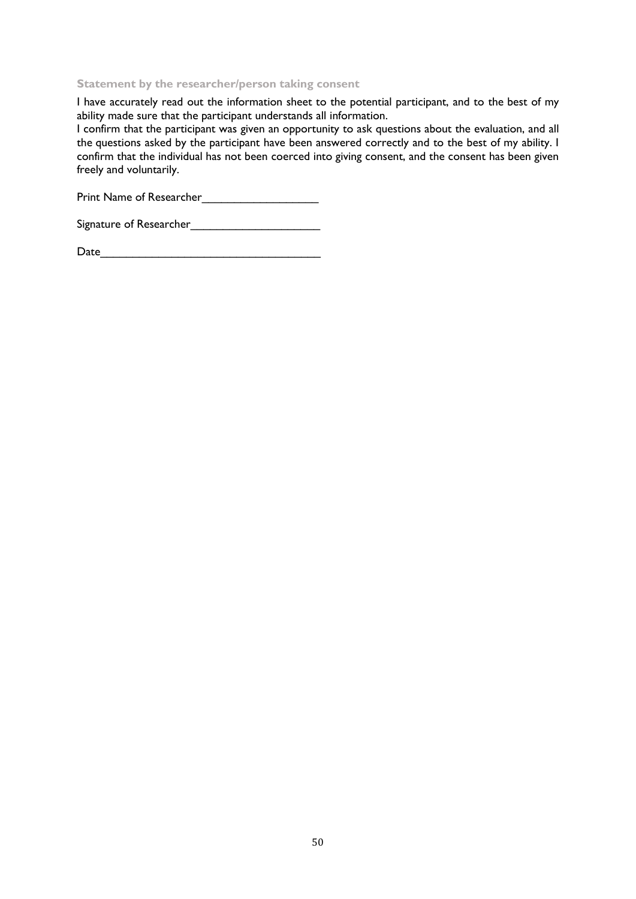### Statement by the researcher/person taking consent

I have accurately read out the information sheet to the potential participant, and to the best of my ability made sure that the participant understands all information.

I confirm that the participant was given an opportunity to ask questions about the evaluation, and all the questions asked by the participant have been answered correctly and to the best of my ability. I confirm that the individual has not been coerced into giving consent, and the consent has been given freely and voluntarily.

Print Name of Researcher__________________

Signature of Researcher____________________

Date__________________________________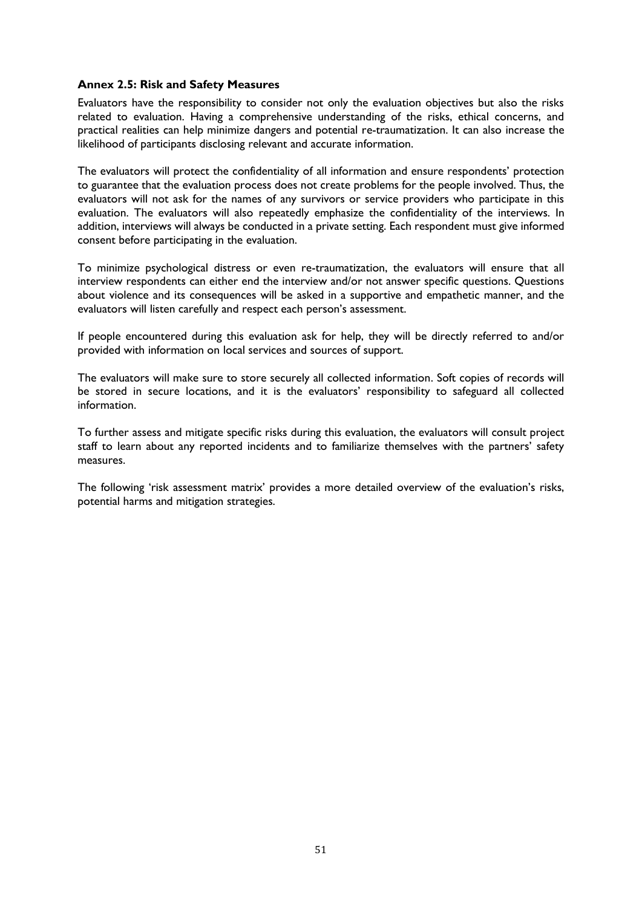### Annex 2.5: Risk and Safety Measures

Evaluators have the responsibility to consider not only the evaluation objectives but also the risks related to evaluation. Having a comprehensive understanding of the risks, ethical concerns, and practical realities can help minimize dangers and potential re-traumatization. It can also increase the likelihood of participants disclosing relevant and accurate information.

The evaluators will protect the confidentiality of all information and ensure respondents' protection to guarantee that the evaluation process does not create problems for the people involved. Thus, the evaluators will not ask for the names of any survivors or service providers who participate in this evaluation. The evaluators will also repeatedly emphasize the confidentiality of the interviews. In addition, interviews will always be conducted in a private setting. Each respondent must give informed consent before participating in the evaluation.

To minimize psychological distress or even re-traumatization, the evaluators will ensure that all interview respondents can either end the interview and/or not answer specific questions. Questions about violence and its consequences will be asked in a supportive and empathetic manner, and the evaluators will listen carefully and respect each person's assessment.

If people encountered during this evaluation ask for help, they will be directly referred to and/or provided with information on local services and sources of support.

The evaluators will make sure to store securely all collected information. Soft copies of records will be stored in secure locations, and it is the evaluators' responsibility to safeguard all collected information.

To further assess and mitigate specific risks during this evaluation, the evaluators will consult project staff to learn about any reported incidents and to familiarize themselves with the partners' safety measures.

The following 'risk assessment matrix' provides a more detailed overview of the evaluation's risks, potential harms and mitigation strategies.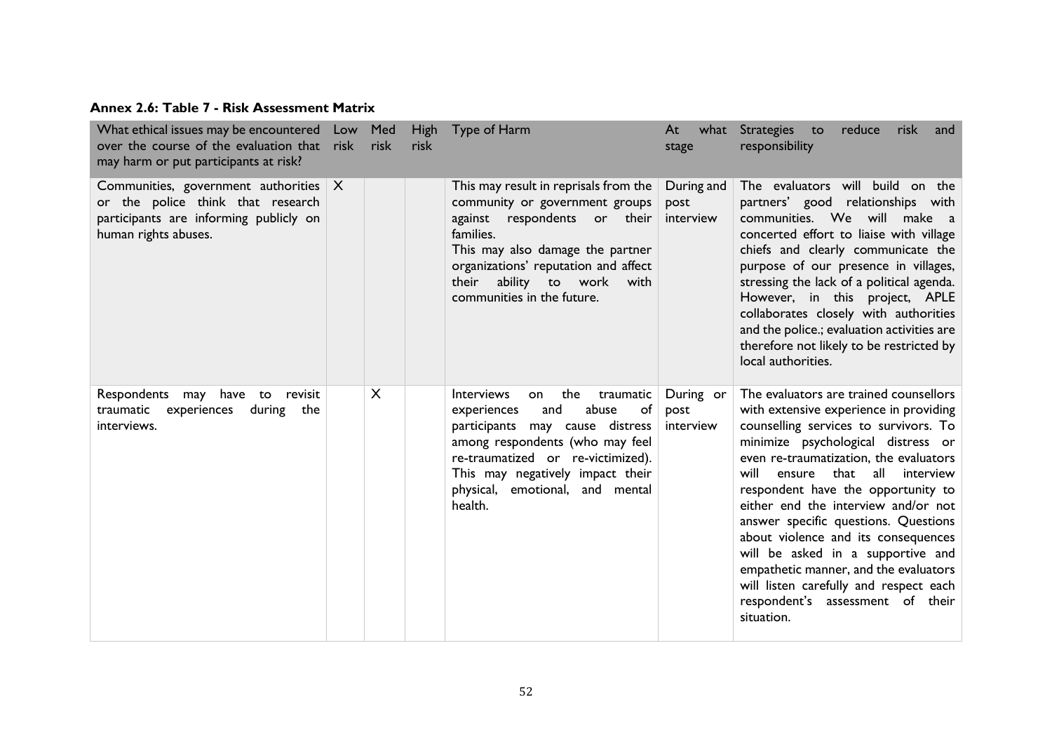**Annex 2.6: Table 7 - Risk Assessment Matrix**

| What ethical issues may be encountered over the course of the evaluation that may harm or put participants at risk? | Low risk | Med risk | High risk | Type of Harm | At what stage | Strategies to reduce risk and responsibility |
|---|---|---|---|---|---|---|
| Communities, government authorities or the police think that research participants are informing publicly on human rights abuses. | X | | | This may result in reprisals from the community or government groups against respondents or their families.<br>This may also damage the partner organizations' reputation and affect their ability to work with communities in the future. | During and post interview | The evaluators will build on the partners' good relationships with communities. We will make a concerted effort to liaise with village chiefs and clearly communicate the purpose of our presence in villages, stressing the lack of a political agenda. However, in this project, APLE collaborates closely with authorities and the police.; evaluation activities are therefore not likely to be restricted by local authorities. |
| Respondents may have to revisit traumatic experiences during the interviews. | | X | | Interviews on the traumatic experiences and abuse of participants may cause distress among respondents (who may feel re-traumatized or re-victimized). This may negatively impact their physical, emotional, and mental health. | During or post interview | The evaluators are trained counsellors with extensive experience in providing counselling services to survivors. To minimize psychological distress or even re-traumatization, the evaluators will ensure that all interview respondent have the opportunity to either end the interview and/or not answer specific questions. Questions about violence and its consequences will be asked in a supportive and empathetic manner, and the evaluators will listen carefully and respect each respondent's assessment of their situation. |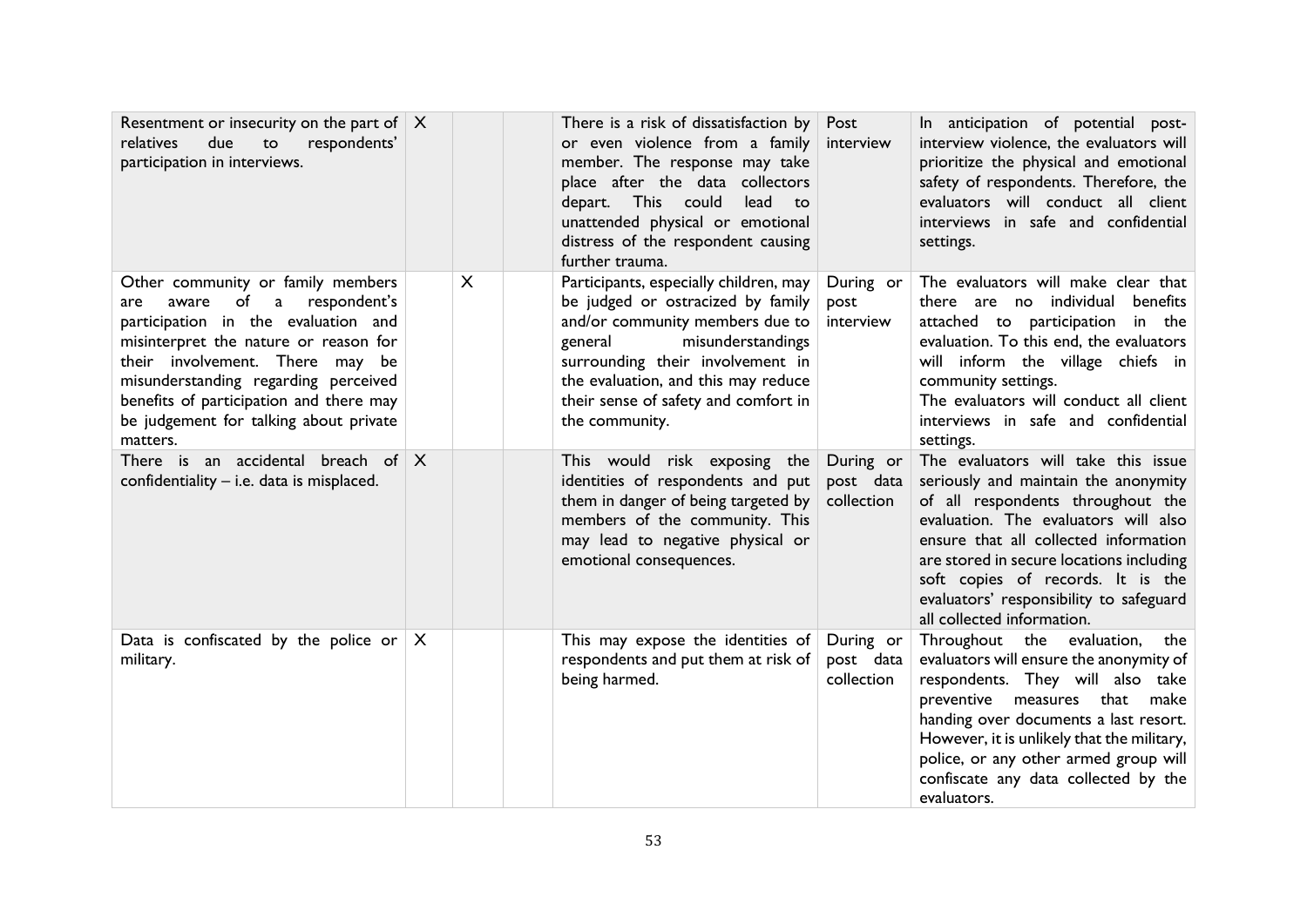| | | | | | | |
|---|---|---|---|---|---|---|
| Resentment or insecurity on the part of relatives due to respondents' participation in interviews. | X | | | There is a risk of dissatisfaction by or even violence from a family member. The response may take place after the data collectors depart. This could lead to unattended physical or emotional distress of the respondent causing further trauma. | Post interview | In anticipation of potential post-interview violence, the evaluators will prioritize the physical and emotional safety of respondents. Therefore, the evaluators will conduct all client interviews in safe and confidential settings. |
| Other community or family members are aware of a respondent's participation in the evaluation and misinterpret the nature or reason for their involvement. There may be misunderstanding regarding perceived benefits of participation and there may be judgement for talking about private matters. | | X | | Participants, especially children, may be judged or ostracized by family and/or community members due to general misunderstandings surrounding their involvement in the evaluation, and this may reduce their sense of safety and comfort in the community. | During or post interview | The evaluators will make clear that there are no individual benefits attached to participation in the evaluation. To this end, the evaluators will inform the village chiefs in community settings.<br>The evaluators will conduct all client interviews in safe and confidential settings. |
| There is an accidental breach of confidentiality – i.e. data is misplaced. | X | | | This would risk exposing the identities of respondents and put them in danger of being targeted by members of the community. This may lead to negative physical or emotional consequences. | During or post data collection | The evaluators will take this issue seriously and maintain the anonymity of all respondents throughout the evaluation. The evaluators will also ensure that all collected information are stored in secure locations including soft copies of records. It is the evaluators' responsibility to safeguard all collected information. |
| Data is confiscated by the police or military. | X | | | This may expose the identities of respondents and put them at risk of being harmed. | During or post data collection | Throughout the evaluation, the evaluators will ensure the anonymity of respondents. They will also take preventive measures that make handing over documents a last resort. However, it is unlikely that the military, police, or any other armed group will confiscate any data collected by the evaluators. |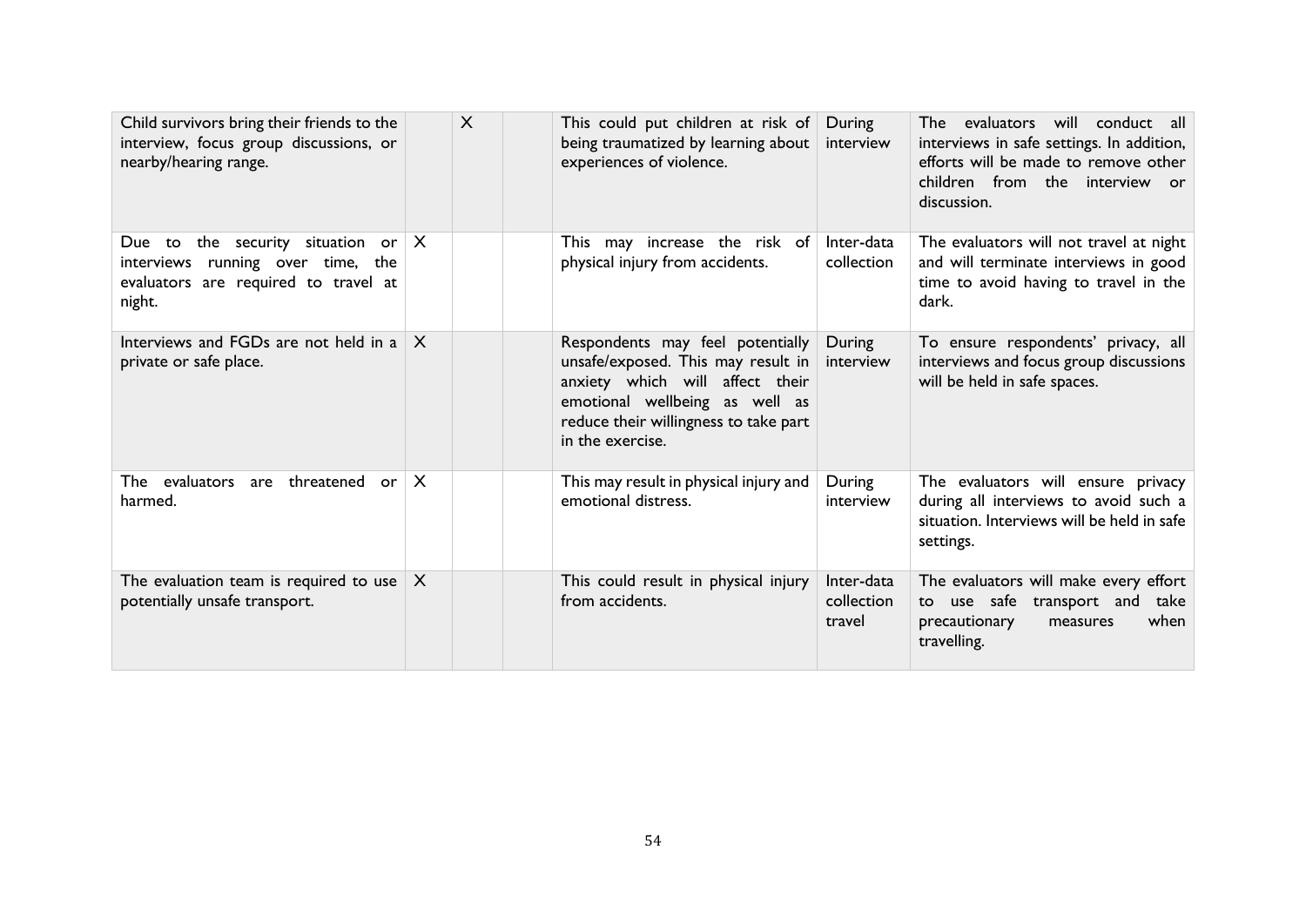| | | | | | | |
|---|---|---|---|---|---|---|
| Child survivors bring their friends to the interview, focus group discussions, or nearby/hearing range. | | X | | This could put children at risk of being traumatized by learning about experiences of violence. | During interview | The evaluators will conduct all interviews in safe settings. In addition, efforts will be made to remove other children from the interview or discussion. |
| Due to the security situation or interviews running over time, the evaluators are required to travel at night. | X | | | This may increase the risk of physical injury from accidents. | Inter-data collection | The evaluators will not travel at night and will terminate interviews in good time to avoid having to travel in the dark. |
| Interviews and FGDs are not held in a private or safe place. | X | | | Respondents may feel potentially unsafe/exposed. This may result in anxiety which will affect their emotional wellbeing as well as reduce their willingness to take part in the exercise. | During interview | To ensure respondents' privacy, all interviews and focus group discussions will be held in safe spaces. |
| The evaluators are threatened or harmed. | X | | | This may result in physical injury and emotional distress. | During interview | The evaluators will ensure privacy during all interviews to avoid such a situation. Interviews will be held in safe settings. |
| The evaluation team is required to use potentially unsafe transport. | X | | | This could result in physical injury from accidents. | Inter-data collection travel | The evaluators will make every effort to use safe transport and take precautionary measures when travelling. |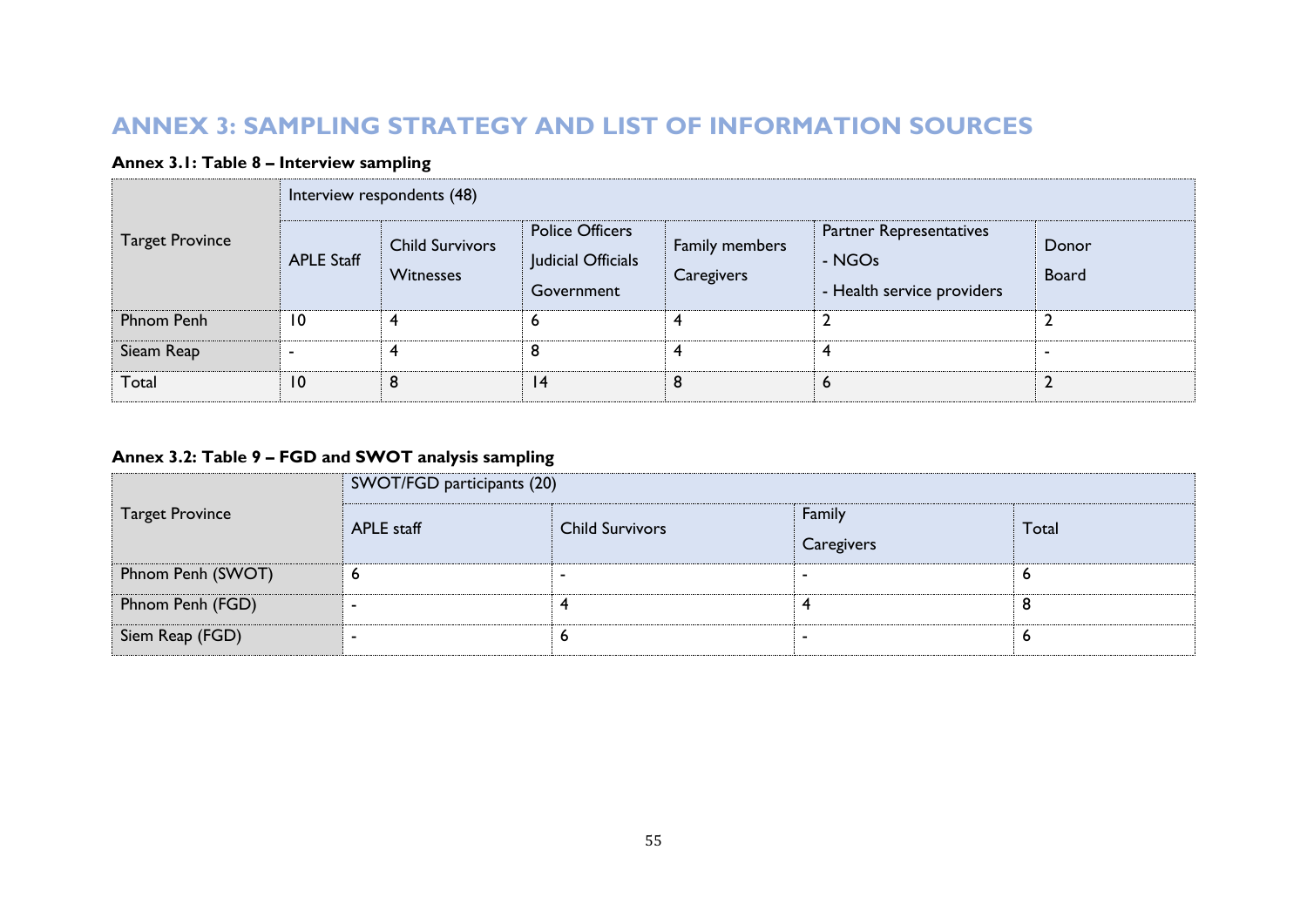# ANNEX 3: SAMPLING STRATEGY AND LIST OF INFORMATION SOURCES

**Annex 3.1: Table 8 – Interview sampling**

| Target Province | Interview respondents (48) | | | | | |
|---|---|---|---|---|---|---|
| | APLE Staff | Child Survivors Witnesses | Police Officers Judicial Officials Government | Family members Caregivers | Partner Representatives - NGOs - Health service providers | Donor Board |
| Phnom Penh | 10 | 4 | 6 | 4 | 2 | 2 |
| Sieam Reap | - | 4 | 8 | 4 | 4 | - |
| Total | 10 | 8 | 14 | 8 | 6 | 2 |

**Annex 3.2: Table 9 – FGD and SWOT analysis sampling**

| Target Province | SWOT/FGD participants (20) | | | |
|---|---|---|---|---|
| | APLE staff | Child Survivors | Family Caregivers | Total |
| Phnom Penh (SWOT) | 6 | - | - | 6 |
| Phnom Penh (FGD) | - | 4 | 4 | 8 |
| Siem Reap (FGD) | - | 6 | - | 6 |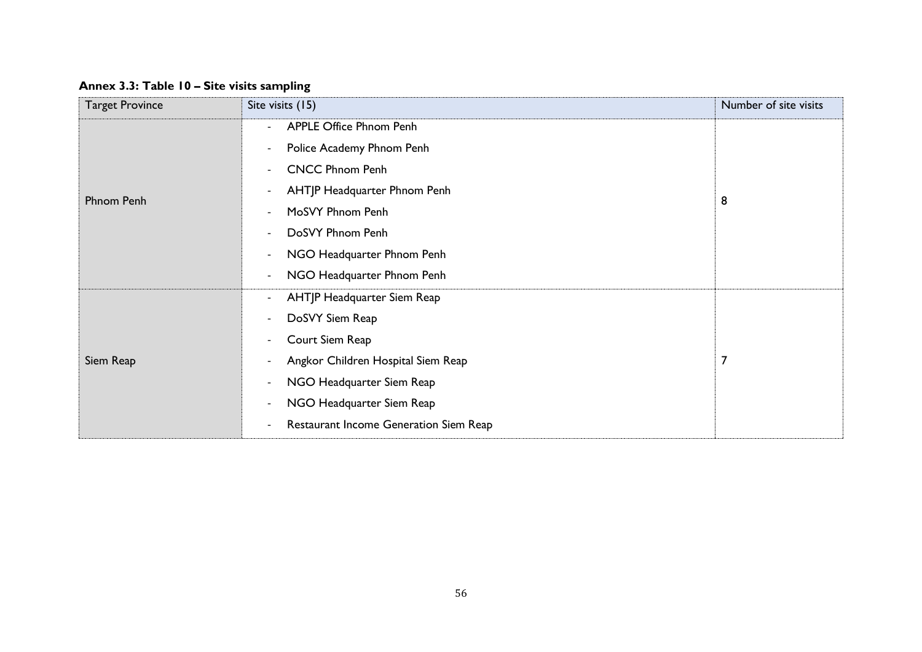**Annex 3.3: Table 10 – Site visits sampling**

| Target Province | Site visits (15) | Number of site visits |
|---|---|---|
| Phnom Penh | - APPLE Office Phnom Penh<br>- Police Academy Phnom Penh<br>- CNCC Phnom Penh<br>- AHTJP Headquarter Phnom Penh<br>- MoSVY Phnom Penh<br>- DoSVY Phnom Penh<br>- NGO Headquarter Phnom Penh<br>- NGO Headquarter Phnom Penh | 8 |
| Siem Reap | - AHTJP Headquarter Siem Reap<br>- DoSVY Siem Reap<br>- Court Siem Reap<br>- Angkor Children Hospital Siem Reap<br>- NGO Headquarter Siem Reap<br>- NGO Headquarter Siem Reap<br>- Restaurant Income Generation Siem Reap | 7 |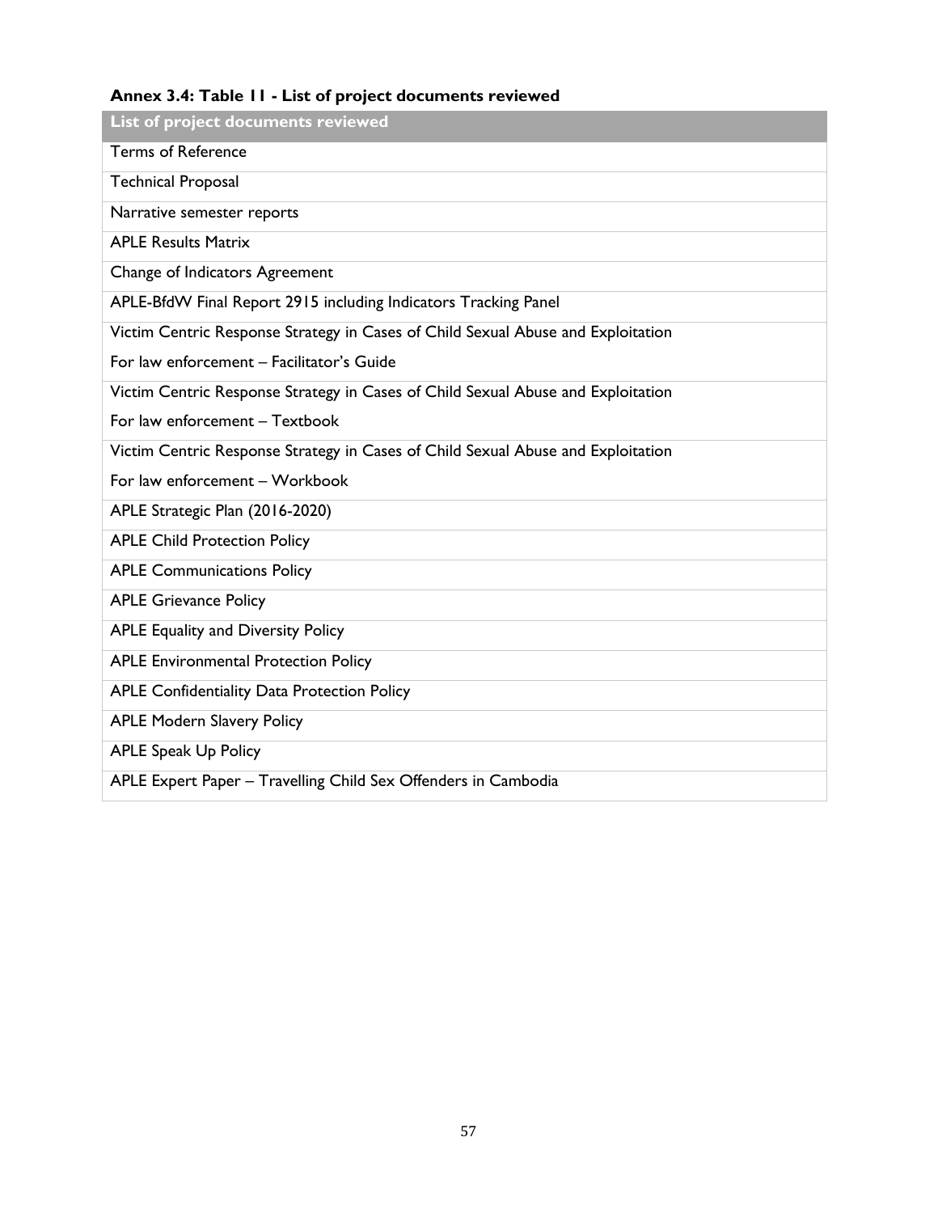**Annex 3.4: Table 11 - List of project documents reviewed**

| List of project documents reviewed |
|---|
| Terms of Reference |
| Technical Proposal |
| Narrative semester reports |
| APLE Results Matrix |
| Change of Indicators Agreement |
| APLE-BfdW Final Report 2915 including Indicators Tracking Panel |
| Victim Centric Response Strategy in Cases of Child Sexual Abuse and Exploitation For law enforcement – Facilitator's Guide |
| Victim Centric Response Strategy in Cases of Child Sexual Abuse and Exploitation For law enforcement – Textbook |
| Victim Centric Response Strategy in Cases of Child Sexual Abuse and Exploitation For law enforcement – Workbook |
| APLE Strategic Plan (2016-2020) |
| APLE Child Protection Policy |
| APLE Communications Policy |
| APLE Grievance Policy |
| APLE Equality and Diversity Policy |
| APLE Environmental Protection Policy |
| APLE Confidentiality Data Protection Policy |
| APLE Modern Slavery Policy |
| APLE Speak Up Policy |
| APLE Expert Paper – Travelling Child Sex Offenders in Cambodia |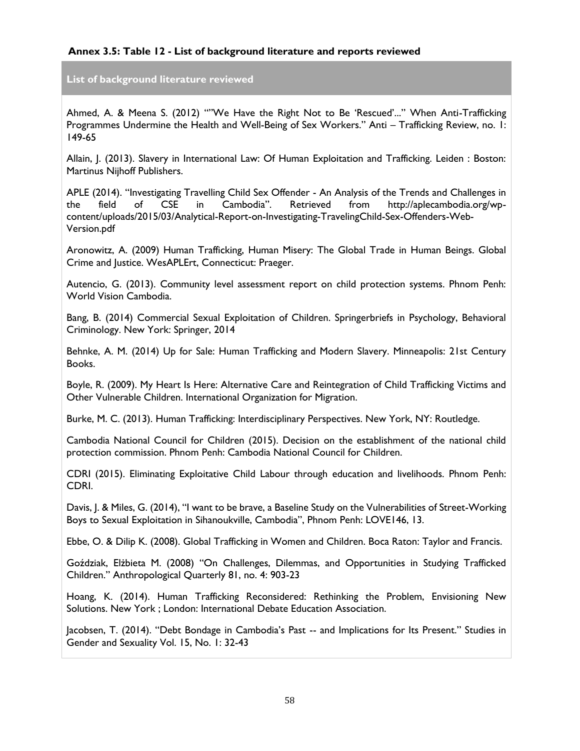**Annex 3.5: Table 12 - List of background literature and reports reviewed**

| List of background literature reviewed |
|---|
| Ahmed, A. & Meena S. (2012) “”We Have the Right Not to Be ‘Rescued’...” When Anti-Trafficking Programmes Undermine the Health and Well-Being of Sex Workers.” Anti – Trafficking Review, no. 1: 149-65 |
| Allain, J. (2013). Slavery in International Law: Of Human Exploitation and Trafficking. Leiden : Boston: Martinus Nijhoff Publishers. |
| APLE (2014). “Investigating Travelling Child Sex Offender - An Analysis of the Trends and Challenges in the field of CSE in Cambodia”. Retrieved from http://aplecambodia.org/wp-content/uploads/2015/03/Analytical-Report-on-Investigating-TravelingChild-Sex-Offenders-Web-Version.pdf |
| Aronowitz, A. (2009) Human Trafficking, Human Misery: The Global Trade in Human Beings. Global Crime and Justice. WesAPLErt, Connecticut: Praeger. |
| Autencio, G. (2013). Community level assessment report on child protection systems. Phnom Penh: World Vision Cambodia. |
| Bang, B. (2014) Commercial Sexual Exploitation of Children. Springerbriefs in Psychology, Behavioral Criminology. New York: Springer, 2014 |
| Behnke, A. M. (2014) Up for Sale: Human Trafficking and Modern Slavery. Minneapolis: 21st Century Books. |
| Boyle, R. (2009). My Heart Is Here: Alternative Care and Reintegration of Child Trafficking Victims and Other Vulnerable Children. International Organization for Migration. |
| Burke, M. C. (2013). Human Trafficking: Interdisciplinary Perspectives. New York, NY: Routledge. |
| Cambodia National Council for Children (2015). Decision on the establishment of the national child protection commission. Phnom Penh: Cambodia National Council for Children. |
| CDRI (2015). Eliminating Exploitative Child Labour through education and livelihoods. Phnom Penh: CDRI. |
| Davis, J. & Miles, G. (2014), “I want to be brave, a Baseline Study on the Vulnerabilities of Street-Working Boys to Sexual Exploitation in Sihanoukville, Cambodia”, Phnom Penh: LOVE146, 13. |
| Ebbe, O. & Dilip K. (2008). Global Trafficking in Women and Children. Boca Raton: Taylor and Francis. |
| Goździak, Elżbieta M. (2008) “On Challenges, Dilemmas, and Opportunities in Studying Trafficked Children.” Anthropological Quarterly 81, no. 4: 903-23 |
| Hoang, K. (2014). Human Trafficking Reconsidered: Rethinking the Problem, Envisioning New Solutions. New York ; London: International Debate Education Association. |
| Jacobsen, T. (2014). “Debt Bondage in Cambodia’s Past -- and Implications for Its Present.” Studies in Gender and Sexuality Vol. 15, No. 1: 32-43 |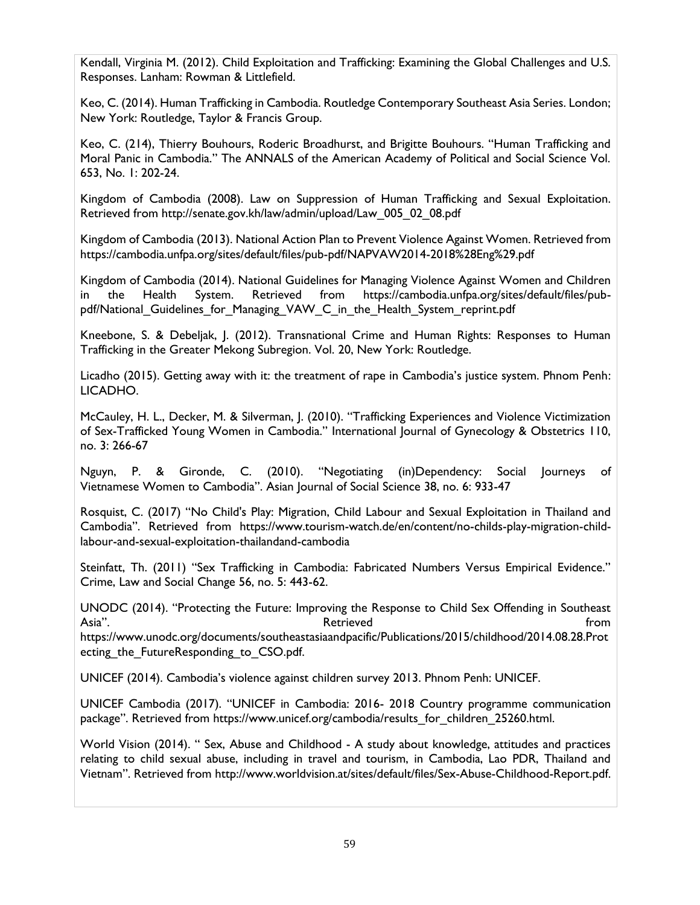Kendall, Virginia M. (2012). Child Exploitation and Trafficking: Examining the Global Challenges and U.S. Responses. Lanham: Rowman & Littlefield.

Keo, C. (2014). Human Trafficking in Cambodia. Routledge Contemporary Southeast Asia Series. London; New York: Routledge, Taylor & Francis Group.

Keo, C. (214), Thierry Bouhours, Roderic Broadhurst, and Brigitte Bouhours. "Human Trafficking and Moral Panic in Cambodia." The ANNALS of the American Academy of Political and Social Science Vol. 653, No. 1: 202-24.

Kingdom of Cambodia (2008). Law on Suppression of Human Trafficking and Sexual Exploitation. Retrieved from http://senate.gov.kh/law/admin/upload/Law_005_02_08.pdf

Kingdom of Cambodia (2013). National Action Plan to Prevent Violence Against Women. Retrieved from https://cambodia.unfpa.org/sites/default/files/pub-pdf/NAPVAW2014-2018%28Eng%29.pdf

Kingdom of Cambodia (2014). National Guidelines for Managing Violence Against Women and Children in the Health System. Retrieved from https://cambodia.unfpa.org/sites/default/files/pub-pdf/National_Guidelines_for_Managing_VAW_C_in_the_Health_System_reprint.pdf

Kneebone, S. & Debeljak, J. (2012). Transnational Crime and Human Rights: Responses to Human Trafficking in the Greater Mekong Subregion. Vol. 20, New York: Routledge.

Licadho (2015). Getting away with it: the treatment of rape in Cambodia's justice system. Phnom Penh: LICADHO.

McCauley, H. L., Decker, M. & Silverman, J. (2010). "Trafficking Experiences and Violence Victimization of Sex-Trafficked Young Women in Cambodia." International Journal of Gynecology & Obstetrics 110, no. 3: 266-67

Nguyn, P. & Gironde, C. (2010). "Negotiating (in)Dependency: Social Journeys of Vietnamese Women to Cambodia". Asian Journal of Social Science 38, no. 6: 933-47

Rosquist, C. (2017) "No Child's Play: Migration, Child Labour and Sexual Exploitation in Thailand and Cambodia". Retrieved from https://www.tourism-watch.de/en/content/no-childs-play-migration-child-labour-and-sexual-exploitation-thailandand-cambodia

Steinfatt, Th. (2011) "Sex Trafficking in Cambodia: Fabricated Numbers Versus Empirical Evidence." Crime, Law and Social Change 56, no. 5: 443-62.

UNODC (2014). "Protecting the Future: Improving the Response to Child Sex Offending in Southeast Asia". Retrieved from https://www.unodc.org/documents/southeastasiaandpacific/Publications/2015/childhood/2014.08.28.Protecting_the_FutureResponding_to_CSO.pdf.

UNICEF (2014). Cambodia's violence against children survey 2013. Phnom Penh: UNICEF.

UNICEF Cambodia (2017). "UNICEF in Cambodia: 2016- 2018 Country programme communication package". Retrieved from https://www.unicef.org/cambodia/results_for_children_25260.html.

World Vision (2014). " Sex, Abuse and Childhood - A study about knowledge, attitudes and practices relating to child sexual abuse, including in travel and tourism, in Cambodia, Lao PDR, Thailand and Vietnam". Retrieved from http://www.worldvision.at/sites/default/files/Sex-Abuse-Childhood-Report.pdf.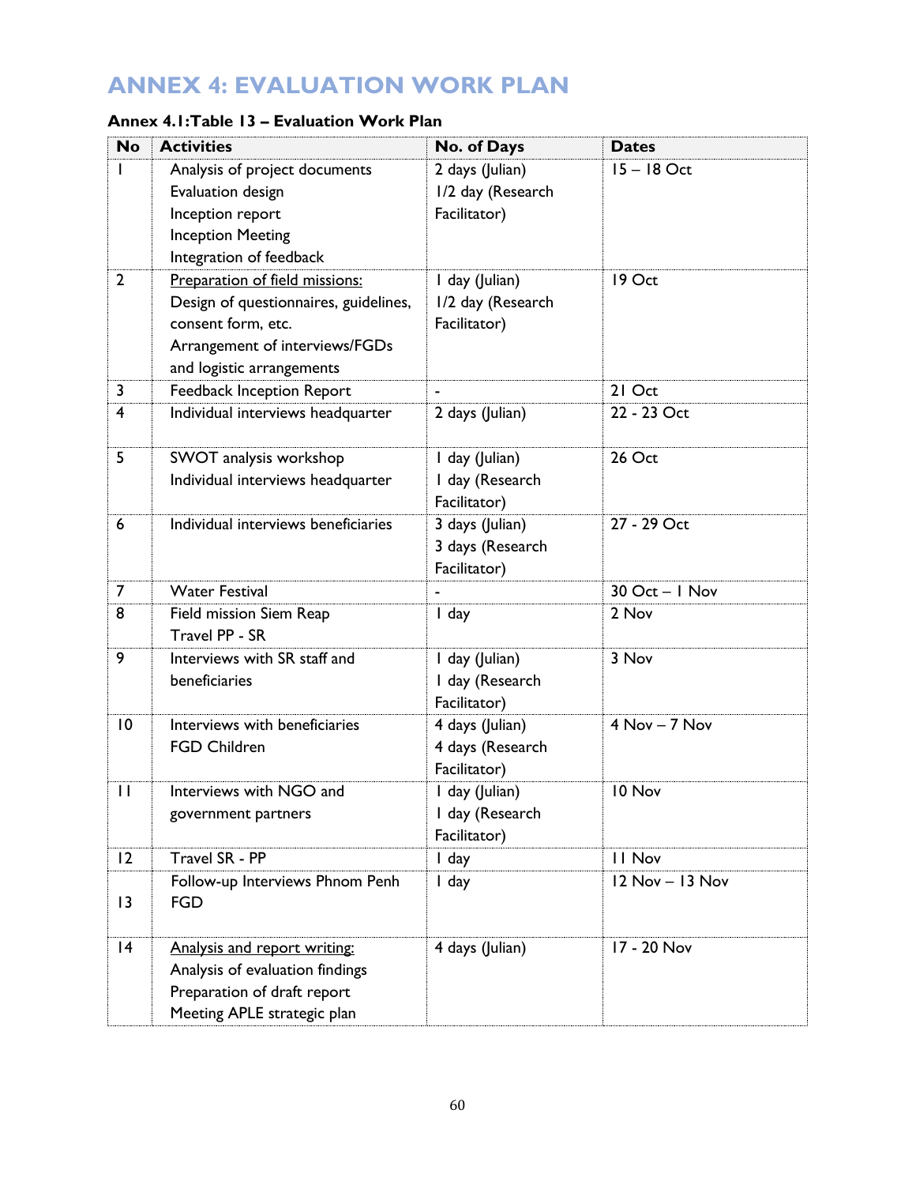# ANNEX 4: EVALUATION WORK PLAN

**Annex 4.1:Table 13 – Evaluation Work Plan**

| No | Activities | No. of Days | Dates |
|---|---|---|---|
| 1 | Analysis of project documents<br>Evaluation design<br>Inception report<br>Inception Meeting<br>Integration of feedback | 2 days (Julian)<br>1/2 day (Research Facilitator) | 15 – 18 Oct |
| 2 | <u>Preparation of field missions:</u><br>Design of questionnaires, guidelines, consent form, etc.<br>Arrangement of interviews/FGDs and logistic arrangements | 1 day (Julian)<br>1/2 day (Research Facilitator) | 19 Oct |
| 3 | Feedback Inception Report | - | 21 Oct |
| 4 | Individual interviews headquarter | 2 days (Julian) | 22 - 23 Oct |
| 5 | SWOT analysis workshop<br>Individual interviews headquarter | 1 day (Julian)<br>1 day (Research Facilitator) | 26 Oct |
| 6 | Individual interviews beneficiaries | 3 days (Julian)<br>3 days (Research Facilitator) | 27 - 29 Oct |
| 7 | Water Festival | - | 30 Oct – 1 Nov |
| 8 | Field mission Siem Reap<br>Travel PP - SR | 1 day | 2 Nov |
| 9 | Interviews with SR staff and beneficiaries | 1 day (Julian)<br>1 day (Research Facilitator) | 3 Nov |
| 10 | Interviews with beneficiaries<br>FGD Children | 4 days (Julian)<br>4 days (Research Facilitator) | 4 Nov – 7 Nov |
| 11 | Interviews with NGO and government partners | 1 day (Julian)<br>1 day (Research Facilitator) | 10 Nov |
| 12 | Travel SR - PP | 1 day | 11 Nov |
| 13 | Follow-up Interviews Phnom Penh<br>FGD | 1 day | 12 Nov – 13 Nov |
| 14 | <u>Analysis and report writing:</u><br>Analysis of evaluation findings<br>Preparation of draft report<br>Meeting APLE strategic plan | 4 days (Julian) | 17 - 20 Nov |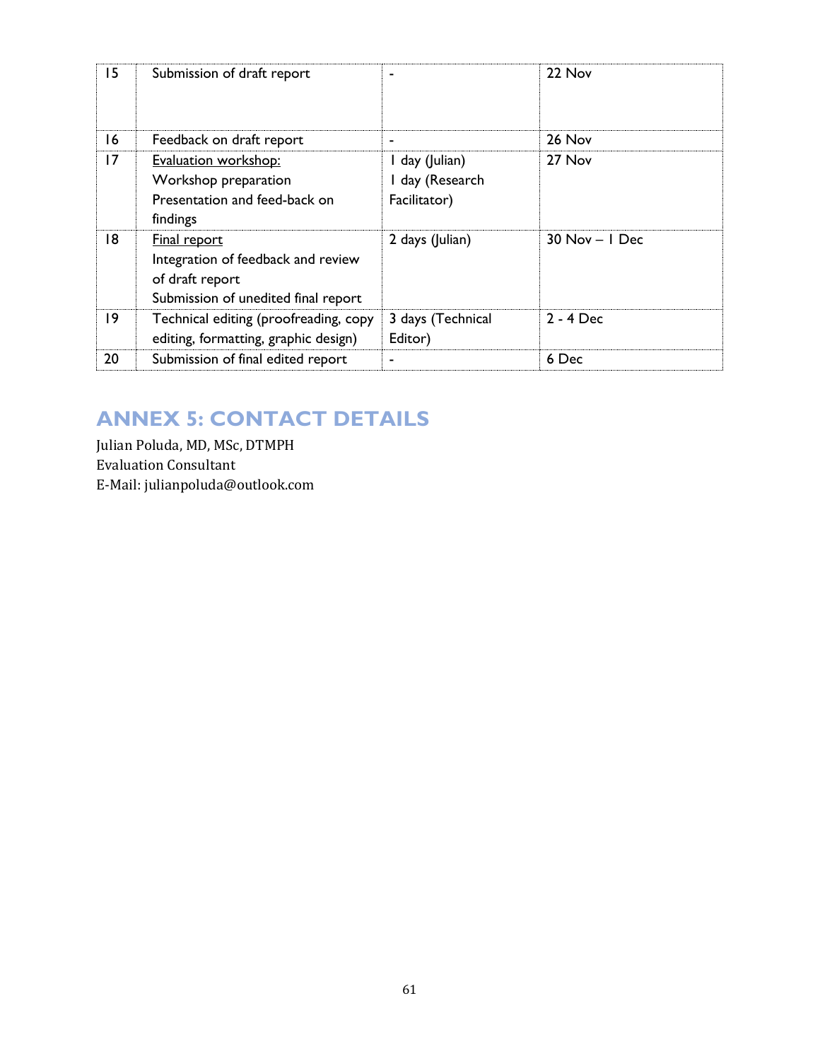| | | | |
|---|---|---|---|
| 15 | Submission of draft report | - | 22 Nov |
| 16 | Feedback on draft report | - | 26 Nov |
| 17 | Evaluation workshop:<br>Workshop preparation<br>Presentation and feed-back on findings | 1 day (Julian)<br>1 day (Research Facilitator) | 27 Nov |
| 18 | Final report<br>Integration of feedback and review of draft report<br>Submission of unedited final report | 2 days (Julian) | 30 Nov – 1 Dec |
| 19 | Technical editing (proofreading, copy editing, formatting, graphic design) | 3 days (Technical Editor) | 2 - 4 Dec |
| 20 | Submission of final edited report | - | 6 Dec |

# ANNEX 5: CONTACT DETAILS

Julian Poluda, MD, MSc, DTMPH
Evaluation Consultant
E-Mail: julianpoluda@outlook.com